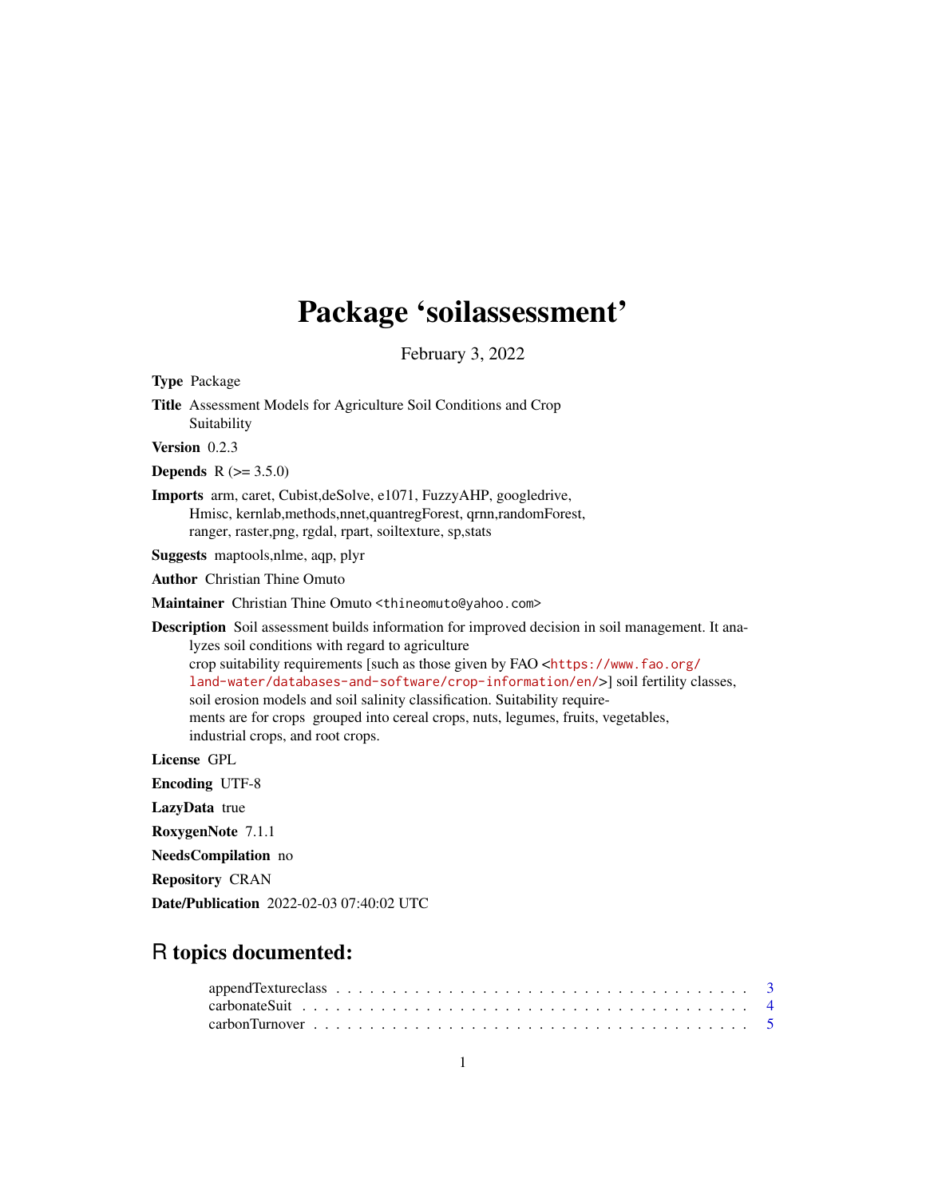# Package 'soilassessment'

February 3, 2022

**Type** Package

**Title** Assessment Models for Agriculture Soil Conditions and Crop Suitability

**Version** 0.2.3

**Depends** R (>= 3.5.0)

**Imports** arm, caret, Cubist,deSolve, e1071, FuzzyAHP, googledrive, Hmisc, kernlab,methods,nnet,quantregForest, qrnn,randomForest, ranger, raster,png, rgdal, rpart, soiltexture, sp,stats

**Suggests** maptools,nlme, aqp, plyr

**Author** Christian Thine Omuto

**Maintainer** Christian Thine Omuto <thineomuto@yahoo.com>

**Description** Soil assessment builds information for improved decision in soil management. It analyzes soil conditions with regard to agriculture crop suitability requirements [such as those given by FAO <https://www.fao.org/land-water/databases-and-software/crop-information/en/>] soil fertility classes, soil erosion models and soil salinity classification. Suitability requirements are for crops grouped into cereal crops, nuts, legumes, fruits, vegetables, industrial crops, and root crops.

**License** GPL

**Encoding** UTF-8

**LazyData** true

**RoxygenNote** 7.1.1

**NeedsCompilation** no

**Repository** CRAN

**Date/Publication** 2022-02-03 07:40:02 UTC

## R topics documented:

appendTextureclass . . . . . . . . . . . . . . . . . . . . . . . . . . . . . . . . . . . 3
carbonateSuit . . . . . . . . . . . . . . . . . . . . . . . . . . . . . . . . . . . . . . 4
carbonTurnover . . . . . . . . . . . . . . . . . . . . . . . . . . . . . . . . . . . . . 5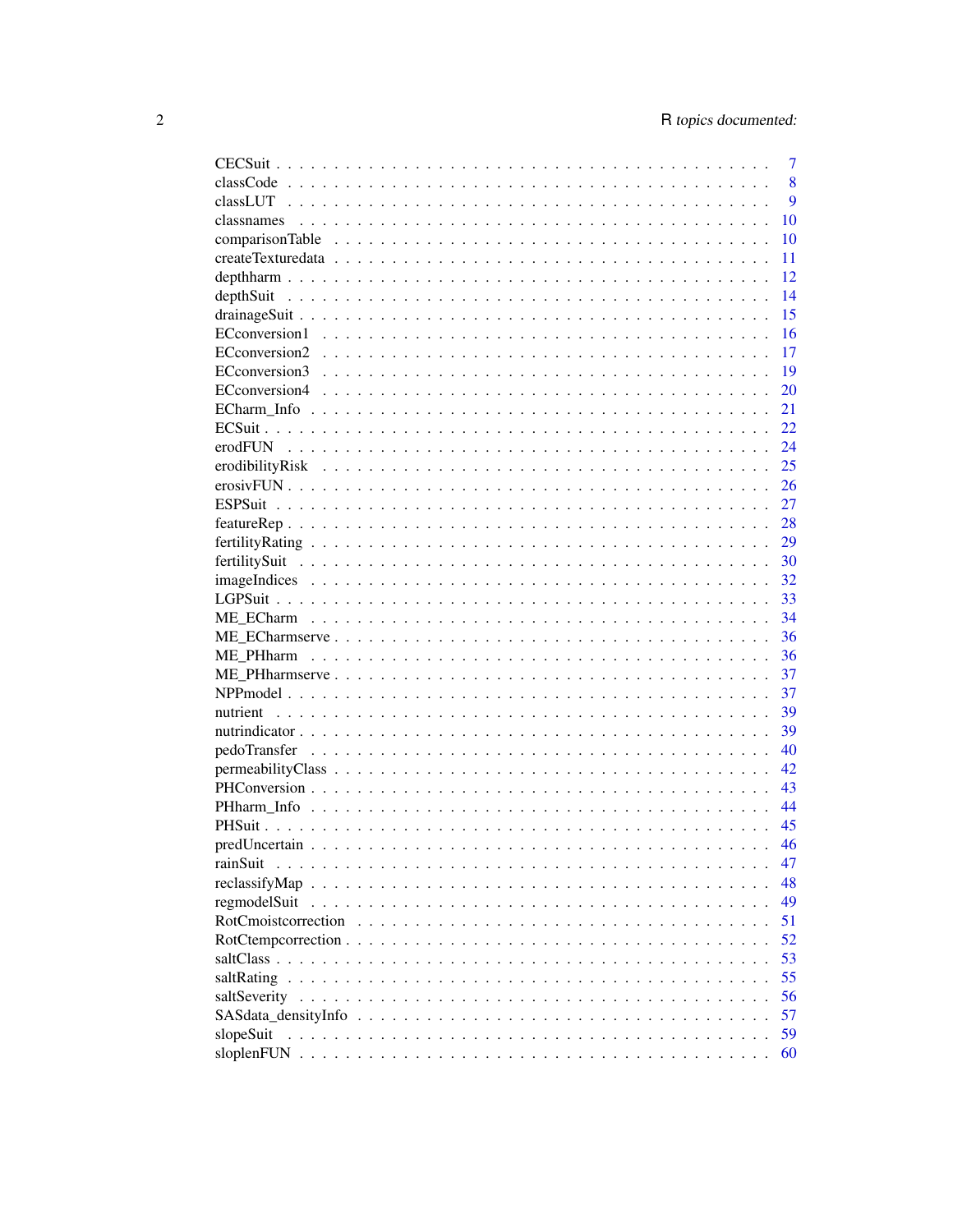| | |
|---|---|
| CECSuit | 7 |
| classCode | 8 |
| classLUT | 9 |
| classnames | 10 |
| comparisonTable | 10 |
| createTexturedata | 11 |
| depthharm | 12 |
| depthSuit | 14 |
| drainageSuit | 15 |
| ECconversion1 | 16 |
| ECconversion2 | 17 |
| ECconversion3 | 19 |
| ECconversion4 | 20 |
| ECharm_Info | 21 |
| ECSuit | 22 |
| erodFUN | 24 |
| erodibilityRisk | 25 |
| erosivFUN | 26 |
| ESPSuit | 27 |
| featureRep | 28 |
| fertilityRating | 29 |
| fertilitySuit | 30 |
| imageIndices | 32 |
| LGPSuit | 33 |
| ME_ECharm | 34 |
| ME_ECharmserve | 36 |
| ME_PHharm | 36 |
| ME_PHharmserve | 37 |
| NPPmodel | 37 |
| nutrient | 39 |
| nutrindicator | 39 |
| pedoTransfer | 40 |
| permeabilityClass | 42 |
| PHConversion | 43 |
| PHharm_Info | 44 |
| PHSuit | 45 |
| predUncertain | 46 |
| rainSuit | 47 |
| reclassifyMap | 48 |
| regmodelSuit | 49 |
| RotCmoistcorrection | 51 |
| RotCtempcorrection | 52 |
| saltClass | 53 |
| saltRating | 55 |
| saltSeverity | 56 |
| SASdata_densityInfo | 57 |
| slopeSuit | 59 |
| sloplenFUN | 60 |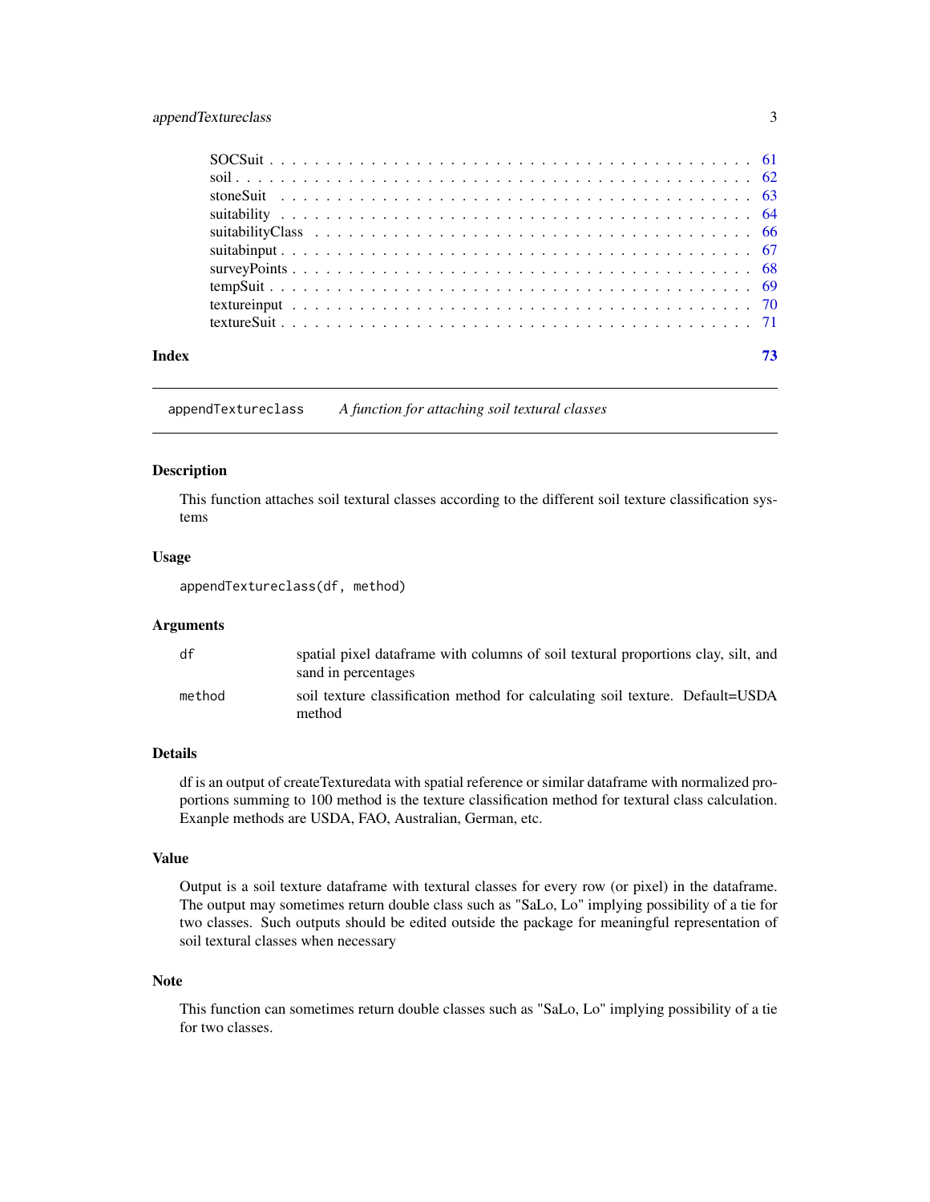SOCSuit . . . . . . . . . . . . . . . . . . . . . . . . . . . . . . . . . . . . . . . . 61
soil . . . . . . . . . . . . . . . . . . . . . . . . . . . . . . . . . . . . . . . . . . 62
stoneSuit . . . . . . . . . . . . . . . . . . . . . . . . . . . . . . . . . . . . . . . 63
suitability . . . . . . . . . . . . . . . . . . . . . . . . . . . . . . . . . . . . . . 64
suitabilityClass . . . . . . . . . . . . . . . . . . . . . . . . . . . . . . . . . . 66
suitabinput . . . . . . . . . . . . . . . . . . . . . . . . . . . . . . . . . . . . . . 67
surveyPoints . . . . . . . . . . . . . . . . . . . . . . . . . . . . . . . . . . . . . 68
tempSuit . . . . . . . . . . . . . . . . . . . . . . . . . . . . . . . . . . . . . . . 69
textureinput . . . . . . . . . . . . . . . . . . . . . . . . . . . . . . . . . . . . . 70
textureSuit . . . . . . . . . . . . . . . . . . . . . . . . . . . . . . . . . . . . . . 71

**Index** **73**

---

`appendTextureclass` *A function for attaching soil textural classes*

---

## Description

This function attaches soil textural classes according to the different soil texture classification systems

## Usage

```
appendTextureclass(df, method)
```

## Arguments

| | |
|---|---|
| `df` | spatial pixel dataframe with columns of soil textural proportions clay, silt, and sand in percentages |
| `method` | soil texture classification method for calculating soil texture. Default=USDA method |

## Details

df is an output of createTexturedata with spatial reference or similar dataframe with normalized proportions summing to 100 method is the texture classification method for textural class calculation. Exanple methods are USDA, FAO, Australian, German, etc.

## Value

Output is a soil texture dataframe with textural classes for every row (or pixel) in the dataframe. The output may sometimes return double class such as "SaLo, Lo" implying possibility of a tie for two classes. Such outputs should be edited outside the package for meaningful representation of soil textural classes when necessary

## Note

This function can sometimes return double classes such as "SaLo, Lo" implying possibility of a tie for two classes.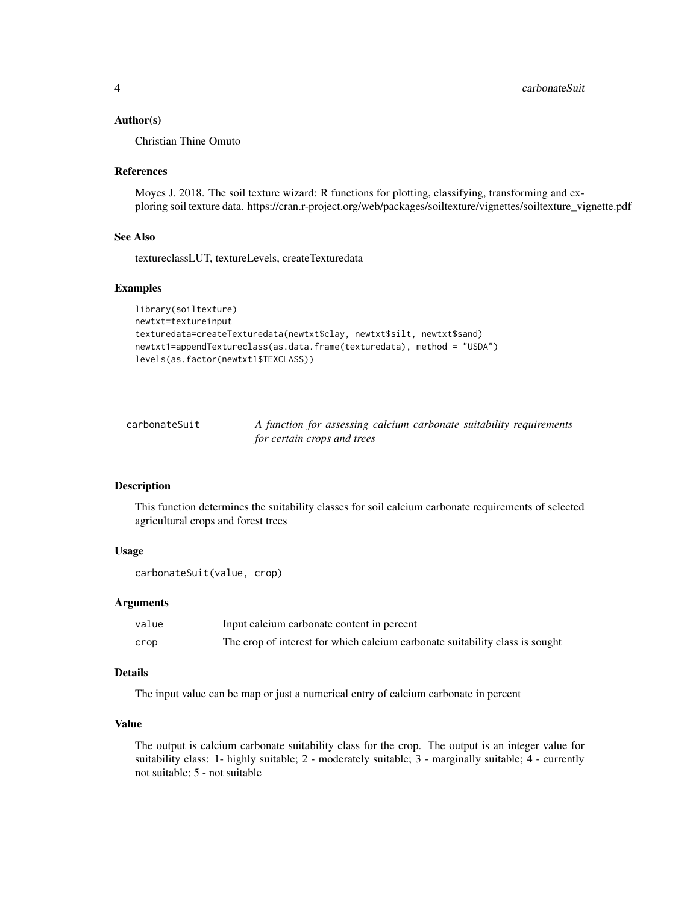## Author(s)

Christian Thine Omuto

## References

Moyes J. 2018. The soil texture wizard: R functions for plotting, classifying, transforming and exploring soil texture data. https://cran.r-project.org/web/packages/soiltexture/vignettes/soiltexture_vignette.pdf

## See Also

textureclassLUT, textureLevels, createTexturedata

## Examples

```
library(soiltexture)
newtxt=textureinput
texturedata=createTexturedata(newtxt$clay, newtxt$silt, newtxt$sand)
newtxt1=appendTextureclass(as.data.frame(texturedata), method = "USDA")
levels(as.factor(newtxt1$TEXCLASS))
```

---

# carbonateSuit — *A function for assessing calcium carbonate suitability requirements for certain crops and trees*

---

## Description

This function determines the suitability classes for soil calcium carbonate requirements of selected agricultural crops and forest trees

## Usage

```
carbonateSuit(value, crop)
```

## Arguments

| | |
|---|---|
| value | Input calcium carbonate content in percent |
| crop | The crop of interest for which calcium carbonate suitability class is sought |

## Details

The input value can be map or just a numerical entry of calcium carbonate in percent

## Value

The output is calcium carbonate suitability class for the crop. The output is an integer value for suitability class: 1- highly suitable; 2 - moderately suitable; 3 - marginally suitable; 4 - currently not suitable; 5 - not suitable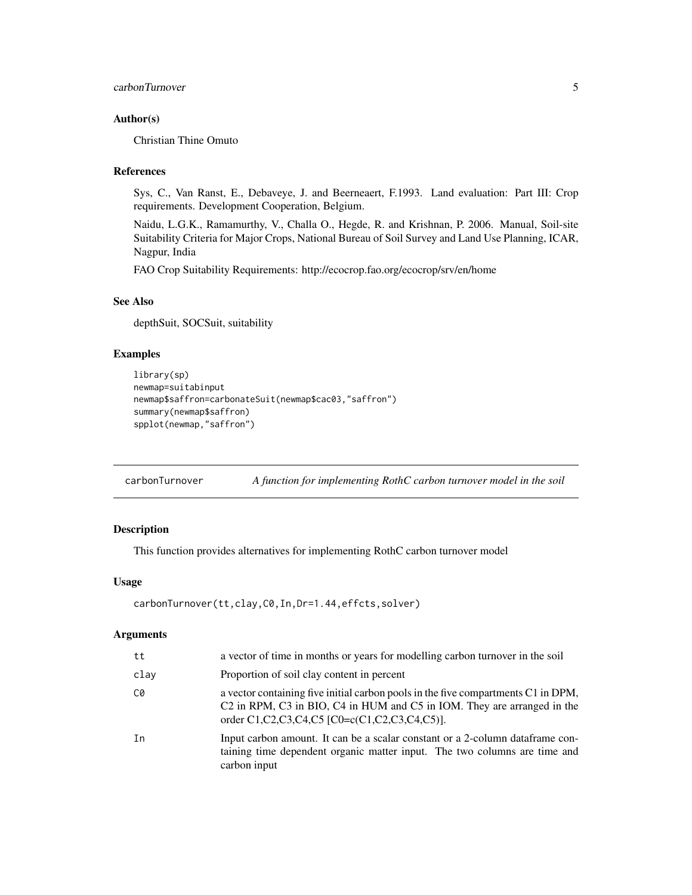### Author(s)

Christian Thine Omuto

### References

Sys, C., Van Ranst, E., Debaveye, J. and Beerneaert, F.1993. Land evaluation: Part III: Crop requirements. Development Cooperation, Belgium.

Naidu, L.G.K., Ramamurthy, V., Challa O., Hegde, R. and Krishnan, P. 2006. Manual, Soil-site Suitability Criteria for Major Crops, National Bureau of Soil Survey and Land Use Planning, ICAR, Nagpur, India

FAO Crop Suitability Requirements: http://ecocrop.fao.org/ecocrop/srv/en/home

### See Also

depthSuit, SOCSuit, suitability

### Examples

```
library(sp)
newmap=suitabinput
newmap$saffron=carbonateSuit(newmap$cac03,"saffron")
summary(newmap$saffron)
spplot(newmap,"saffron")
```

---

## carbonTurnover *A function for implementing RothC carbon turnover model in the soil*

### Description

This function provides alternatives for implementing RothC carbon turnover model

### Usage

```
carbonTurnover(tt,clay,C0,In,Dr=1.44,effcts,solver)
```

### Arguments

| | |
|---|---|
| tt | a vector of time in months or years for modelling carbon turnover in the soil |
| clay | Proportion of soil clay content in percent |
| C0 | a vector containing five initial carbon pools in the five compartments C1 in DPM, C2 in RPM, C3 in BIO, C4 in HUM and C5 in IOM. They are arranged in the order C1,C2,C3,C4,C5 [C0=c(C1,C2,C3,C4,C5)]. |
| In | Input carbon amount. It can be a scalar constant or a 2-column dataframe containing time dependent organic matter input. The two columns are time and carbon input |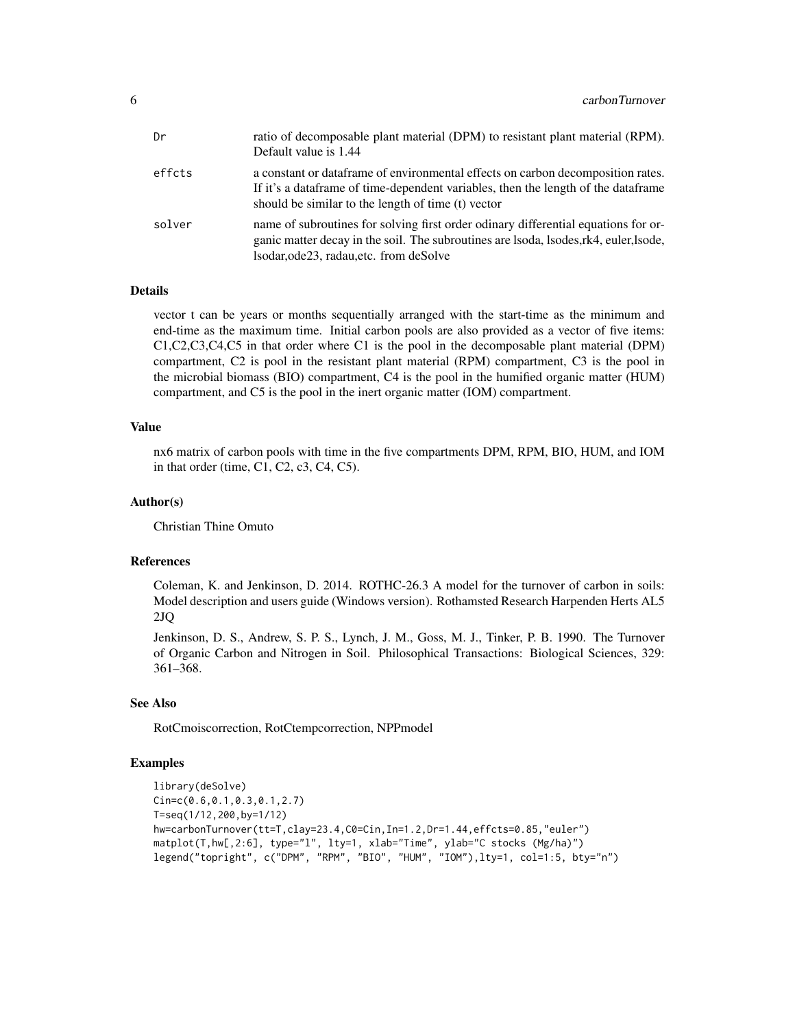| | |
|---|---|
| Dr | ratio of decomposable plant material (DPM) to resistant plant material (RPM). Default value is 1.44 |
| effcts | a constant or dataframe of environmental effects on carbon decomposition rates. If it's a dataframe of time-dependent variables, then the length of the dataframe should be similar to the length of time (t) vector |
| solver | name of subroutines for solving first order odinary differential equations for organic matter decay in the soil. The subroutines are lsoda, lsodes,rk4, euler,lsode, lsodar,ode23, radau,etc. from deSolve |

### Details

vector t can be years or months sequentially arranged with the start-time as the minimum and end-time as the maximum time. Initial carbon pools are also provided as a vector of five items: C1,C2,C3,C4,C5 in that order where C1 is the pool in the decomposable plant material (DPM) compartment, C2 is pool in the resistant plant material (RPM) compartment, C3 is the pool in the microbial biomass (BIO) compartment, C4 is the pool in the humified organic matter (HUM) compartment, and C5 is the pool in the inert organic matter (IOM) compartment.

### Value

nx6 matrix of carbon pools with time in the five compartments DPM, RPM, BIO, HUM, and IOM in that order (time, C1, C2, c3, C4, C5).

### Author(s)

Christian Thine Omuto

### References

Coleman, K. and Jenkinson, D. 2014. ROTHC-26.3 A model for the turnover of carbon in soils: Model description and users guide (Windows version). Rothamsted Research Harpenden Herts AL5 2JQ

Jenkinson, D. S., Andrew, S. P. S., Lynch, J. M., Goss, M. J., Tinker, P. B. 1990. The Turnover of Organic Carbon and Nitrogen in Soil. Philosophical Transactions: Biological Sciences, 329: 361–368.

### See Also

RotCmoiscorrection, RotCtempcorrection, NPPmodel

### Examples

```
library(deSolve)
Cin=c(0.6,0.1,0.3,0.1,2.7)
T=seq(1/12,200,by=1/12)
hw=carbonTurnover(tt=T,clay=23.4,C0=Cin,In=1.2,Dr=1.44,effcts=0.85,"euler")
matplot(T,hw[,2:6], type="l", lty=1, xlab="Time", ylab="C stocks (Mg/ha)")
legend("topright", c("DPM", "RPM", "BIO", "HUM", "IOM"),lty=1, col=1:5, bty="n")
```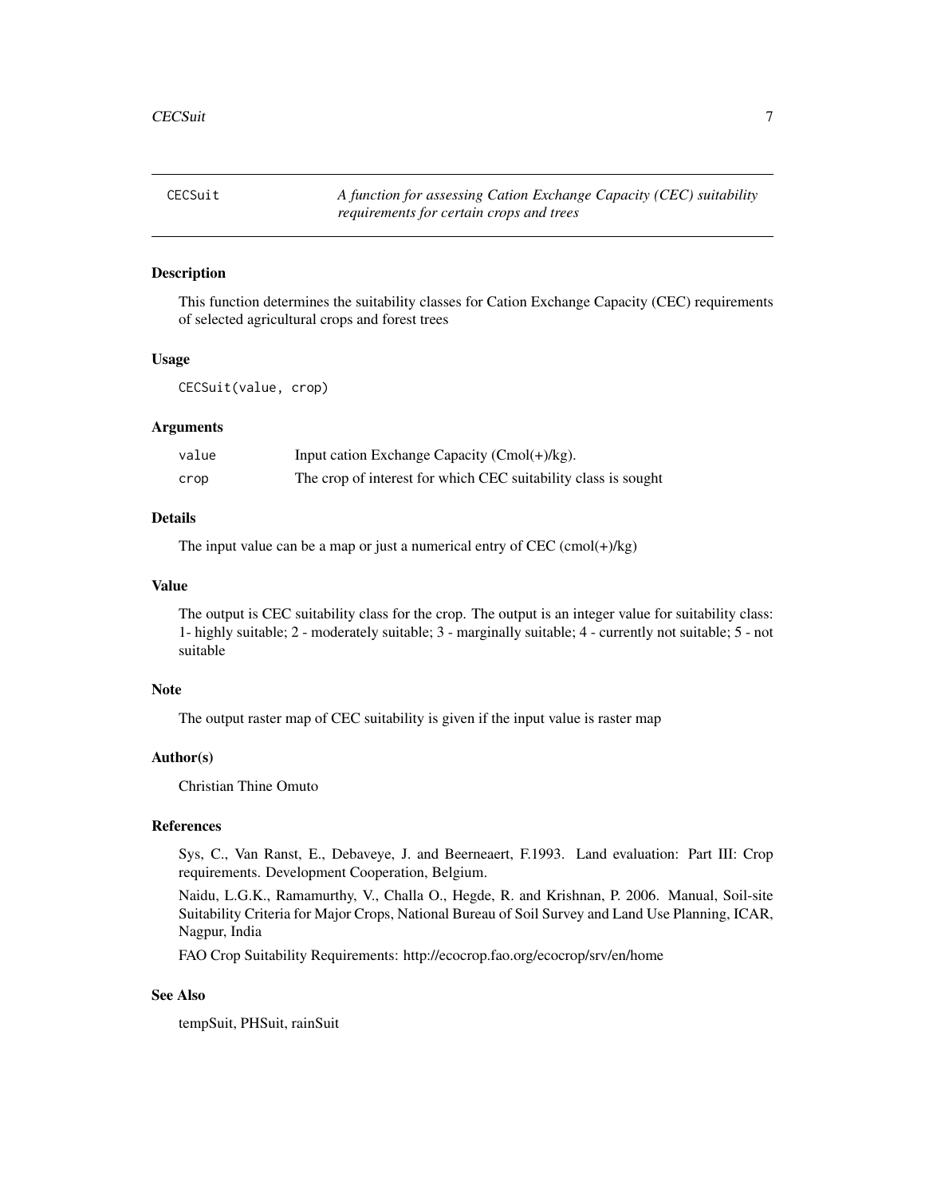## CECSuit

*A function for assessing Cation Exchange Capacity (CEC) suitability requirements for certain crops and trees*

### Description

This function determines the suitability classes for Cation Exchange Capacity (CEC) requirements of selected agricultural crops and forest trees

### Usage

```
CECSuit(value, crop)
```

### Arguments

| | |
|---|---|
| value | Input cation Exchange Capacity (Cmol(+)/kg). |
| crop | The crop of interest for which CEC suitability class is sought |

### Details

The input value can be a map or just a numerical entry of CEC (cmol(+)/kg)

### Value

The output is CEC suitability class for the crop. The output is an integer value for suitability class: 1- highly suitable; 2 - moderately suitable; 3 - marginally suitable; 4 - currently not suitable; 5 - not suitable

### Note

The output raster map of CEC suitability is given if the input value is raster map

### Author(s)

Christian Thine Omuto

### References

Sys, C., Van Ranst, E., Debaveye, J. and Beerneaert, F.1993. Land evaluation: Part III: Crop requirements. Development Cooperation, Belgium.

Naidu, L.G.K., Ramamurthy, V., Challa O., Hegde, R. and Krishnan, P. 2006. Manual, Soil-site Suitability Criteria for Major Crops, National Bureau of Soil Survey and Land Use Planning, ICAR, Nagpur, India

FAO Crop Suitability Requirements: http://ecocrop.fao.org/ecocrop/srv/en/home

### See Also

tempSuit, PHSuit, rainSuit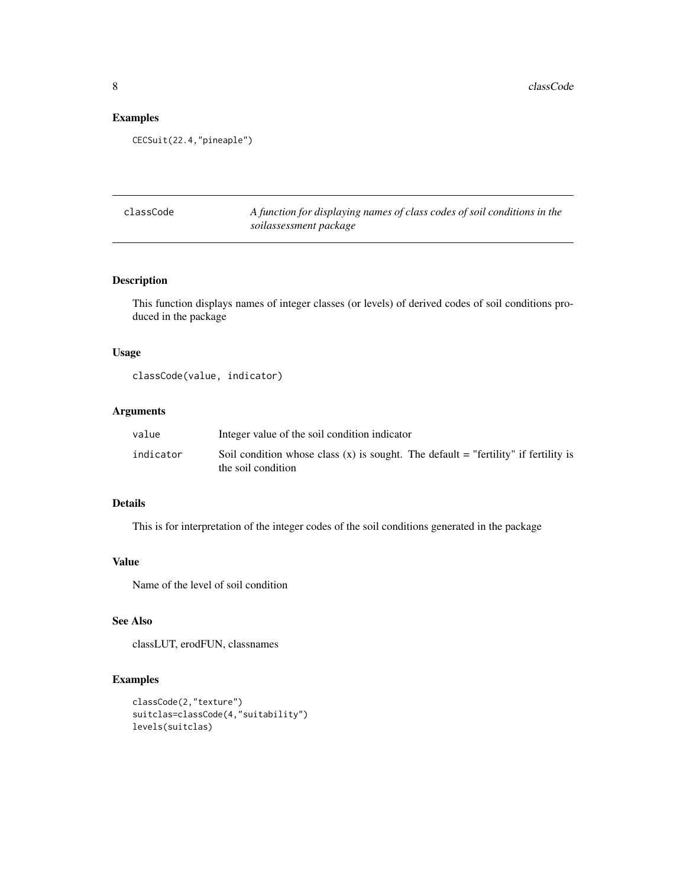## Examples

```
CECSuit(22.4,"pineaple")
```

---

# classCode — *A function for displaying names of class codes of soil conditions in the soilassessment package*

---

## Description

This function displays names of integer classes (or levels) of derived codes of soil conditions produced in the package

## Usage

```
classCode(value, indicator)
```

## Arguments

| | |
|---|---|
| value | Integer value of the soil condition indicator |
| indicator | Soil condition whose class (x) is sought. The default = "fertility" if fertility is the soil condition |

## Details

This is for interpretation of the integer codes of the soil conditions generated in the package

## Value

Name of the level of soil condition

## See Also

classLUT, erodFUN, classnames

## Examples

```
classCode(2,"texture")
suitclas=classCode(4,"suitability")
levels(suitclas)
```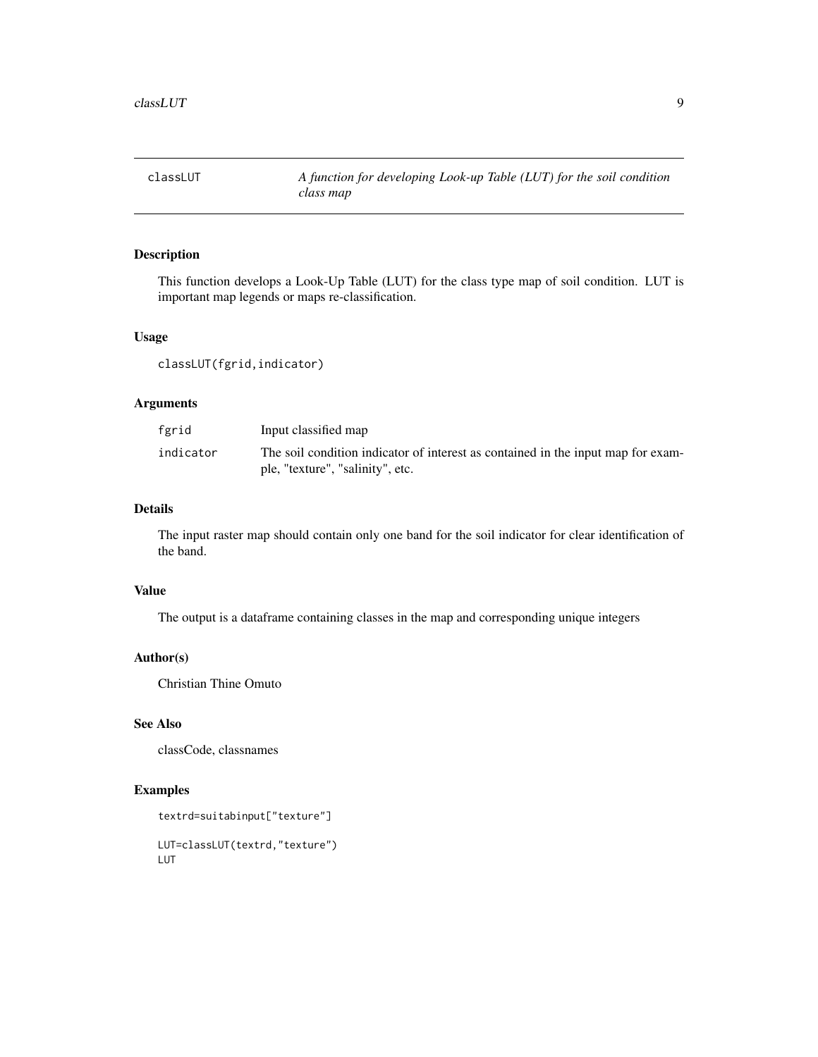# classLUT — *A function for developing Look-up Table (LUT) for the soil condition class map*

## Description

This function develops a Look-Up Table (LUT) for the class type map of soil condition. LUT is important map legends or maps re-classification.

## Usage

```
classLUT(fgrid,indicator)
```

## Arguments

| | |
|---|---|
| `fgrid` | Input classified map |
| `indicator` | The soil condition indicator of interest as contained in the input map for example, "texture", "salinity", etc. |

## Details

The input raster map should contain only one band for the soil indicator for clear identification of the band.

## Value

The output is a dataframe containing classes in the map and corresponding unique integers

## Author(s)

Christian Thine Omuto

## See Also

classCode, classnames

## Examples

```
textrd=suitabinput["texture"]

LUT=classLUT(textrd,"texture")
LUT
```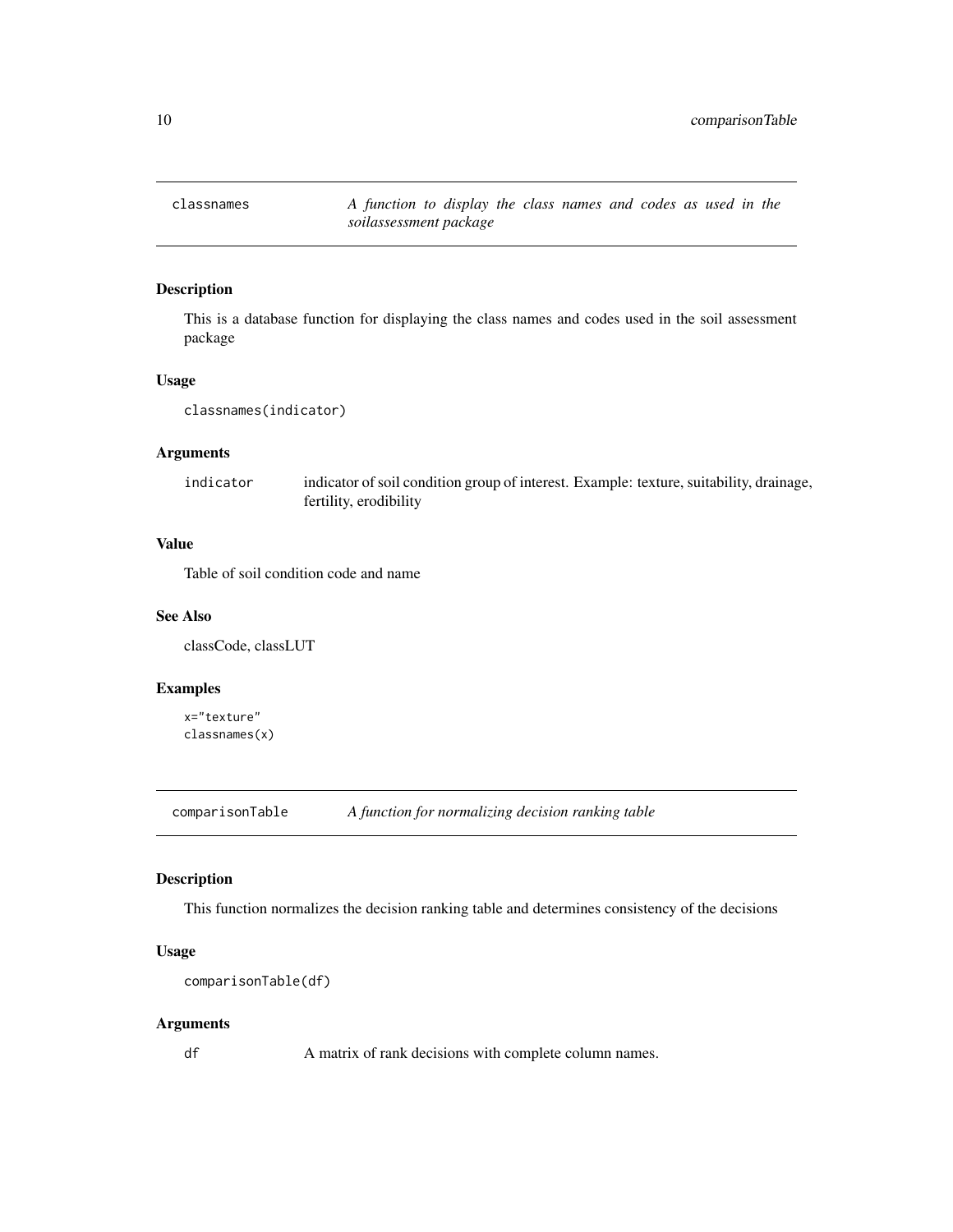## classnames — *A function to display the class names and codes as used in the soilassessment package*

### Description

This is a database function for displaying the class names and codes used in the soil assessment package

### Usage

```
classnames(indicator)
```

### Arguments

| | |
|---|---|
| indicator | indicator of soil condition group of interest. Example: texture, suitability, drainage, fertility, erodibility |

### Value

Table of soil condition code and name

### See Also

classCode, classLUT

### Examples

```
x="texture"
classnames(x)
```

## comparisonTable — *A function for normalizing decision ranking table*

### Description

This function normalizes the decision ranking table and determines consistency of the decisions

### Usage

```
comparisonTable(df)
```

### Arguments

| | |
|---|---|
| df | A matrix of rank decisions with complete column names. |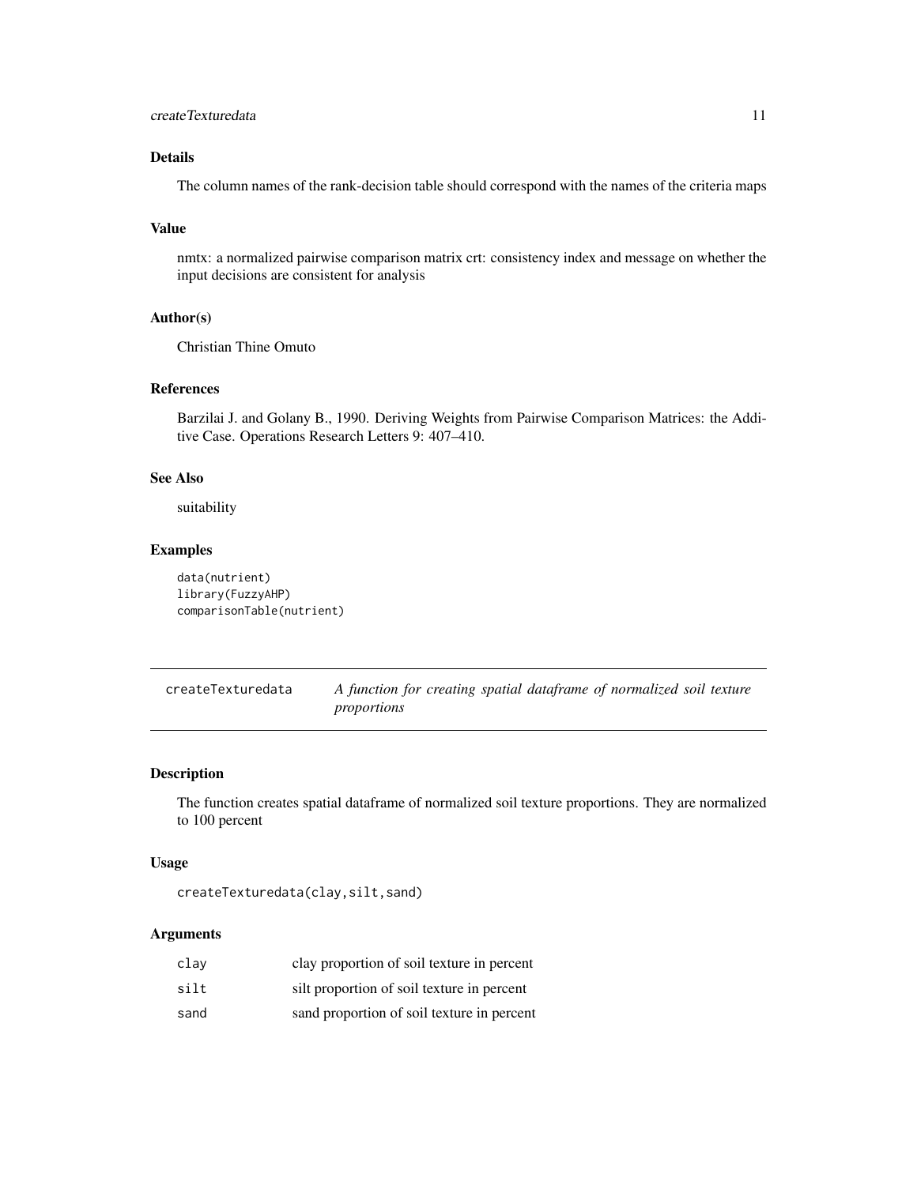### Details

The column names of the rank-decision table should correspond with the names of the criteria maps

### Value

nmtx: a normalized pairwise comparison matrix crt: consistency index and message on whether the input decisions are consistent for analysis

### Author(s)

Christian Thine Omuto

### References

Barzilai J. and Golany B., 1990. Deriving Weights from Pairwise Comparison Matrices: the Additive Case. Operations Research Letters 9: 407–410.

### See Also

suitability

### Examples

```
data(nutrient)
library(FuzzyAHP)
comparisonTable(nutrient)
```

---

## createTexturedata — *A function for creating spatial dataframe of normalized soil texture proportions*

---

### Description

The function creates spatial dataframe of normalized soil texture proportions. They are normalized to 100 percent

### Usage

```
createTexturedata(clay,silt,sand)
```

### Arguments

| | |
|---|---|
| clay | clay proportion of soil texture in percent |
| silt | silt proportion of soil texture in percent |
| sand | sand proportion of soil texture in percent |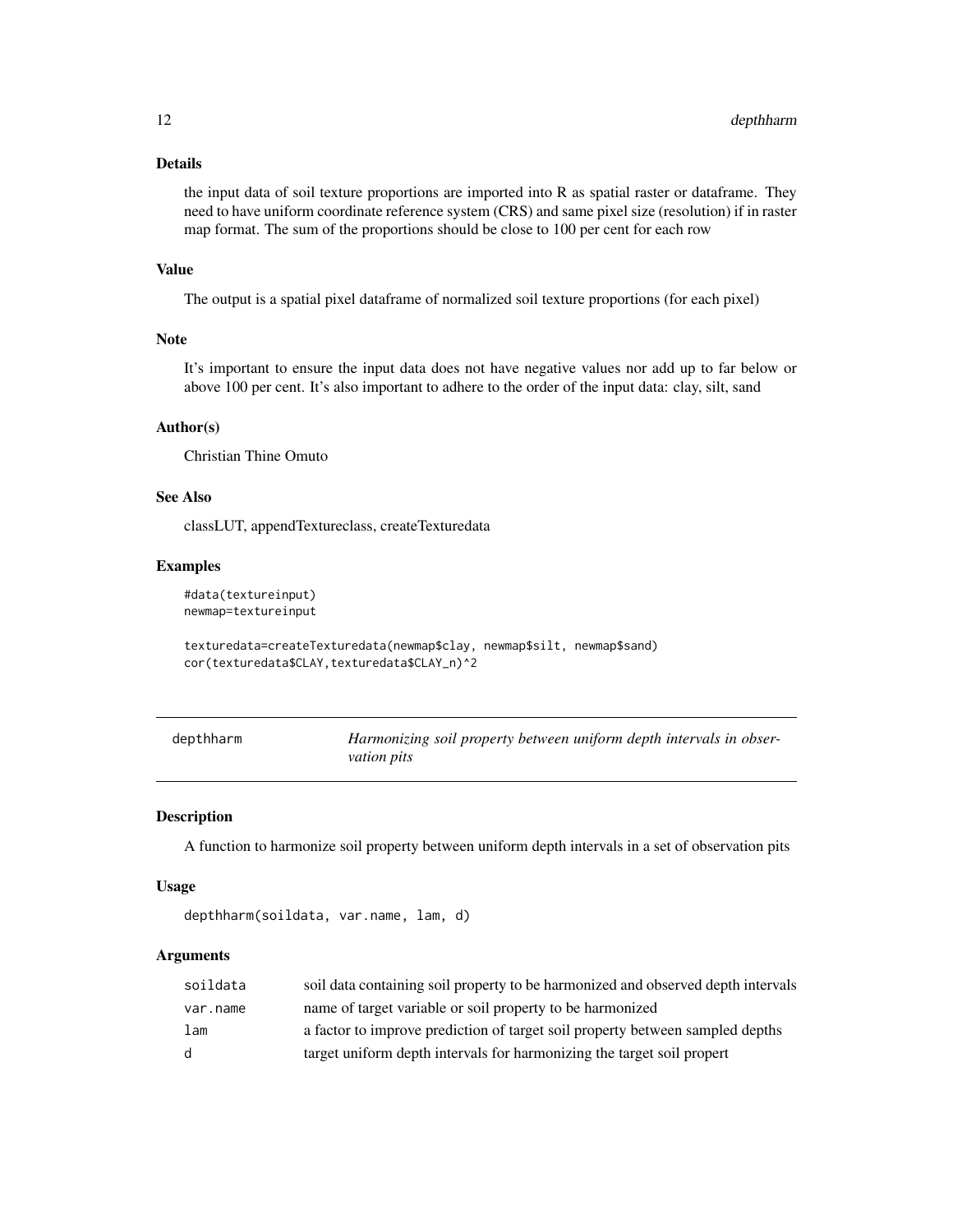### Details

the input data of soil texture proportions are imported into R as spatial raster or dataframe. They need to have uniform coordinate reference system (CRS) and same pixel size (resolution) if in raster map format. The sum of the proportions should be close to 100 per cent for each row

### Value

The output is a spatial pixel dataframe of normalized soil texture proportions (for each pixel)

### Note

It's important to ensure the input data does not have negative values nor add up to far below or above 100 per cent. It's also important to adhere to the order of the input data: clay, silt, sand

### Author(s)

Christian Thine Omuto

### See Also

classLUT, appendTextureclass, createTexturedata

### Examples

```
#data(textureinput)
newmap=textureinput

texturedata=createTexturedata(newmap$clay, newmap$silt, newmap$sand)
cor(texturedata$CLAY,texturedata$CLAY_n)^2
```

---

## depthharm — *Harmonizing soil property between uniform depth intervals in observation pits*

---

### Description

A function to harmonize soil property between uniform depth intervals in a set of observation pits

### Usage

```
depthharm(soildata, var.name, lam, d)
```

### Arguments

| | |
|---|---|
| `soildata` | soil data containing soil property to be harmonized and observed depth intervals |
| `var.name` | name of target variable or soil property to be harmonized |
| `lam` | a factor to improve prediction of target soil property between sampled depths |
| `d` | target uniform depth intervals for harmonizing the target soil propert |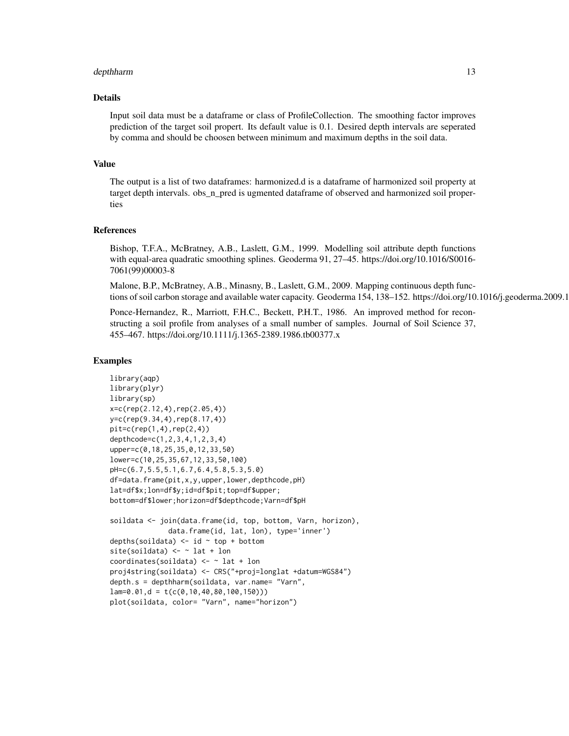## Details

Input soil data must be a dataframe or class of ProfileCollection. The smoothing factor improves prediction of the target soil propert. Its default value is 0.1. Desired depth intervals are seperated by comma and should be choosen between minimum and maximum depths in the soil data.

## Value

The output is a list of two dataframes: harmonized.d is a dataframe of harmonized soil property at target depth intervals. obs_n_pred is ugmented dataframe of observed and harmonized soil properties

## References

Bishop, T.F.A., McBratney, A.B., Laslett, G.M., 1999. Modelling soil attribute depth functions with equal-area quadratic smoothing splines. Geoderma 91, 27–45. https://doi.org/10.1016/S0016-7061(99)00003-8

Malone, B.P., McBratney, A.B., Minasny, B., Laslett, G.M., 2009. Mapping continuous depth functions of soil carbon storage and available water capacity. Geoderma 154, 138–152. https://doi.org/10.1016/j.geoderma.2009.1

Ponce-Hernandez, R., Marriott, F.H.C., Beckett, P.H.T., 1986. An improved method for reconstructing a soil profile from analyses of a small number of samples. Journal of Soil Science 37, 455–467. https://doi.org/10.1111/j.1365-2389.1986.tb00377.x

## Examples

```
library(aqp)
library(plyr)
library(sp)
x=c(rep(2.12,4),rep(2.05,4))
y=c(rep(9.34,4),rep(8.17,4))
pit=c(rep(1,4),rep(2,4))
depthcode=c(1,2,3,4,1,2,3,4)
upper=c(0,18,25,35,0,12,33,50)
lower=c(10,25,35,67,12,33,50,100)
pH=c(6.7,5.5,5.1,6.7,6.4,5.8,5.3,5.0)
df=data.frame(pit,x,y,upper,lower,depthcode,pH)
lat=df$x;lon=df$y;id=df$pit;top=df$upper;
bottom=df$lower;horizon=df$depthcode;Varn=df$pH

soildata <- join(data.frame(id, top, bottom, Varn, horizon),
              data.frame(id, lat, lon), type='inner')
depths(soildata) <- id ~ top + bottom
site(soildata) <- ~ lat + lon
coordinates(soildata) <- ~ lat + lon
proj4string(soildata) <- CRS("+proj=longlat +datum=WGS84")
depth.s = depthharm(soildata, var.name= "Varn",
lam=0.01,d = t(c(0,10,40,80,100,150)))
plot(soildata, color= "Varn", name="horizon")
```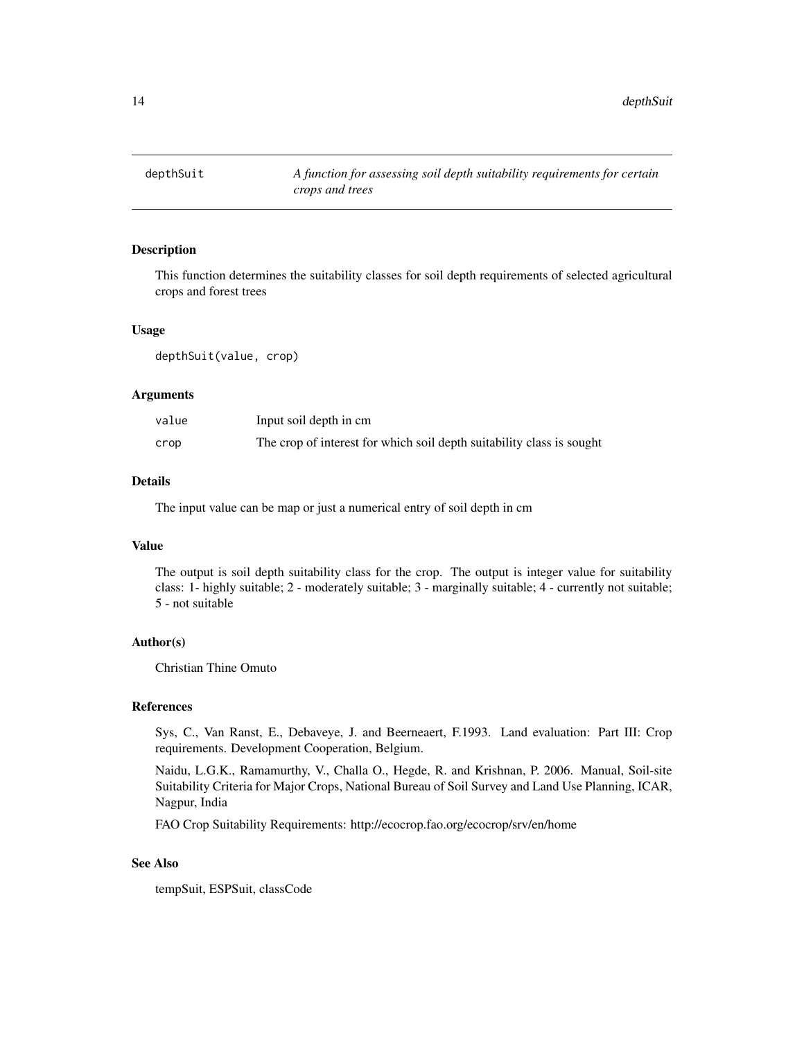## depthSuit — *A function for assessing soil depth suitability requirements for certain crops and trees*

### Description

This function determines the suitability classes for soil depth requirements of selected agricultural crops and forest trees

### Usage

```
depthSuit(value, crop)
```

### Arguments

| | |
|---|---|
| value | Input soil depth in cm |
| crop | The crop of interest for which soil depth suitability class is sought |

### Details

The input value can be map or just a numerical entry of soil depth in cm

### Value

The output is soil depth suitability class for the crop. The output is integer value for suitability class: 1- highly suitable; 2 - moderately suitable; 3 - marginally suitable; 4 - currently not suitable; 5 - not suitable

### Author(s)

Christian Thine Omuto

### References

Sys, C., Van Ranst, E., Debaveye, J. and Beerneaert, F.1993. Land evaluation: Part III: Crop requirements. Development Cooperation, Belgium.

Naidu, L.G.K., Ramamurthy, V., Challa O., Hegde, R. and Krishnan, P. 2006. Manual, Soil-site Suitability Criteria for Major Crops, National Bureau of Soil Survey and Land Use Planning, ICAR, Nagpur, India

FAO Crop Suitability Requirements: http://ecocrop.fao.org/ecocrop/srv/en/home

### See Also

tempSuit, ESPSuit, classCode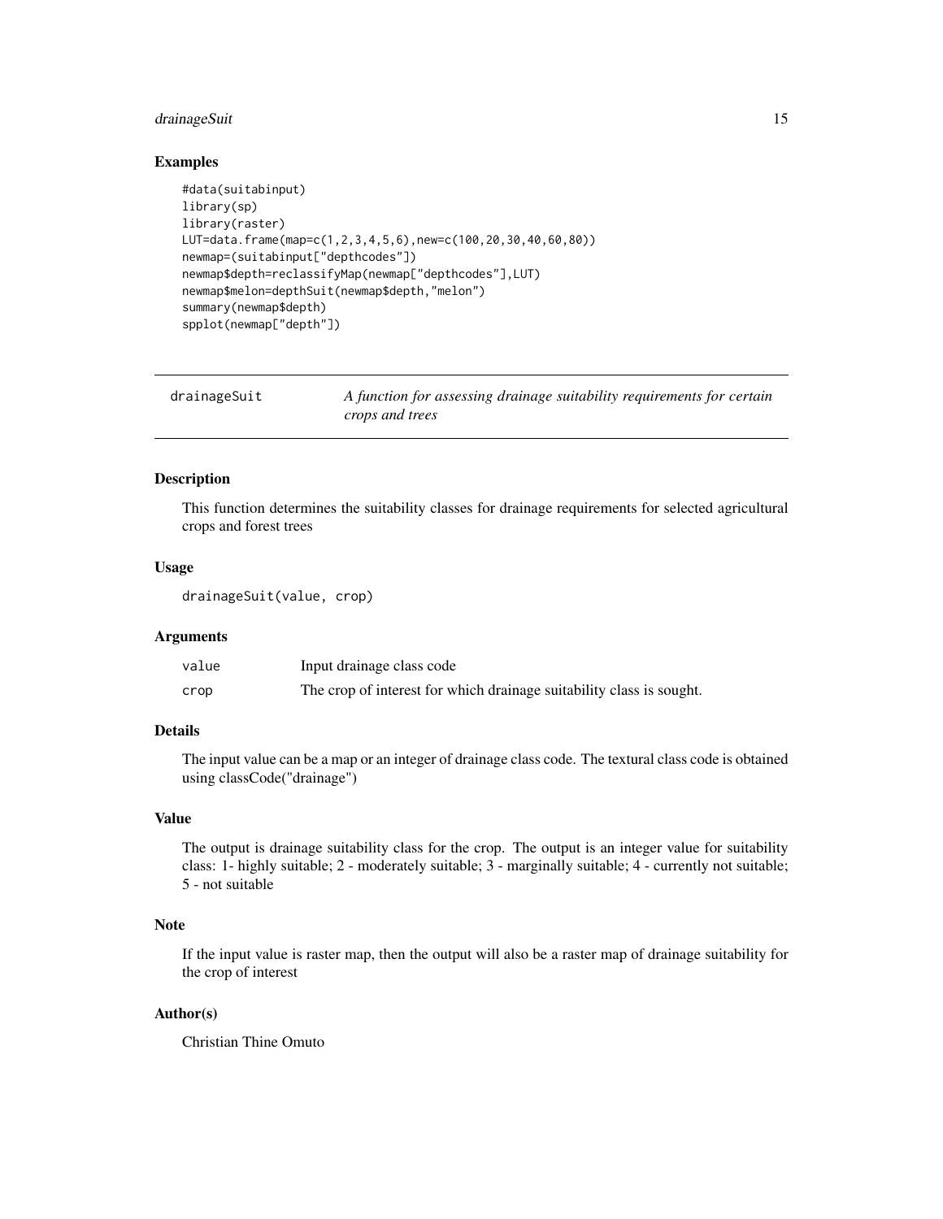## Examples

```
#data(suitabinput)
library(sp)
library(raster)
LUT=data.frame(map=c(1,2,3,4,5,6),new=c(100,20,30,40,60,80))
newmap=(suitabinput["depthcodes"])
newmap$depth=reclassifyMap(newmap["depthcodes"],LUT)
newmap$melon=depthSuit(newmap$depth,"melon")
summary(newmap$depth)
spplot(newmap["depth"])
```

---

# drainageSuit — *A function for assessing drainage suitability requirements for certain crops and trees*

---

## Description

This function determines the suitability classes for drainage requirements for selected agricultural crops and forest trees

## Usage

```
drainageSuit(value, crop)
```

## Arguments

| | |
|---|---|
| value | Input drainage class code |
| crop | The crop of interest for which drainage suitability class is sought. |

## Details

The input value can be a map or an integer of drainage class code. The textural class code is obtained using classCode("drainage")

## Value

The output is drainage suitability class for the crop. The output is an integer value for suitability class: 1- highly suitable; 2 - moderately suitable; 3 - marginally suitable; 4 - currently not suitable; 5 - not suitable

## Note

If the input value is raster map, then the output will also be a raster map of drainage suitability for the crop of interest

## Author(s)

Christian Thine Omuto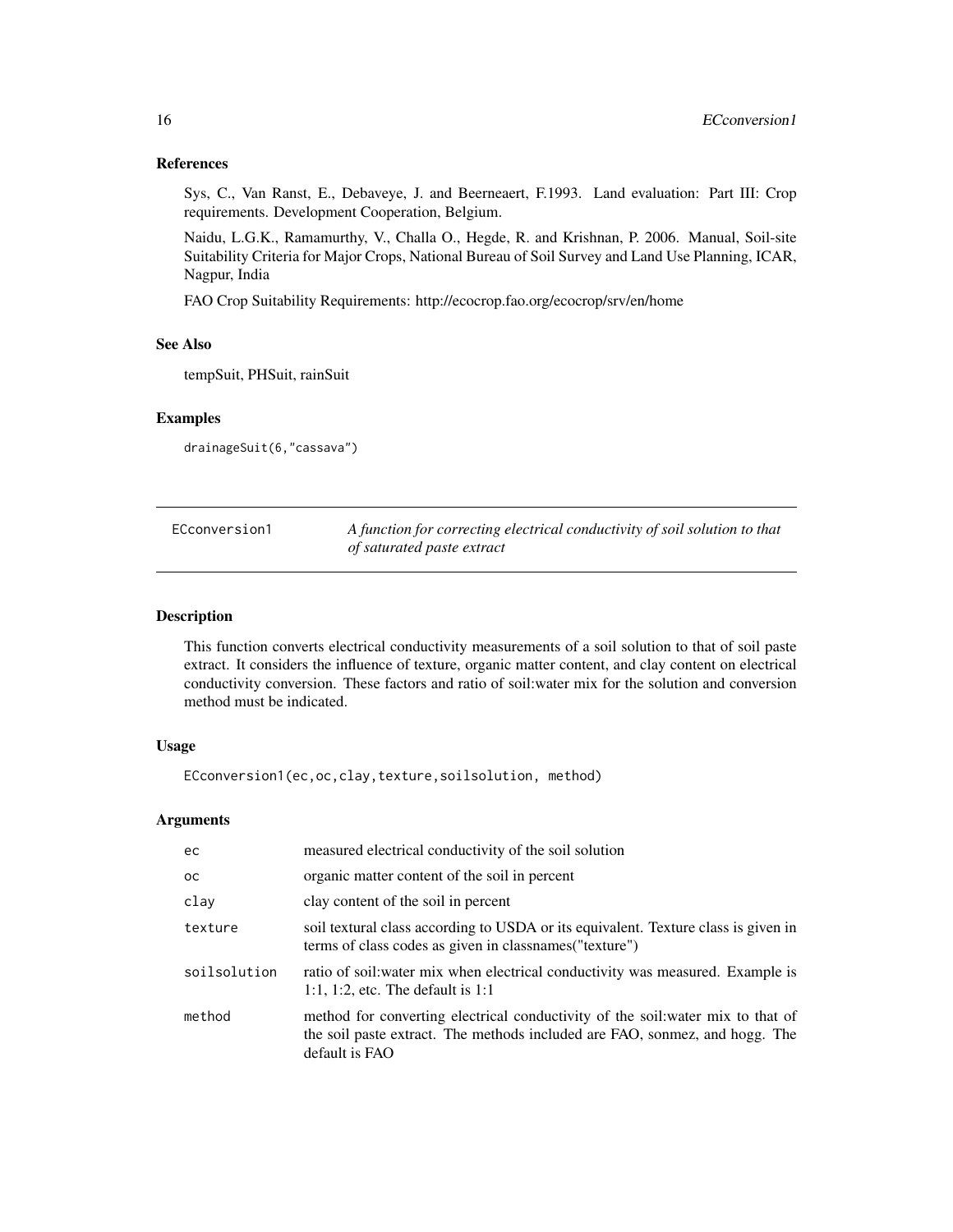## References

Sys, C., Van Ranst, E., Debaveye, J. and Beerneaert, F.1993. Land evaluation: Part III: Crop requirements. Development Cooperation, Belgium.

Naidu, L.G.K., Ramamurthy, V., Challa O., Hegde, R. and Krishnan, P. 2006. Manual, Soil-site Suitability Criteria for Major Crops, National Bureau of Soil Survey and Land Use Planning, ICAR, Nagpur, India

FAO Crop Suitability Requirements: http://ecocrop.fao.org/ecocrop/srv/en/home

## See Also

tempSuit, PHSuit, rainSuit

## Examples

```
drainageSuit(6,"cassava")
```

---

# ECconversion1 — *A function for correcting electrical conductivity of soil solution to that of saturated paste extract*

## Description

This function converts electrical conductivity measurements of a soil solution to that of soil paste extract. It considers the influence of texture, organic matter content, and clay content on electrical conductivity conversion. These factors and ratio of soil:water mix for the solution and conversion method must be indicated.

## Usage

```
ECconversion1(ec,oc,clay,texture,soilsolution, method)
```

## Arguments

| | |
|---|---|
| ec | measured electrical conductivity of the soil solution |
| oc | organic matter content of the soil in percent |
| clay | clay content of the soil in percent |
| texture | soil textural class according to USDA or its equivalent. Texture class is given in terms of class codes as given in classnames("texture") |
| soilsolution | ratio of soil:water mix when electrical conductivity was measured. Example is 1:1, 1:2, etc. The default is 1:1 |
| method | method for converting electrical conductivity of the soil:water mix to that of the soil paste extract. The methods included are FAO, sonmez, and hogg. The default is FAO |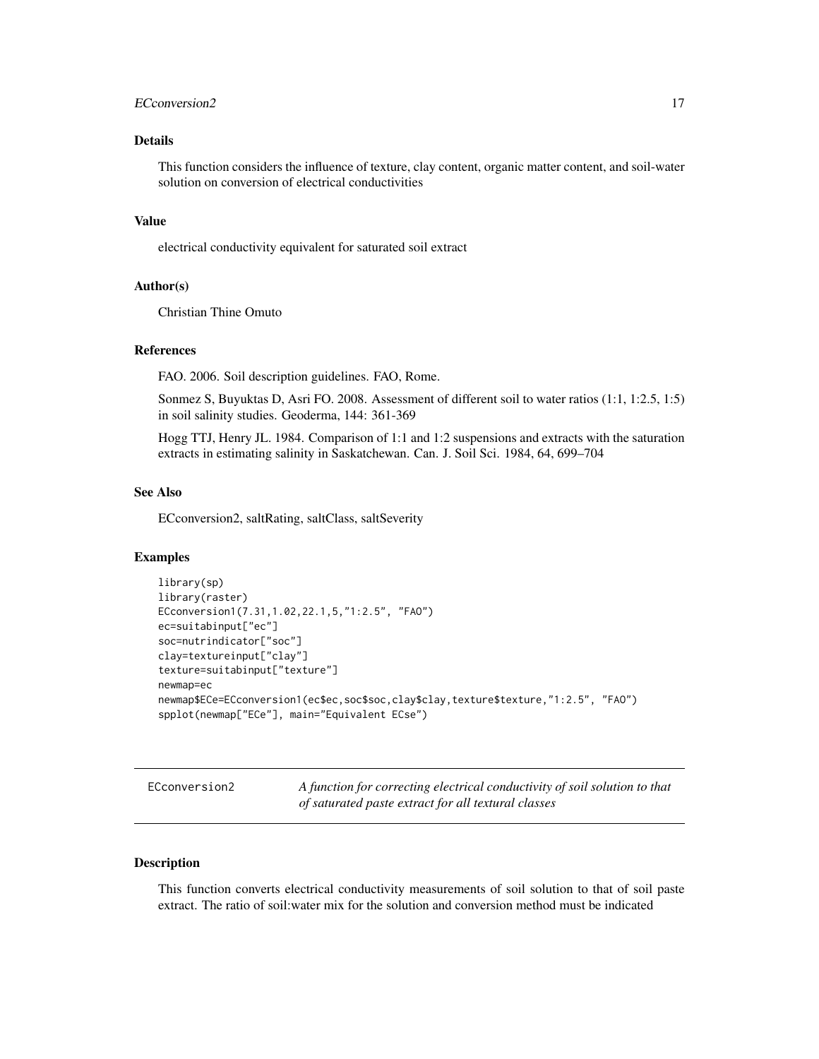## Details

This function considers the influence of texture, clay content, organic matter content, and soil-water solution on conversion of electrical conductivities

## Value

electrical conductivity equivalent for saturated soil extract

## Author(s)

Christian Thine Omuto

## References

FAO. 2006. Soil description guidelines. FAO, Rome.

Sonmez S, Buyuktas D, Asri FO. 2008. Assessment of different soil to water ratios (1:1, 1:2.5, 1:5) in soil salinity studies. Geoderma, 144: 361-369

Hogg TTJ, Henry JL. 1984. Comparison of 1:1 and 1:2 suspensions and extracts with the saturation extracts in estimating salinity in Saskatchewan. Can. J. Soil Sci. 1984, 64, 699–704

## See Also

ECconversion2, saltRating, saltClass, saltSeverity

## Examples

```
library(sp)
library(raster)
ECconversion1(7.31,1.02,22.1,5,"1:2.5", "FAO")
ec=suitabinput["ec"]
soc=nutrindicator["soc"]
clay=textureinput["clay"]
texture=suitabinput["texture"]
newmap=ec
newmap$ECe=ECconversion1(ec$ec,soc$soc,clay$clay,texture$texture,"1:2.5", "FAO")
spplot(newmap["ECe"], main="Equivalent ECse")
```

---

# ECconversion2 — *A function for correcting electrical conductivity of soil solution to that of saturated paste extract for all textural classes*

## Description

This function converts electrical conductivity measurements of soil solution to that of soil paste extract. The ratio of soil:water mix for the solution and conversion method must be indicated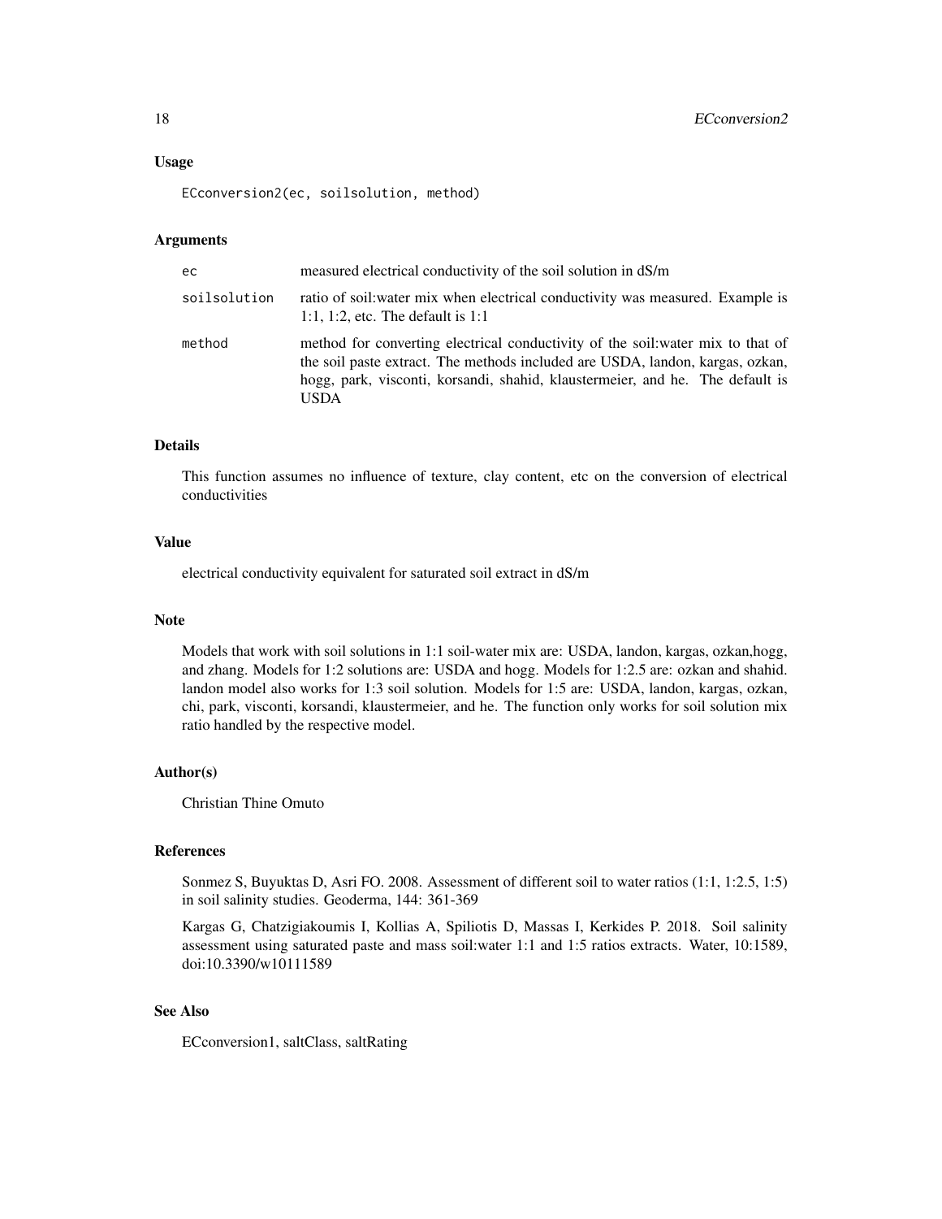### Usage

```
ECconversion2(ec, soilsolution, method)
```

### Arguments

| | |
|---|---|
| ec | measured electrical conductivity of the soil solution in dS/m |
| soilsolution | ratio of soil:water mix when electrical conductivity was measured. Example is 1:1, 1:2, etc. The default is 1:1 |
| method | method for converting electrical conductivity of the soil:water mix to that of the soil paste extract. The methods included are USDA, landon, kargas, ozkan, hogg, park, visconti, korsandi, shahid, klaustermeier, and he. The default is USDA |

### Details

This function assumes no influence of texture, clay content, etc on the conversion of electrical conductivities

### Value

electrical conductivity equivalent for saturated soil extract in dS/m

### Note

Models that work with soil solutions in 1:1 soil-water mix are: USDA, landon, kargas, ozkan,hogg, and zhang. Models for 1:2 solutions are: USDA and hogg. Models for 1:2.5 are: ozkan and shahid. landon model also works for 1:3 soil solution. Models for 1:5 are: USDA, landon, kargas, ozkan, chi, park, visconti, korsandi, klaustermeier, and he. The function only works for soil solution mix ratio handled by the respective model.

### Author(s)

Christian Thine Omuto

### References

Sonmez S, Buyuktas D, Asri FO. 2008. Assessment of different soil to water ratios (1:1, 1:2.5, 1:5) in soil salinity studies. Geoderma, 144: 361-369

Kargas G, Chatzigiakoumis I, Kollias A, Spiliotis D, Massas I, Kerkides P. 2018. Soil salinity assessment using saturated paste and mass soil:water 1:1 and 1:5 ratios extracts. Water, 10:1589, doi:10.3390/w10111589

### See Also

ECconversion1, saltClass, saltRating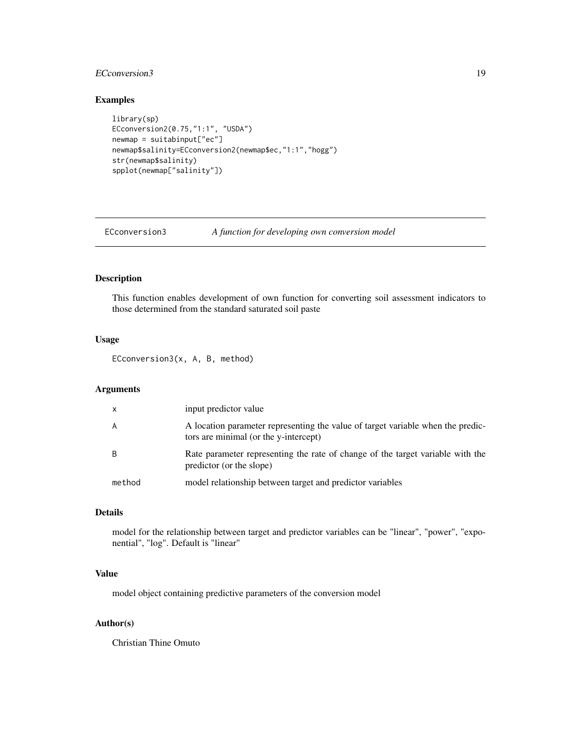## Examples

```
library(sp)
ECconversion2(0.75,"1:1", "USDA")
newmap = suitabinput["ec"]
newmap$salinity=ECconversion2(newmap$ec,"1:1","hogg")
str(newmap$salinity)
spplot(newmap["salinity"])
```

---

# ECconversion3 — *A function for developing own conversion model*

---

## Description

This function enables development of own function for converting soil assessment indicators to those determined from the standard saturated soil paste

## Usage

```
ECconversion3(x, A, B, method)
```

## Arguments

| | |
|---|---|
| x | input predictor value |
| A | A location parameter representing the value of target variable when the predictors are minimal (or the y-intercept) |
| B | Rate parameter representing the rate of change of the target variable with the predictor (or the slope) |
| method | model relationship between target and predictor variables |

## Details

model for the relationship between target and predictor variables can be "linear", "power", "exponential", "log". Default is "linear"

## Value

model object containing predictive parameters of the conversion model

## Author(s)

Christian Thine Omuto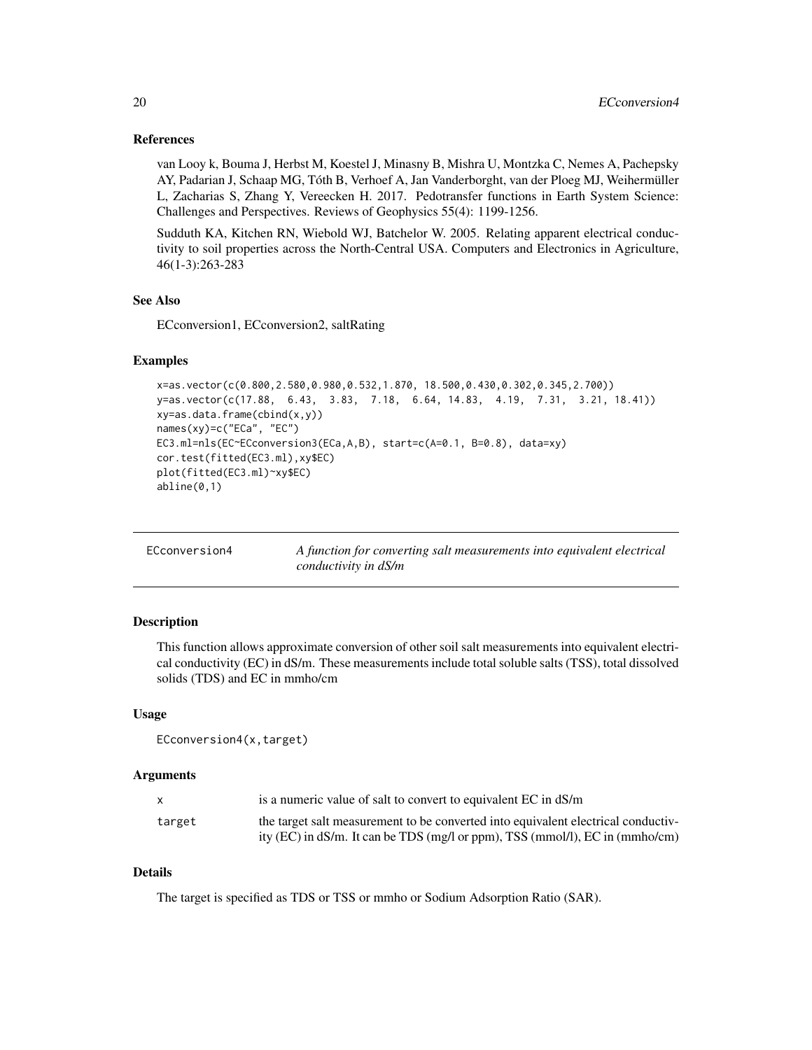### References

van Looy k, Bouma J, Herbst M, Koestel J, Minasny B, Mishra U, Montzka C, Nemes A, Pachepsky AY, Padarian J, Schaap MG, Tóth B, Verhoef A, Jan Vanderborght, van der Ploeg MJ, Weihermüller L, Zacharias S, Zhang Y, Vereecken H. 2017. Pedotransfer functions in Earth System Science: Challenges and Perspectives. Reviews of Geophysics 55(4): 1199-1256.

Sudduth KA, Kitchen RN, Wiebold WJ, Batchelor W. 2005. Relating apparent electrical conductivity to soil properties across the North-Central USA. Computers and Electronics in Agriculture, 46(1-3):263-283

### See Also

ECconversion1, ECconversion2, saltRating

### Examples

```
x=as.vector(c(0.800,2.580,0.980,0.532,1.870, 18.500,0.430,0.302,0.345,2.700))
y=as.vector(c(17.88,  6.43,  3.83,  7.18,  6.64, 14.83,  4.19,  7.31,  3.21, 18.41))
xy=as.data.frame(cbind(x,y))
names(xy)=c("ECa", "EC")
EC3.ml=nls(EC~ECconversion3(ECa,A,B), start=c(A=0.1, B=0.8), data=xy)
cor.test(fitted(EC3.ml),xy$EC)
plot(fitted(EC3.ml)~xy$EC)
abline(0,1)
```

---

## ECconversion4 — *A function for converting salt measurements into equivalent electrical conductivity in dS/m*

### Description

This function allows approximate conversion of other soil salt measurements into equivalent electrical conductivity (EC) in dS/m. These measurements include total soluble salts (TSS), total dissolved solids (TDS) and EC in mmho/cm

### Usage

```
ECconversion4(x,target)
```

### Arguments

| | |
|---|---|
| x | is a numeric value of salt to convert to equivalent EC in dS/m |
| target | the target salt measurement to be converted into equivalent electrical conductivity (EC) in dS/m. It can be TDS (mg/l or ppm), TSS (mmol/l), EC in (mmho/cm) |

### Details

The target is specified as TDS or TSS or mmho or Sodium Adsorption Ratio (SAR).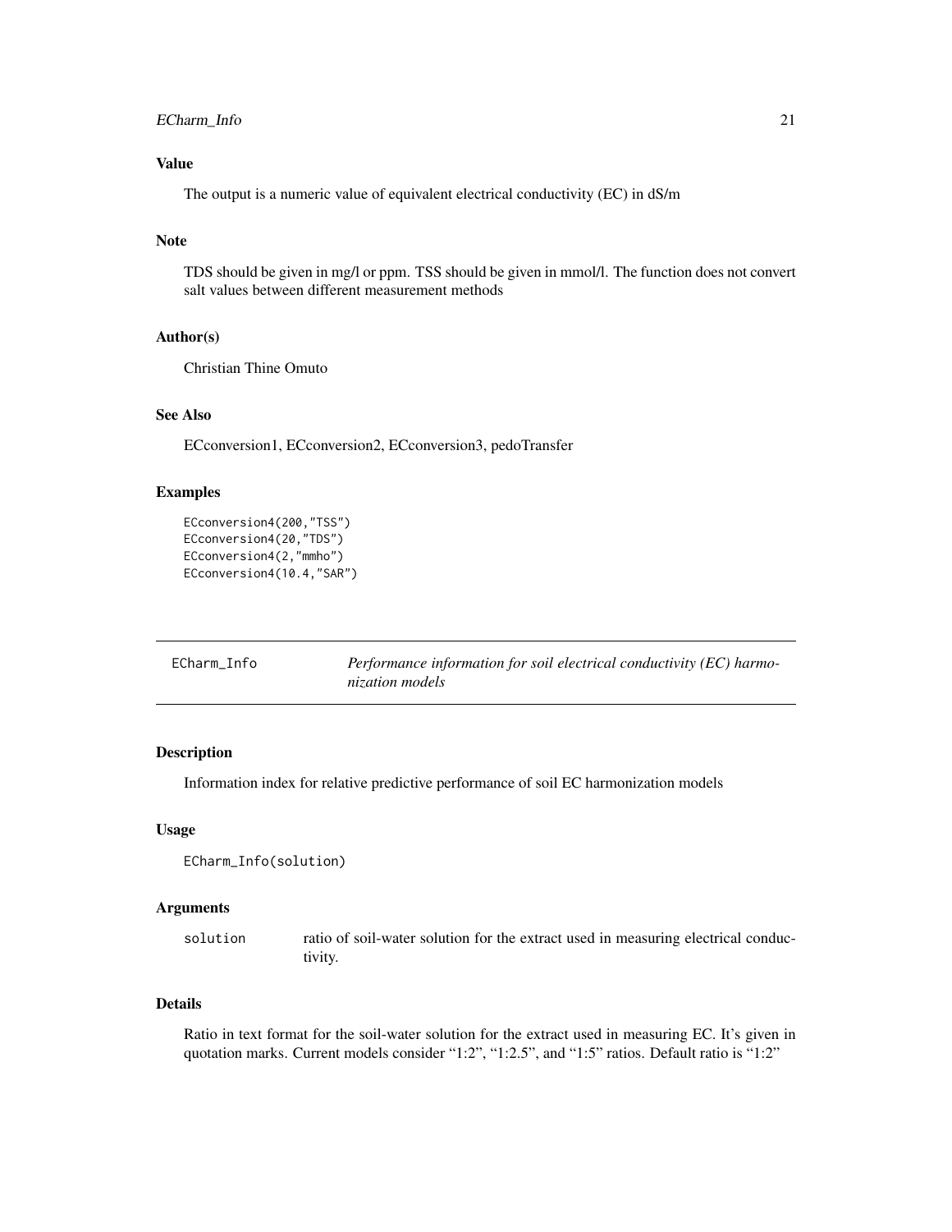### Value

The output is a numeric value of equivalent electrical conductivity (EC) in dS/m

### Note

TDS should be given in mg/l or ppm. TSS should be given in mmol/l. The function does not convert salt values between different measurement methods

### Author(s)

Christian Thine Omuto

### See Also

ECconversion1, ECconversion2, ECconversion3, pedoTransfer

### Examples

```
ECconversion4(200,"TSS")
ECconversion4(20,"TDS")
ECconversion4(2,"mmho")
ECconversion4(10.4,"SAR")
```

---

## ECharm_Info — *Performance information for soil electrical conductivity (EC) harmonization models*

---

### Description

Information index for relative predictive performance of soil EC harmonization models

### Usage

```
ECharm_Info(solution)
```

### Arguments

| | |
|---|---|
| `solution` | ratio of soil-water solution for the extract used in measuring electrical conductivity. |

### Details

Ratio in text format for the soil-water solution for the extract used in measuring EC. It's given in quotation marks. Current models consider "1:2", "1:2.5", and "1:5" ratios. Default ratio is "1:2"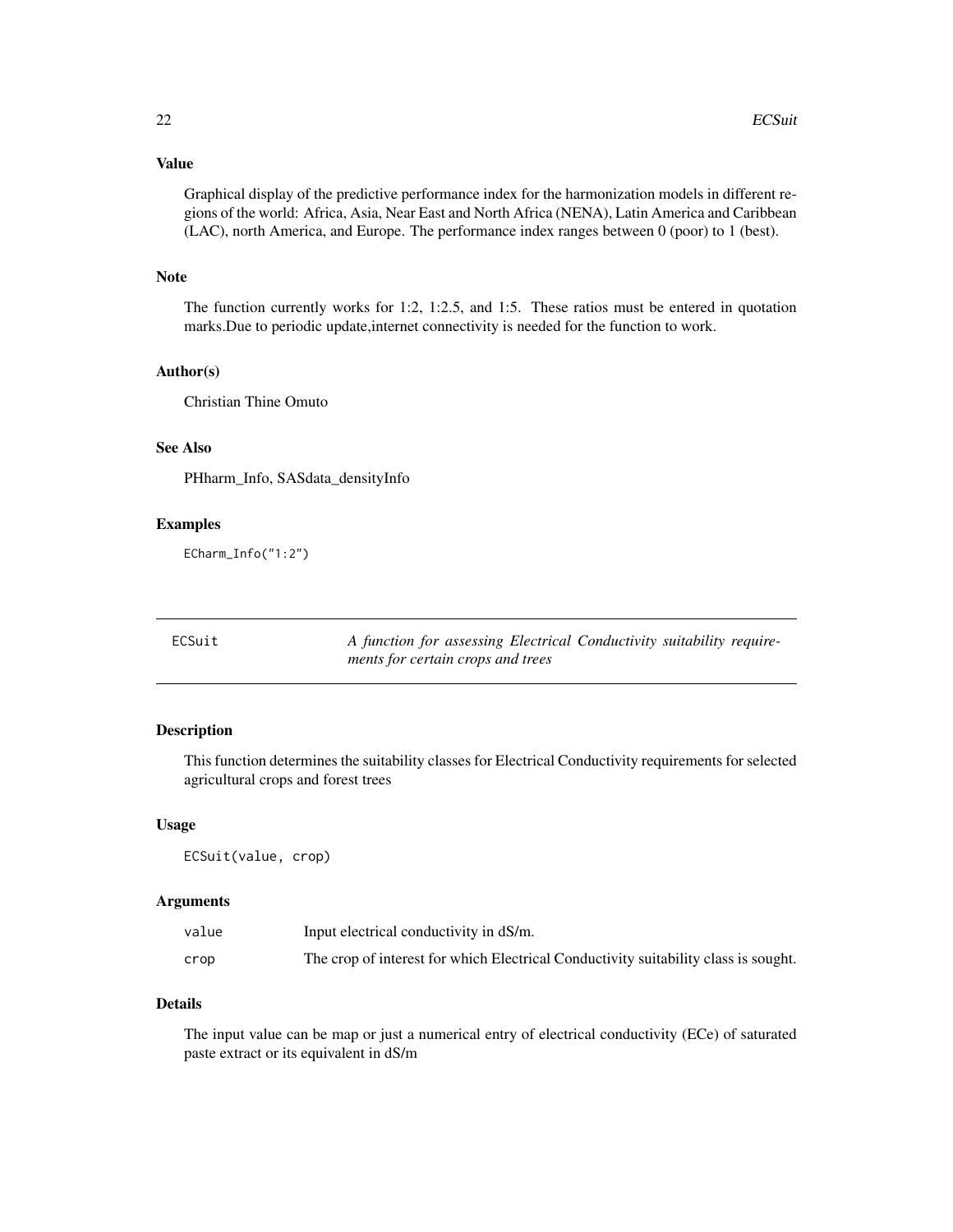### Value

Graphical display of the predictive performance index for the harmonization models in different regions of the world: Africa, Asia, Near East and North Africa (NENA), Latin America and Caribbean (LAC), north America, and Europe. The performance index ranges between 0 (poor) to 1 (best).

### Note

The function currently works for 1:2, 1:2.5, and 1:5. These ratios must be entered in quotation marks.Due to periodic update,internet connectivity is needed for the function to work.

### Author(s)

Christian Thine Omuto

### See Also

PHharm_Info, SASdata_densityInfo

### Examples

```
ECharm_Info("1:2")
```

---

## ECSuit — *A function for assessing Electrical Conductivity suitability requirements for certain crops and trees*

---

### Description

This function determines the suitability classes for Electrical Conductivity requirements for selected agricultural crops and forest trees

### Usage

```
ECSuit(value, crop)
```

### Arguments

| | |
|---|---|
| value | Input electrical conductivity in dS/m. |
| crop | The crop of interest for which Electrical Conductivity suitability class is sought. |

### Details

The input value can be map or just a numerical entry of electrical conductivity (ECe) of saturated paste extract or its equivalent in dS/m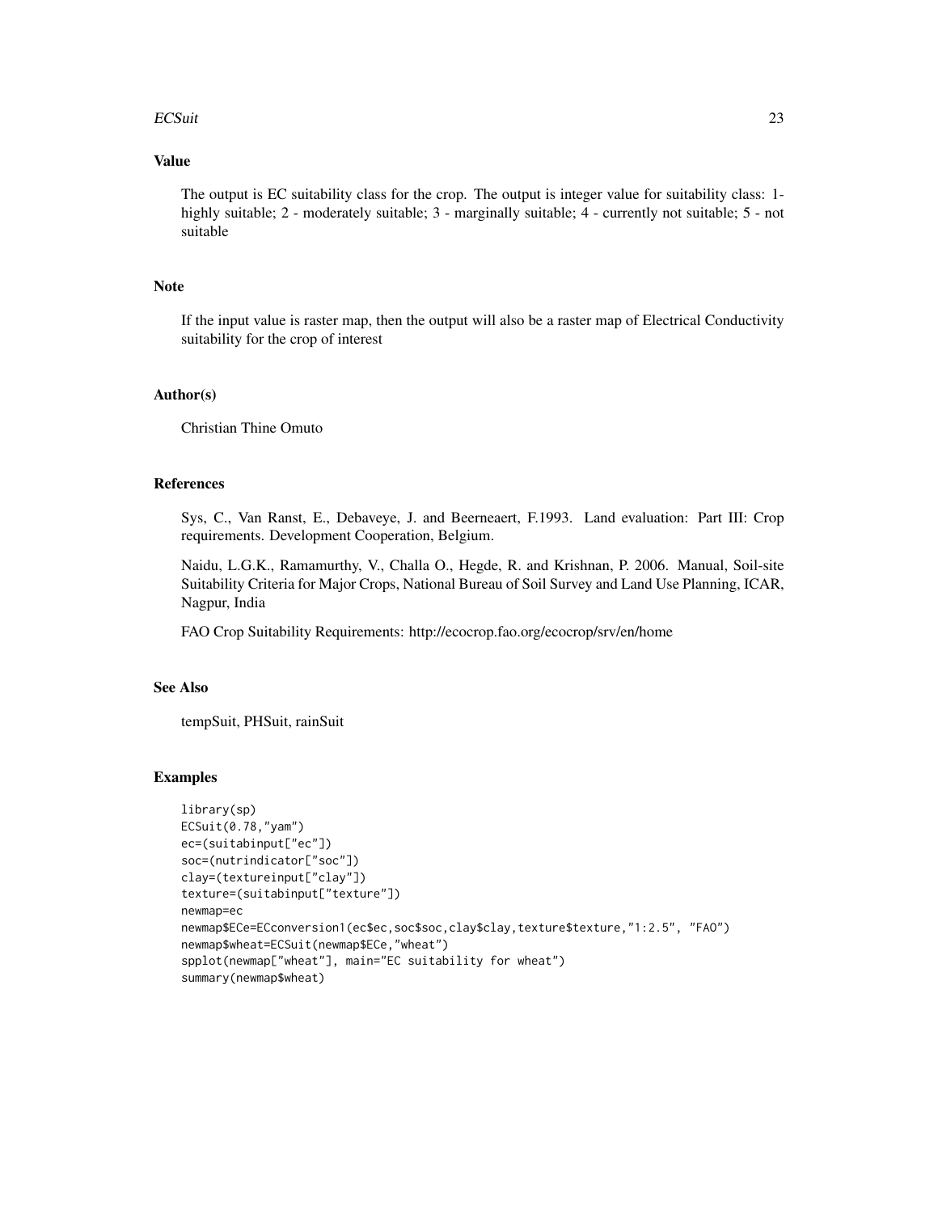## Value

The output is EC suitability class for the crop. The output is integer value for suitability class: 1-highly suitable; 2 - moderately suitable; 3 - marginally suitable; 4 - currently not suitable; 5 - not suitable

## Note

If the input value is raster map, then the output will also be a raster map of Electrical Conductivity suitability for the crop of interest

## Author(s)

Christian Thine Omuto

## References

Sys, C., Van Ranst, E., Debaveye, J. and Beerneaert, F.1993. Land evaluation: Part III: Crop requirements. Development Cooperation, Belgium.

Naidu, L.G.K., Ramamurthy, V., Challa O., Hegde, R. and Krishnan, P. 2006. Manual, Soil-site Suitability Criteria for Major Crops, National Bureau of Soil Survey and Land Use Planning, ICAR, Nagpur, India

FAO Crop Suitability Requirements: http://ecocrop.fao.org/ecocrop/srv/en/home

## See Also

tempSuit, PHSuit, rainSuit

## Examples

```
library(sp)
ECSuit(0.78,"yam")
ec=(suitabinput["ec"])
soc=(nutrindicator["soc"])
clay=(textureinput["clay"])
texture=(suitabinput["texture"])
newmap=ec
newmap$ECe=ECconversion1(ec$ec,soc$soc,clay$clay,texture$texture,"1:2.5", "FAO")
newmap$wheat=ECSuit(newmap$ECe,"wheat")
spplot(newmap["wheat"], main="EC suitability for wheat")
summary(newmap$wheat)
```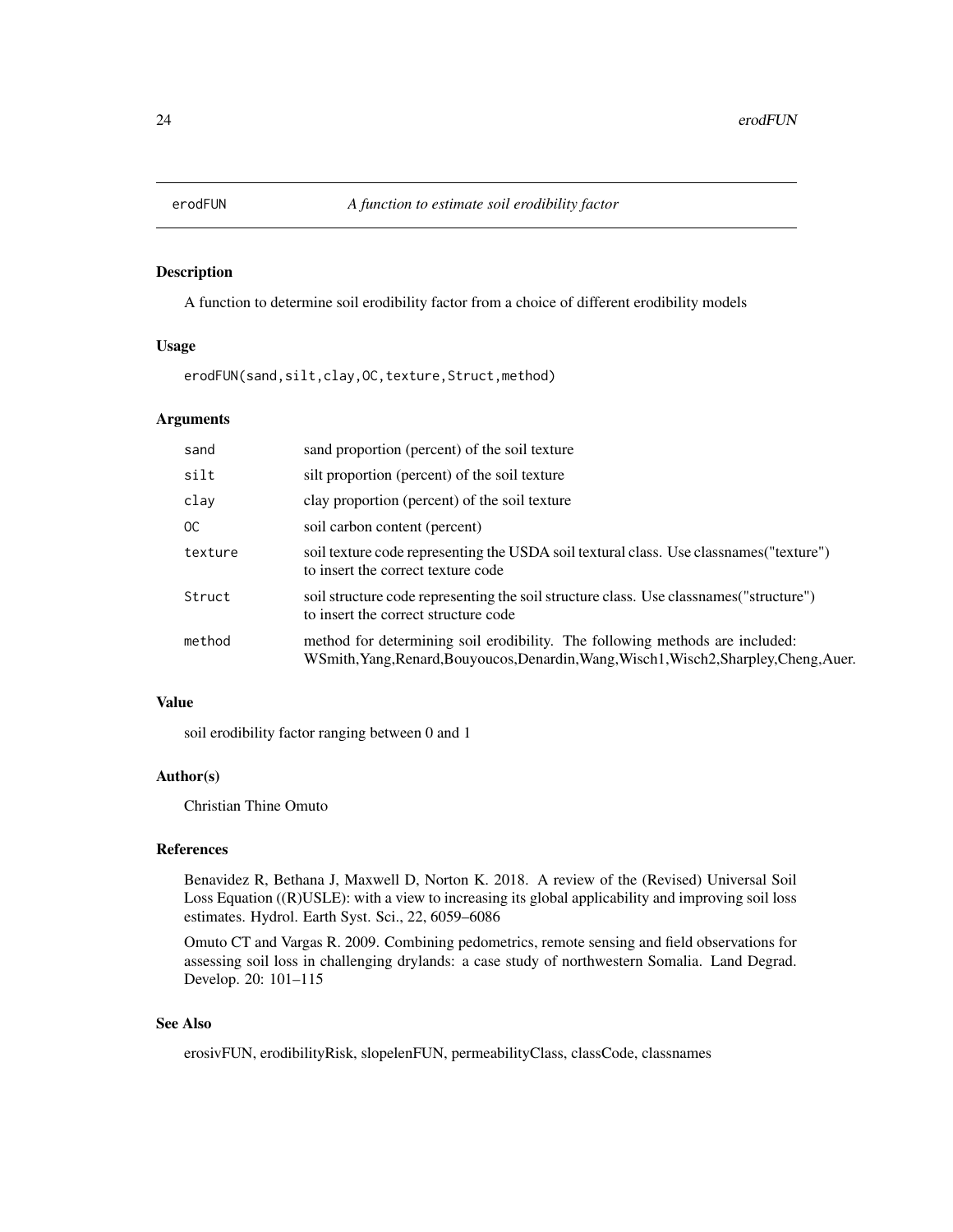# erodFUN *A function to estimate soil erodibility factor*

## Description

A function to determine soil erodibility factor from a choice of different erodibility models

## Usage

```
erodFUN(sand,silt,clay,OC,texture,Struct,method)
```

## Arguments

| | |
|---|---|
| sand | sand proportion (percent) of the soil texture |
| silt | silt proportion (percent) of the soil texture |
| clay | clay proportion (percent) of the soil texture |
| OC | soil carbon content (percent) |
| texture | soil texture code representing the USDA soil textural class. Use classnames("texture") to insert the correct texture code |
| Struct | soil structure code representing the soil structure class. Use classnames("structure") to insert the correct structure code |
| method | method for determining soil erodibility. The following methods are included: WSmith,Yang,Renard,Bouyoucos,Denardin,Wang,Wisch1,Wisch2,Sharpley,Cheng,Auer. |

## Value

soil erodibility factor ranging between 0 and 1

## Author(s)

Christian Thine Omuto

## References

Benavidez R, Bethana J, Maxwell D, Norton K. 2018. A review of the (Revised) Universal Soil Loss Equation ((R)USLE): with a view to increasing its global applicability and improving soil loss estimates. Hydrol. Earth Syst. Sci., 22, 6059–6086

Omuto CT and Vargas R. 2009. Combining pedometrics, remote sensing and field observations for assessing soil loss in challenging drylands: a case study of northwestern Somalia. Land Degrad. Develop. 20: 101–115

## See Also

erosivFUN, erodibilityRisk, slopelenFUN, permeabilityClass, classCode, classnames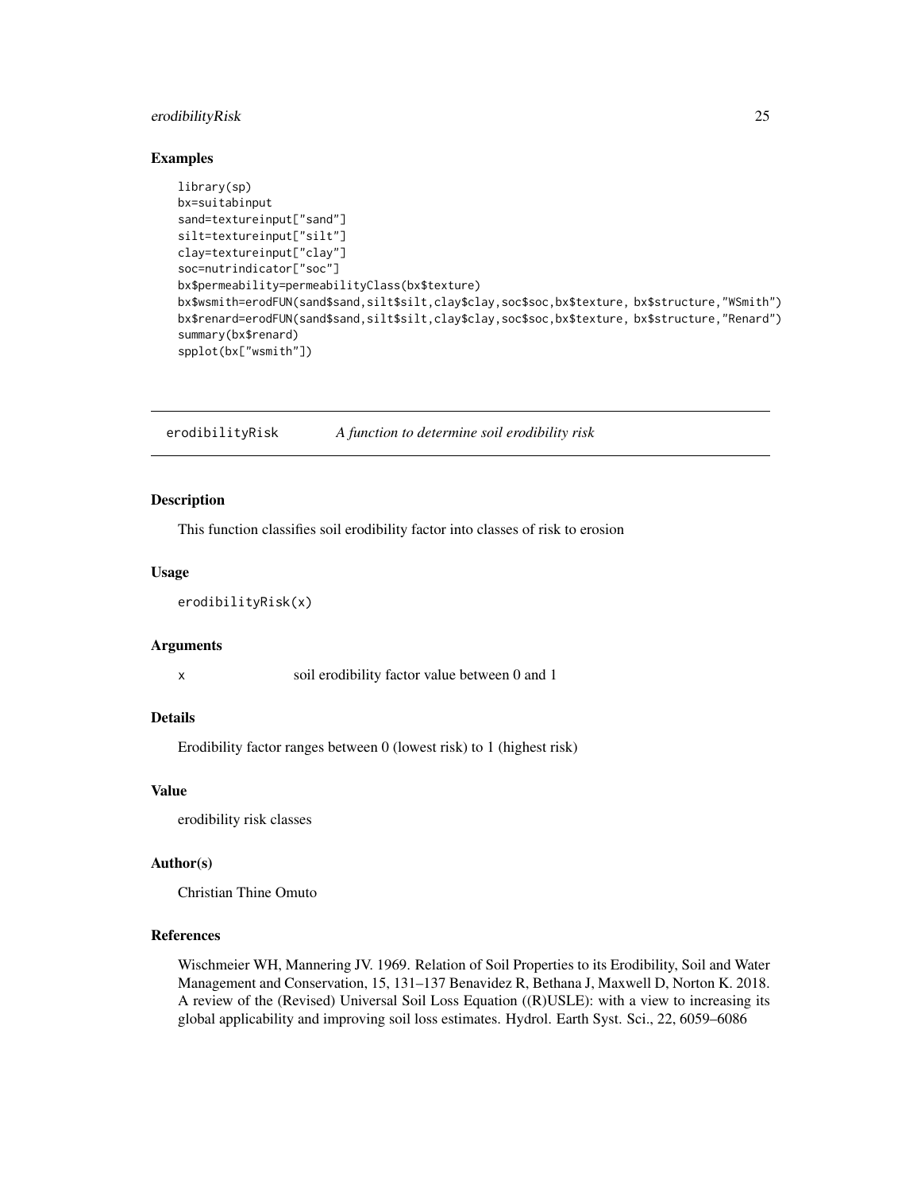## Examples

```
library(sp)
bx=suitabinput
sand=textureinput["sand"]
silt=textureinput["silt"]
clay=textureinput["clay"]
soc=nutrindicator["soc"]
bx$permeability=permeabilityClass(bx$texture)
bx$wsmith=erodFUN(sand$sand,silt$silt,clay$clay,soc$soc,bx$texture, bx$structure,"WSmith")
bx$renard=erodFUN(sand$sand,silt$silt,clay$clay,soc$soc,bx$texture, bx$structure,"Renard")
summary(bx$renard)
spplot(bx["wsmith"])
```

---

# erodibilityRisk *A function to determine soil erodibility risk*

---

### Description

This function classifies soil erodibility factor into classes of risk to erosion

### Usage

```
erodibilityRisk(x)
```

### Arguments

| | |
|---|---|
| x | soil erodibility factor value between 0 and 1 |

### Details

Erodibility factor ranges between 0 (lowest risk) to 1 (highest risk)

### Value

erodibility risk classes

### Author(s)

Christian Thine Omuto

### References

Wischmeier WH, Mannering JV. 1969. Relation of Soil Properties to its Erodibility, Soil and Water Management and Conservation, 15, 131–137 Benavidez R, Bethana J, Maxwell D, Norton K. 2018. A review of the (Revised) Universal Soil Loss Equation ((R)USLE): with a view to increasing its global applicability and improving soil loss estimates. Hydrol. Earth Syst. Sci., 22, 6059–6086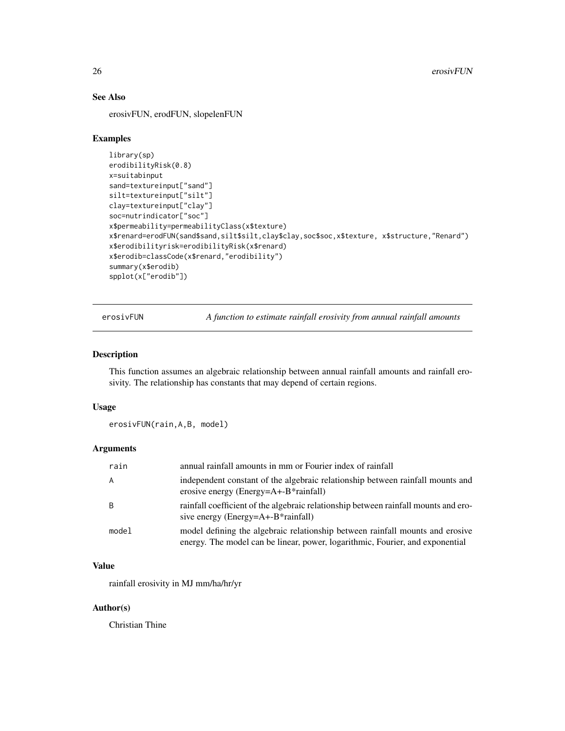## See Also

erosivFUN, erodFUN, slopelenFUN

## Examples

```
library(sp)
erodibilityRisk(0.8)
x=suitabinput
sand=textureinput["sand"]
silt=textureinput["silt"]
clay=textureinput["clay"]
soc=nutrindicator["soc"]
x$permeability=permeabilityClass(x$texture)
x$renard=erodFUN(sand$sand,silt$silt,clay$clay,soc$soc,x$texture, x$structure,"Renard")
x$erodibilityrisk=erodibilityRisk(x$renard)
x$erodib=classCode(x$renard,"erodibility")
summary(x$erodib)
spplot(x["erodib"])
```

---

# erosivFUN — *A function to estimate rainfall erosivity from annual rainfall amounts*

## Description

This function assumes an algebraic relationship between annual rainfall amounts and rainfall erosivity. The relationship has constants that may depend of certain regions.

## Usage

```
erosivFUN(rain,A,B, model)
```

## Arguments

| | |
|---|---|
| rain | annual rainfall amounts in mm or Fourier index of rainfall |
| A | independent constant of the algebraic relationship between rainfall mounts and erosive energy (Energy=A+-B*rainfall) |
| B | rainfall coefficient of the algebraic relationship between rainfall mounts and erosive energy (Energy=A+-B*rainfall) |
| model | model defining the algebraic relationship between rainfall mounts and erosive energy. The model can be linear, power, logarithmic, Fourier, and exponential |

## Value

rainfall erosivity in MJ mm/ha/hr/yr

## Author(s)

Christian Thine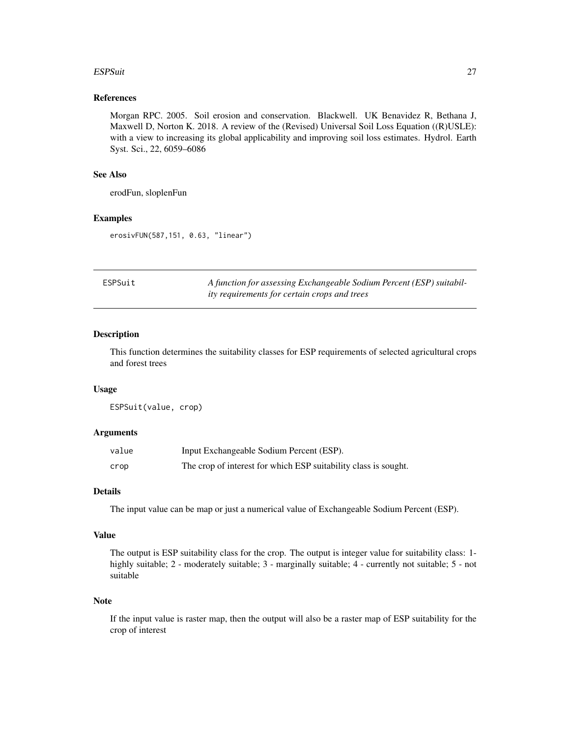### References

Morgan RPC. 2005. Soil erosion and conservation. Blackwell. UK Benavidez R, Bethana J, Maxwell D, Norton K. 2018. A review of the (Revised) Universal Soil Loss Equation ((R)USLE): with a view to increasing its global applicability and improving soil loss estimates. Hydrol. Earth Syst. Sci., 22, 6059–6086

### See Also

erodFun, sloplenFun

### Examples

```
erosivFUN(587,151, 0.63, "linear")
```

---

## ESPSuit — *A function for assessing Exchangeable Sodium Percent (ESP) suitability requirements for certain crops and trees*

---

### Description

This function determines the suitability classes for ESP requirements of selected agricultural crops and forest trees

### Usage

```
ESPSuit(value, crop)
```

### Arguments

| | |
|---|---|
| `value` | Input Exchangeable Sodium Percent (ESP). |
| `crop` | The crop of interest for which ESP suitability class is sought. |

### Details

The input value can be map or just a numerical value of Exchangeable Sodium Percent (ESP).

### Value

The output is ESP suitability class for the crop. The output is integer value for suitability class: 1- highly suitable; 2 - moderately suitable; 3 - marginally suitable; 4 - currently not suitable; 5 - not suitable

### Note

If the input value is raster map, then the output will also be a raster map of ESP suitability for the crop of interest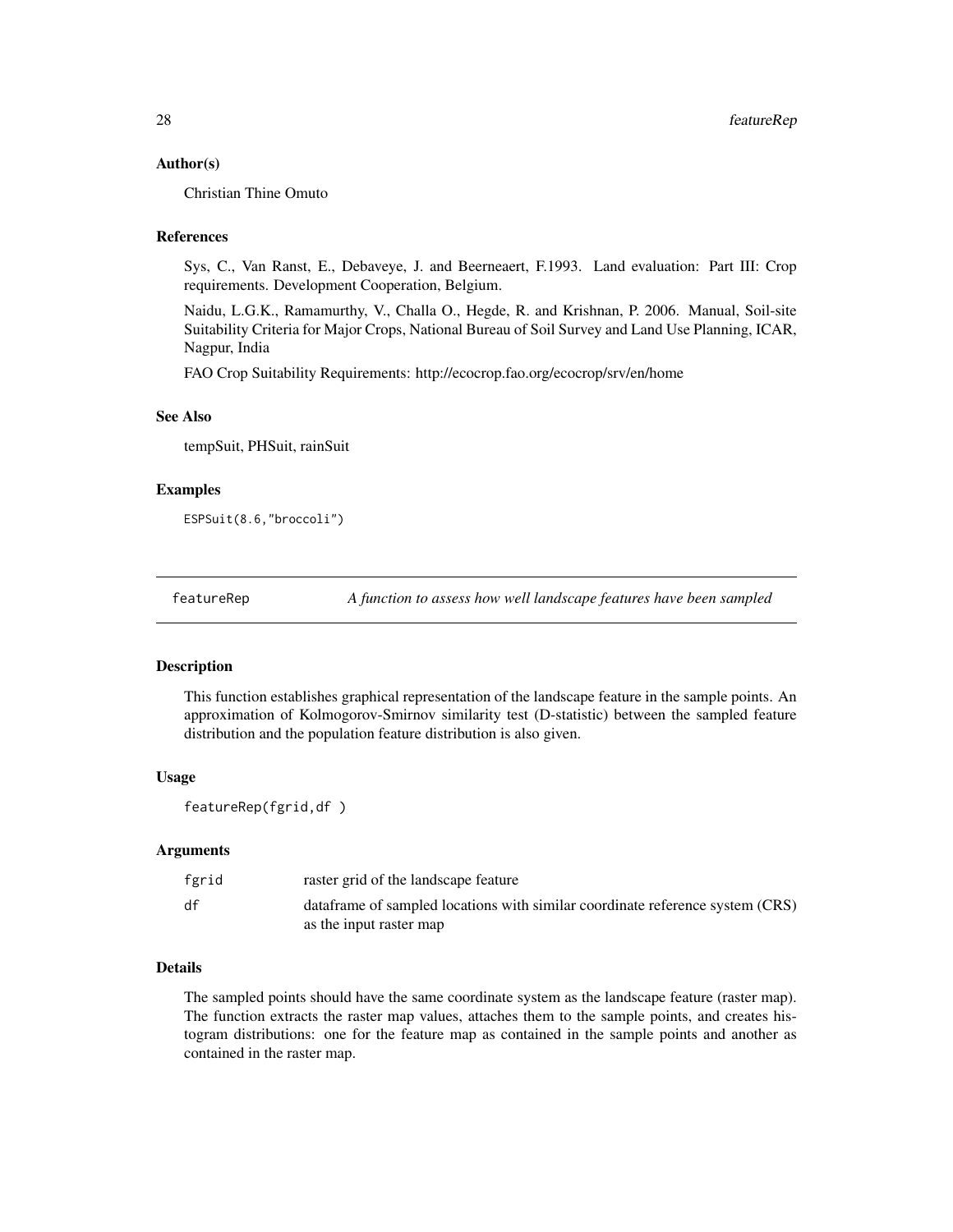### Author(s)

Christian Thine Omuto

### References

Sys, C., Van Ranst, E., Debaveye, J. and Beerneaert, F.1993. Land evaluation: Part III: Crop requirements. Development Cooperation, Belgium.

Naidu, L.G.K., Ramamurthy, V., Challa O., Hegde, R. and Krishnan, P. 2006. Manual, Soil-site Suitability Criteria for Major Crops, National Bureau of Soil Survey and Land Use Planning, ICAR, Nagpur, India

FAO Crop Suitability Requirements: http://ecocrop.fao.org/ecocrop/srv/en/home

### See Also

tempSuit, PHSuit, rainSuit

### Examples

```
ESPSuit(8.6,"broccoli")
```

---

## featureRep — *A function to assess how well landscape features have been sampled*

### Description

This function establishes graphical representation of the landscape feature in the sample points. An approximation of Kolmogorov-Smirnov similarity test (D-statistic) between the sampled feature distribution and the population feature distribution is also given.

### Usage

```
featureRep(fgrid,df )
```

### Arguments

| | |
|---|---|
| fgrid | raster grid of the landscape feature |
| df | dataframe of sampled locations with similar coordinate reference system (CRS) as the input raster map |

### Details

The sampled points should have the same coordinate system as the landscape feature (raster map). The function extracts the raster map values, attaches them to the sample points, and creates histogram distributions: one for the feature map as contained in the sample points and another as contained in the raster map.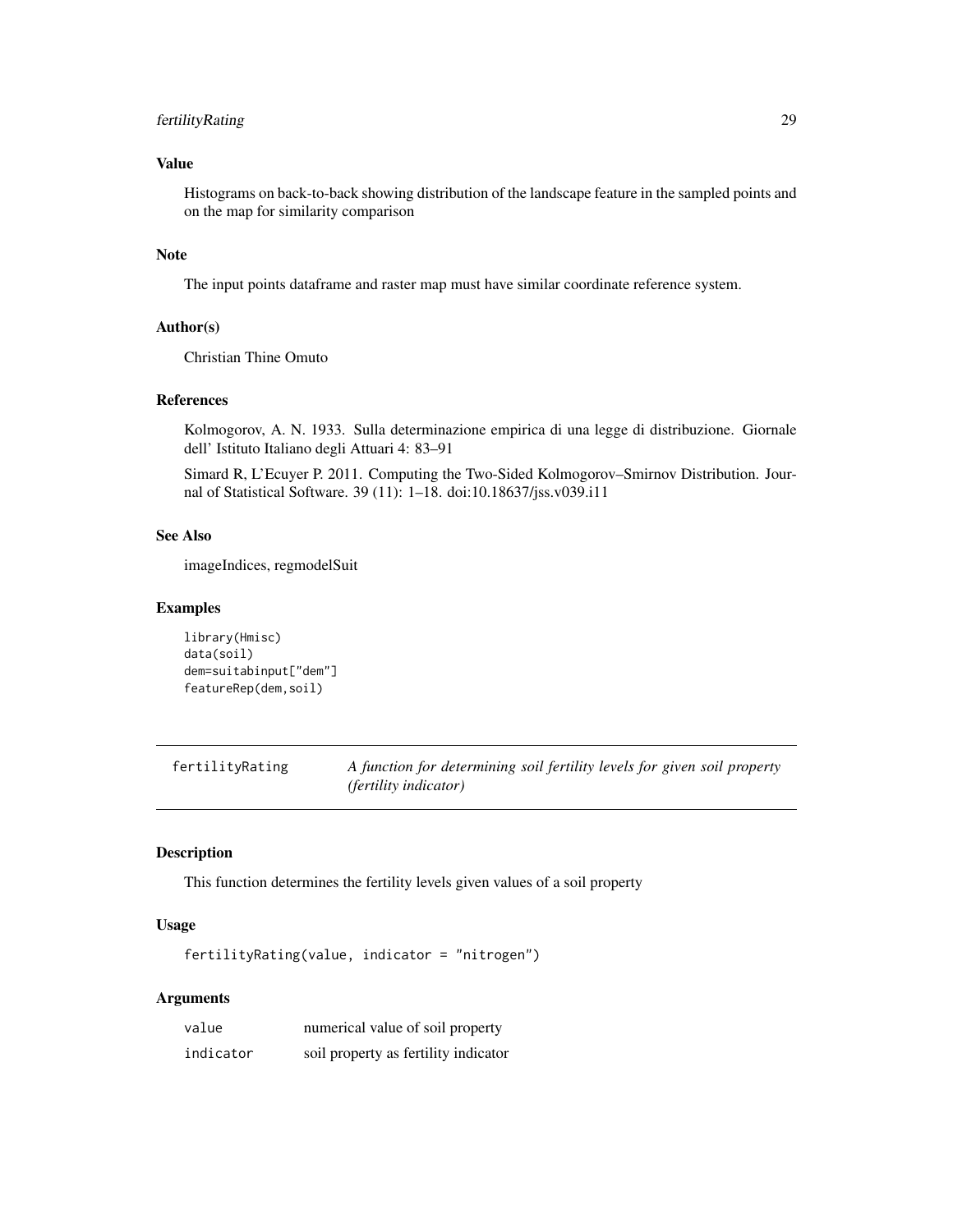### Value

Histograms on back-to-back showing distribution of the landscape feature in the sampled points and on the map for similarity comparison

### Note

The input points dataframe and raster map must have similar coordinate reference system.

### Author(s)

Christian Thine Omuto

### References

Kolmogorov, A. N. 1933. Sulla determinazione empirica di una legge di distribuzione. Giornale dell' Istituto Italiano degli Attuari 4: 83–91

Simard R, L'Ecuyer P. 2011. Computing the Two-Sided Kolmogorov–Smirnov Distribution. Journal of Statistical Software. 39 (11): 1–18. doi:10.18637/jss.v039.i11

### See Also

imageIndices, regmodelSuit

### Examples

```
library(Hmisc)
data(soil)
dem=suitabinput["dem"]
featureRep(dem,soil)
```

---

## fertilityRating — *A function for determining soil fertility levels for given soil property (fertility indicator)*

### Description

This function determines the fertility levels given values of a soil property

### Usage

```
fertilityRating(value, indicator = "nitrogen")
```

### Arguments

| | |
|---|---|
| value | numerical value of soil property |
| indicator | soil property as fertility indicator |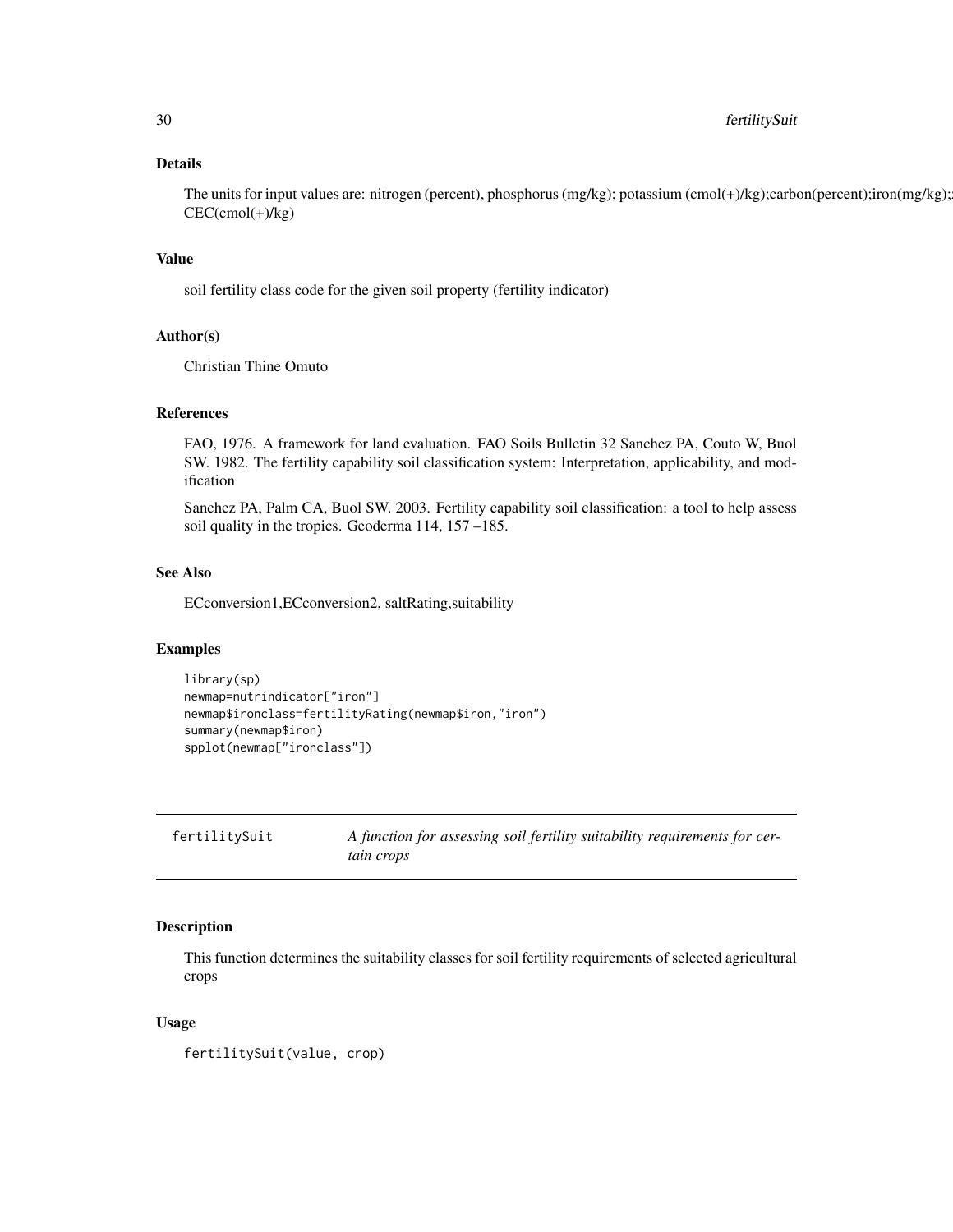### Details

The units for input values are: nitrogen (percent), phosphorus (mg/kg); potassium (cmol(+)/kg);carbon(percent);iron(mg/kg);
CEC(cmol(+)/kg)

### Value

soil fertility class code for the given soil property (fertility indicator)

### Author(s)

Christian Thine Omuto

### References

FAO, 1976. A framework for land evaluation. FAO Soils Bulletin 32 Sanchez PA, Couto W, Buol SW. 1982. The fertility capability soil classification system: Interpretation, applicability, and modification

Sanchez PA, Palm CA, Buol SW. 2003. Fertility capability soil classification: a tool to help assess soil quality in the tropics. Geoderma 114, 157 –185.

### See Also

ECconversion1,ECconversion2, saltRating,suitability

### Examples

```
library(sp)
newmap=nutrindicator["iron"]
newmap$ironclass=fertilityRating(newmap$iron,"iron")
summary(newmap$iron)
spplot(newmap["ironclass"])
```

---

## fertilitySuit — *A function for assessing soil fertility suitability requirements for certain crops*

---

### Description

This function determines the suitability classes for soil fertility requirements of selected agricultural crops

### Usage

```
fertilitySuit(value, crop)
```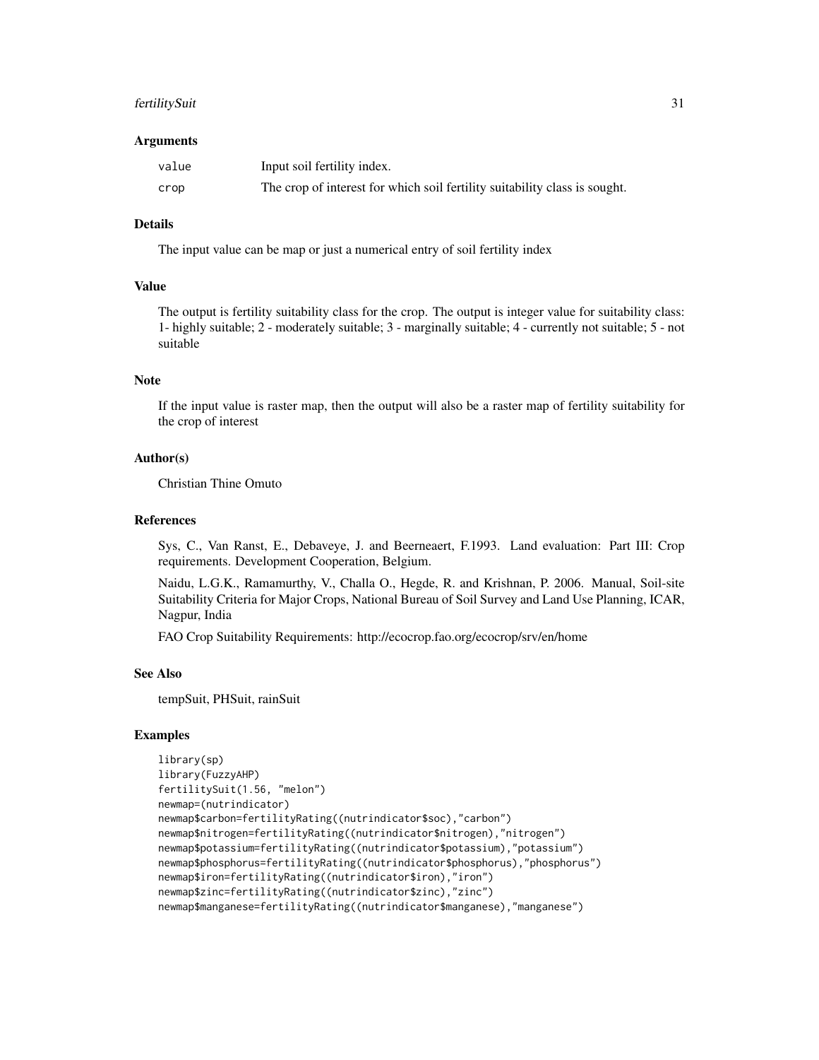## Arguments

| | |
|---|---|
| value | Input soil fertility index. |
| crop | The crop of interest for which soil fertility suitability class is sought. |

## Details

The input value can be map or just a numerical entry of soil fertility index

## Value

The output is fertility suitability class for the crop. The output is integer value for suitability class: 1- highly suitable; 2 - moderately suitable; 3 - marginally suitable; 4 - currently not suitable; 5 - not suitable

## Note

If the input value is raster map, then the output will also be a raster map of fertility suitability for the crop of interest

## Author(s)

Christian Thine Omuto

## References

Sys, C., Van Ranst, E., Debaveye, J. and Beerneaert, F.1993. Land evaluation: Part III: Crop requirements. Development Cooperation, Belgium.

Naidu, L.G.K., Ramamurthy, V., Challa O., Hegde, R. and Krishnan, P. 2006. Manual, Soil-site Suitability Criteria for Major Crops, National Bureau of Soil Survey and Land Use Planning, ICAR, Nagpur, India

FAO Crop Suitability Requirements: http://ecocrop.fao.org/ecocrop/srv/en/home

## See Also

tempSuit, PHSuit, rainSuit

## Examples

```
library(sp)
library(FuzzyAHP)
fertilitySuit(1.56, "melon")
newmap=(nutrindicator)
newmap$carbon=fertilityRating((nutrindicator$soc),"carbon")
newmap$nitrogen=fertilityRating((nutrindicator$nitrogen),"nitrogen")
newmap$potassium=fertilityRating((nutrindicator$potassium),"potassium")
newmap$phosphorus=fertilityRating((nutrindicator$phosphorus),"phosphorus")
newmap$iron=fertilityRating((nutrindicator$iron),"iron")
newmap$zinc=fertilityRating((nutrindicator$zinc),"zinc")
newmap$manganese=fertilityRating((nutrindicator$manganese),"manganese")
```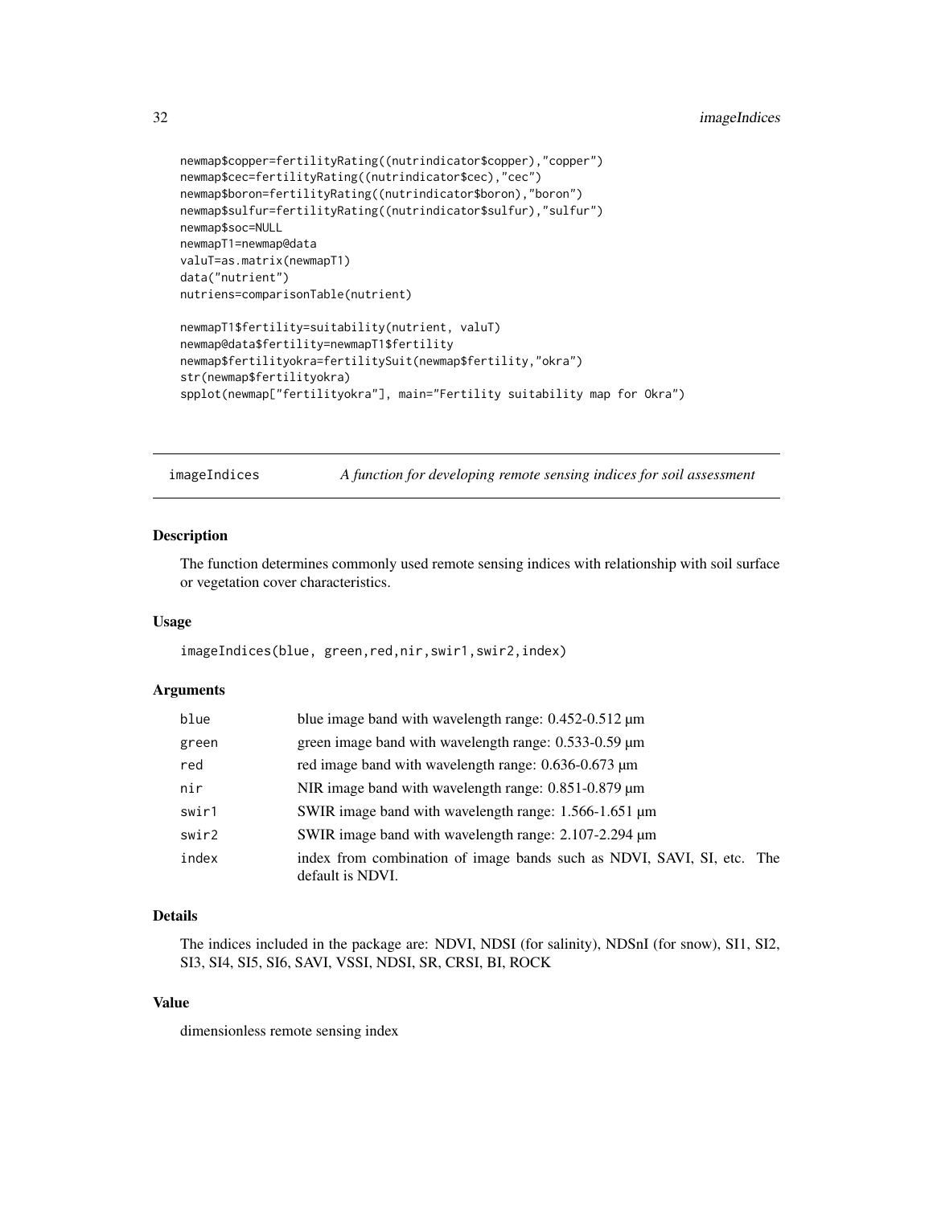```
newmap$copper=fertilityRating((nutrindicator$copper),"copper")
newmap$cec=fertilityRating((nutrindicator$cec),"cec")
newmap$boron=fertilityRating((nutrindicator$boron),"boron")
newmap$sulfur=fertilityRating((nutrindicator$sulfur),"sulfur")
newmap$soc=NULL
newmapT1=newmap@data
valuT=as.matrix(newmapT1)
data("nutrient")
nutriens=comparisonTable(nutrient)

newmapT1$fertility=suitability(nutrient, valuT)
newmap@data$fertility=newmapT1$fertility
newmap$fertilityokra=fertilitySuit(newmap$fertility,"okra")
str(newmap$fertilityokra)
spplot(newmap["fertilityokra"], main="Fertility suitability map for Okra")
```

## imageIndices — *A function for developing remote sensing indices for soil assessment*

### Description

The function determines commonly used remote sensing indices with relationship with soil surface or vegetation cover characteristics.

### Usage

```
imageIndices(blue, green,red,nir,swir1,swir2,index)
```

### Arguments

| | |
|---|---|
| blue | blue image band with wavelength range: 0.452-0.512 µm |
| green | green image band with wavelength range: 0.533-0.59 µm |
| red | red image band with wavelength range: 0.636-0.673 µm |
| nir | NIR image band with wavelength range: 0.851-0.879 µm |
| swir1 | SWIR image band with wavelength range: 1.566-1.651 µm |
| swir2 | SWIR image band with wavelength range: 2.107-2.294 µm |
| index | index from combination of image bands such as NDVI, SAVI, SI, etc. The default is NDVI. |

### Details

The indices included in the package are: NDVI, NDSI (for salinity), NDSnI (for snow), SI1, SI2, SI3, SI4, SI5, SI6, SAVI, VSSI, NDSI, SR, CRSI, BI, ROCK

### Value

dimensionless remote sensing index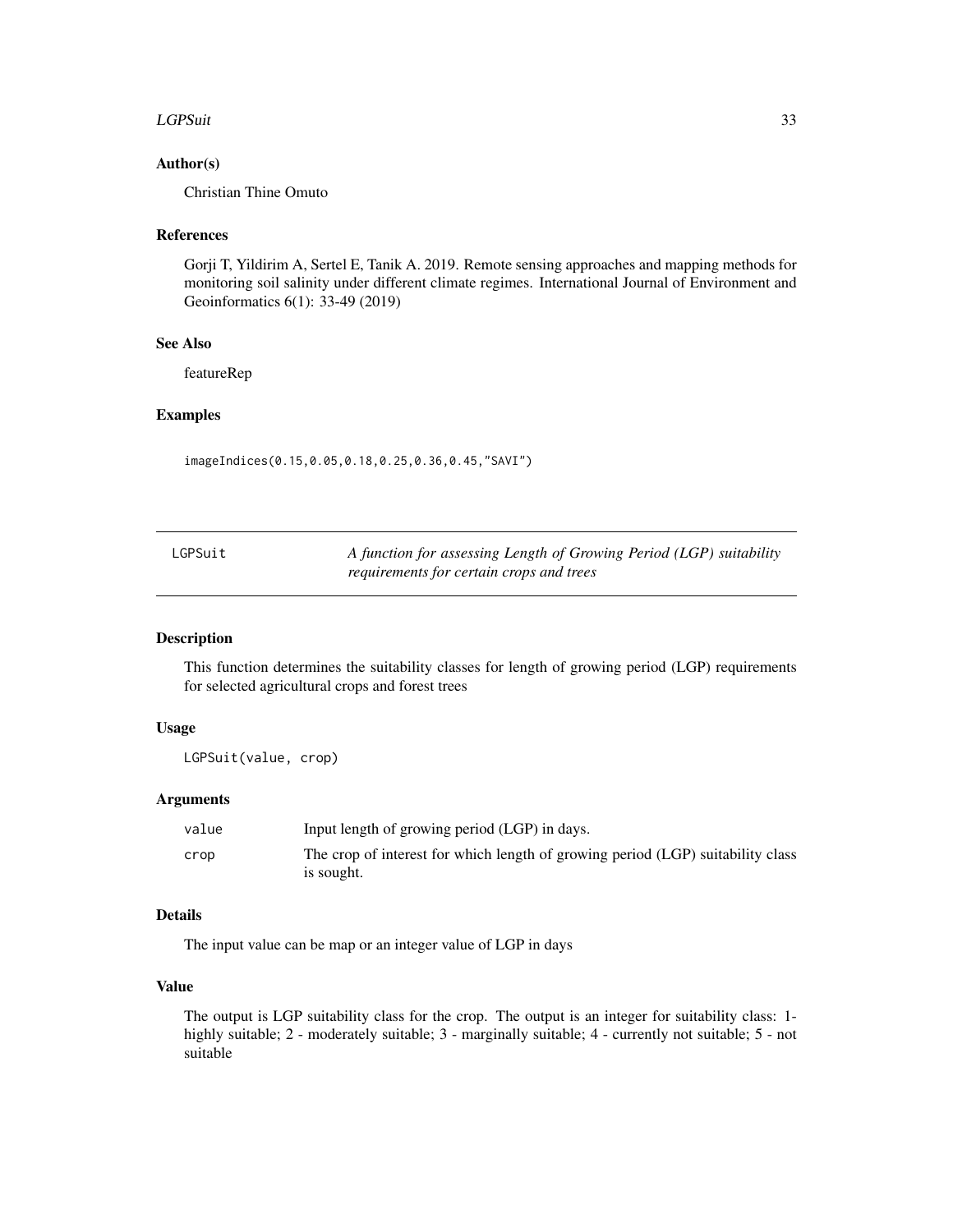### Author(s)

Christian Thine Omuto

### References

Gorji T, Yildirim A, Sertel E, Tanik A. 2019. Remote sensing approaches and mapping methods for monitoring soil salinity under different climate regimes. International Journal of Environment and Geoinformatics 6(1): 33-49 (2019)

### See Also

featureRep

### Examples

```
imageIndices(0.15,0.05,0.18,0.25,0.36,0.45,"SAVI")
```

---

## LGPSuit — *A function for assessing Length of Growing Period (LGP) suitability requirements for certain crops and trees*

---

### Description

This function determines the suitability classes for length of growing period (LGP) requirements for selected agricultural crops and forest trees

### Usage

```
LGPSuit(value, crop)
```

### Arguments

| | |
|---|---|
| value | Input length of growing period (LGP) in days. |
| crop | The crop of interest for which length of growing period (LGP) suitability class is sought. |

### Details

The input value can be map or an integer value of LGP in days

### Value

The output is LGP suitability class for the crop. The output is an integer for suitability class: 1- highly suitable; 2 - moderately suitable; 3 - marginally suitable; 4 - currently not suitable; 5 - not suitable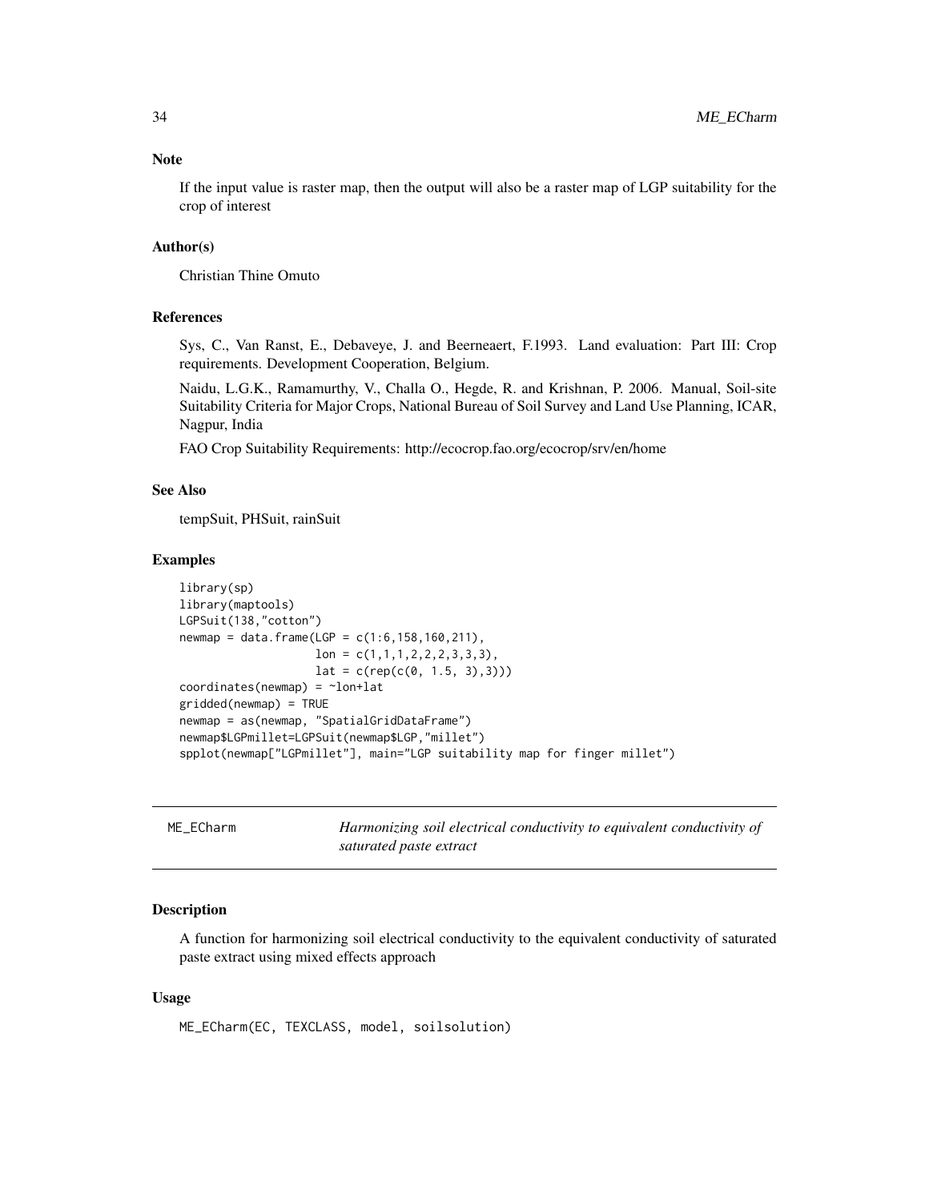### Note

If the input value is raster map, then the output will also be a raster map of LGP suitability for the crop of interest

### Author(s)

Christian Thine Omuto

### References

Sys, C., Van Ranst, E., Debaveye, J. and Beerneaert, F.1993. Land evaluation: Part III: Crop requirements. Development Cooperation, Belgium.

Naidu, L.G.K., Ramamurthy, V., Challa O., Hegde, R. and Krishnan, P. 2006. Manual, Soil-site Suitability Criteria for Major Crops, National Bureau of Soil Survey and Land Use Planning, ICAR, Nagpur, India

FAO Crop Suitability Requirements: http://ecocrop.fao.org/ecocrop/srv/en/home

### See Also

tempSuit, PHSuit, rainSuit

### Examples

```
library(sp)
library(maptools)
LGPSuit(138,"cotton")
newmap = data.frame(LGP = c(1:6,158,160,211),
                    lon = c(1,1,1,2,2,2,3,3,3),
                    lat = c(rep(c(0, 1.5, 3),3)))
coordinates(newmap) = ~lon+lat
gridded(newmap) = TRUE
newmap = as(newmap, "SpatialGridDataFrame")
newmap$LGPmillet=LGPSuit(newmap$LGP,"millet")
spplot(newmap["LGPmillet"], main="LGP suitability map for finger millet")
```

---

## ME_ECharm — *Harmonizing soil electrical conductivity to equivalent conductivity of saturated paste extract*

### Description

A function for harmonizing soil electrical conductivity to the equivalent conductivity of saturated paste extract using mixed effects approach

### Usage

```
ME_ECharm(EC, TEXCLASS, model, soilsolution)
```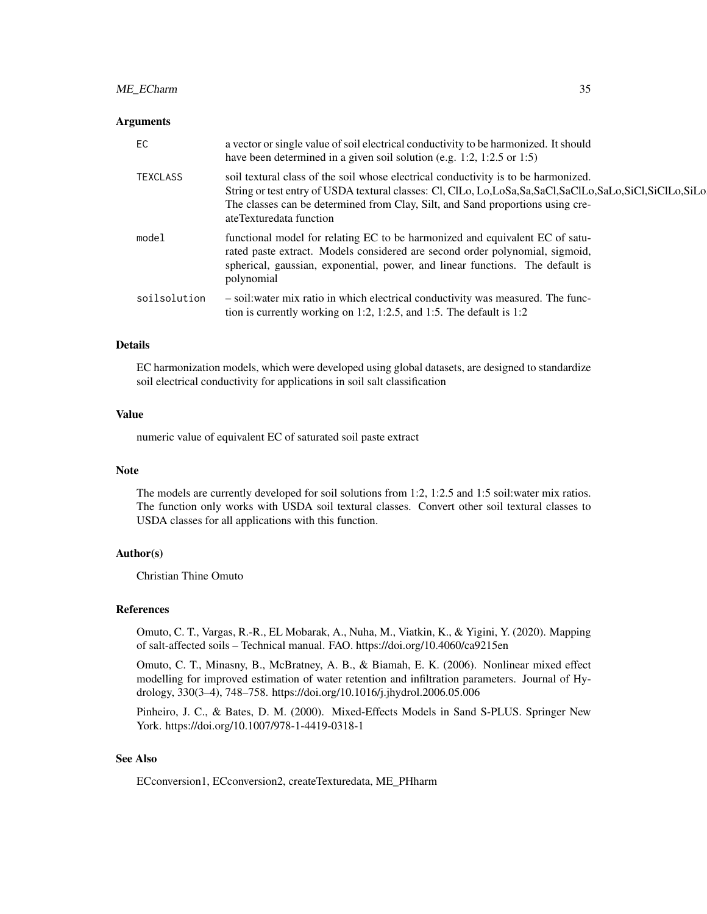## Arguments

| | |
|---|---|
| EC | a vector or single value of soil electrical conductivity to be harmonized. It should have been determined in a given soil solution (e.g. 1:2, 1:2.5 or 1:5) |
| TEXCLASS | soil textural class of the soil whose electrical conductivity is to be harmonized. String or test entry of USDA textural classes: Cl, ClLo, Lo,LoSa,Sa,SaCl,SaClLo,SaLo,SiCl,SiClLo,SiLo The classes can be determined from Clay, Silt, and Sand proportions using createTexturedata function |
| model | functional model for relating EC to be harmonized and equivalent EC of saturated paste extract. Models considered are second order polynomial, sigmoid, spherical, gaussian, exponential, power, and linear functions. The default is polynomial |
| soilsolution | – soil:water mix ratio in which electrical conductivity was measured. The function is currently working on 1:2, 1:2.5, and 1:5. The default is 1:2 |

## Details

EC harmonization models, which were developed using global datasets, are designed to standardize soil electrical conductivity for applications in soil salt classification

## Value

numeric value of equivalent EC of saturated soil paste extract

## Note

The models are currently developed for soil solutions from 1:2, 1:2.5 and 1:5 soil:water mix ratios. The function only works with USDA soil textural classes. Convert other soil textural classes to USDA classes for all applications with this function.

## Author(s)

Christian Thine Omuto

## References

Omuto, C. T., Vargas, R.-R., EL Mobarak, A., Nuha, M., Viatkin, K., & Yigini, Y. (2020). Mapping of salt-affected soils – Technical manual. FAO. https://doi.org/10.4060/ca9215en

Omuto, C. T., Minasny, B., McBratney, A. B., & Biamah, E. K. (2006). Nonlinear mixed effect modelling for improved estimation of water retention and infiltration parameters. Journal of Hydrology, 330(3–4), 748–758. https://doi.org/10.1016/j.jhydrol.2006.05.006

Pinheiro, J. C., & Bates, D. M. (2000). Mixed-Effects Models in Sand S-PLUS. Springer New York. https://doi.org/10.1007/978-1-4419-0318-1

## See Also

ECconversion1, ECconversion2, createTexturedata, ME_PHharm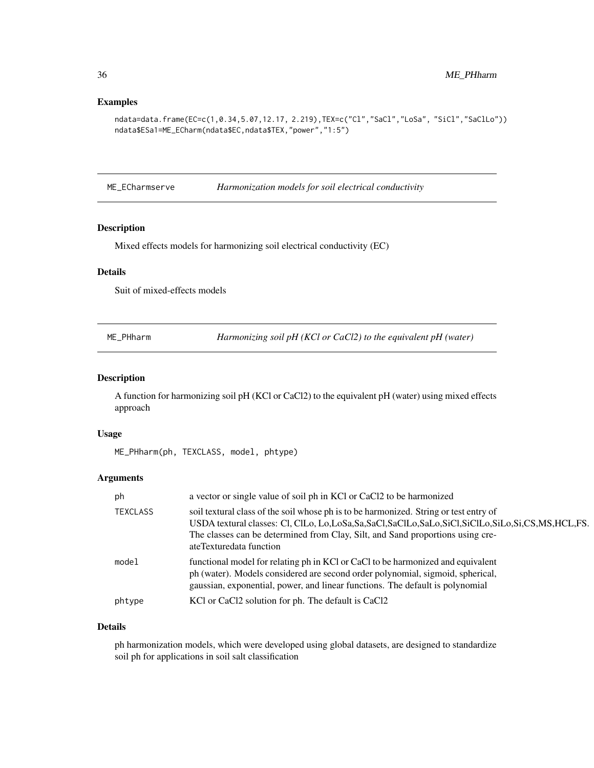### Examples

```
ndata=data.frame(EC=c(1,0.34,5.07,12.17, 2.219),TEX=c("Cl","SaCl","LoSa", "SiCl","SaClLo"))
ndata$ESa1=ME_ECharm(ndata$EC,ndata$TEX,"power","1:5")
```

---

## ME_ECharmserve — *Harmonization models for soil electrical conductivity*

### Description

Mixed effects models for harmonizing soil electrical conductivity (EC)

### Details

Suit of mixed-effects models

---

## ME_PHharm — *Harmonizing soil pH (KCl or CaCl2) to the equivalent pH (water)*

### Description

A function for harmonizing soil pH (KCl or CaCl2) to the equivalent pH (water) using mixed effects approach

### Usage

```
ME_PHharm(ph, TEXCLASS, model, phtype)
```

### Arguments

| | |
|---|---|
| ph | a vector or single value of soil ph in KCl or CaCl2 to be harmonized |
| TEXCLASS | soil textural class of the soil whose ph is to be harmonized. String or test entry of USDA textural classes: Cl, ClLo, Lo,LoSa,Sa,SaCl,SaClLo,SaLo,SiCl,SiClLo,SiLo,Si,CS,MS,HCL,FS. The classes can be determined from Clay, Silt, and Sand proportions using createTexturedata function |
| model | functional model for relating ph in KCl or CaCl to be harmonized and equivalent ph (water). Models considered are second order polynomial, sigmoid, spherical, gaussian, exponential, power, and linear functions. The default is polynomial |
| phtype | KCl or CaCl2 solution for ph. The default is CaCl2 |

### Details

ph harmonization models, which were developed using global datasets, are designed to standardize soil ph for applications in soil salt classification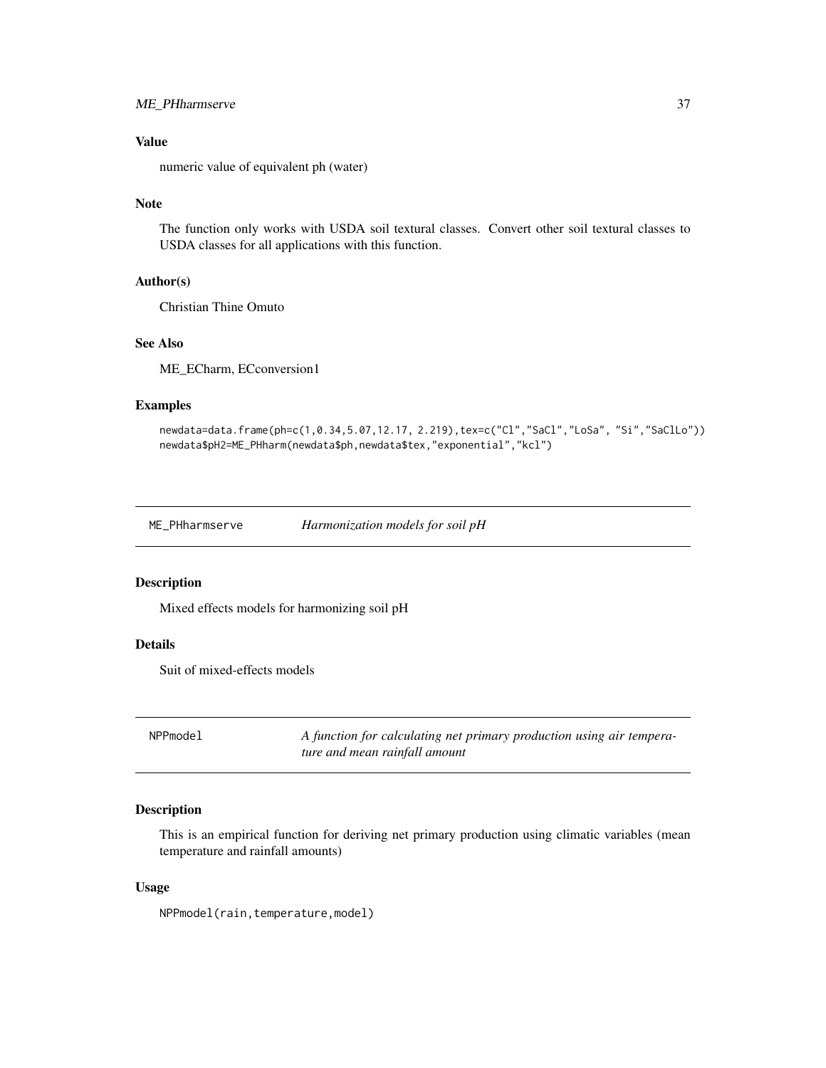### Value

numeric value of equivalent ph (water)

### Note

The function only works with USDA soil textural classes. Convert other soil textural classes to USDA classes for all applications with this function.

### Author(s)

Christian Thine Omuto

### See Also

ME_ECharm, ECconversion1

### Examples

```
newdata=data.frame(ph=c(1,0.34,5.07,12.17, 2.219),tex=c("Cl","SaCl","LoSa", "Si","SaClLo"))
newdata$pH2=ME_PHharm(newdata$ph,newdata$tex,"exponential","kcl")
```

---

## ME_PHharmserve — *Harmonization models for soil pH*

### Description

Mixed effects models for harmonizing soil pH

### Details

Suit of mixed-effects models

---

## NPPmodel — *A function for calculating net primary production using air temperature and mean rainfall amount*

### Description

This is an empirical function for deriving net primary production using climatic variables (mean temperature and rainfall amounts)

### Usage

```
NPPmodel(rain,temperature,model)
```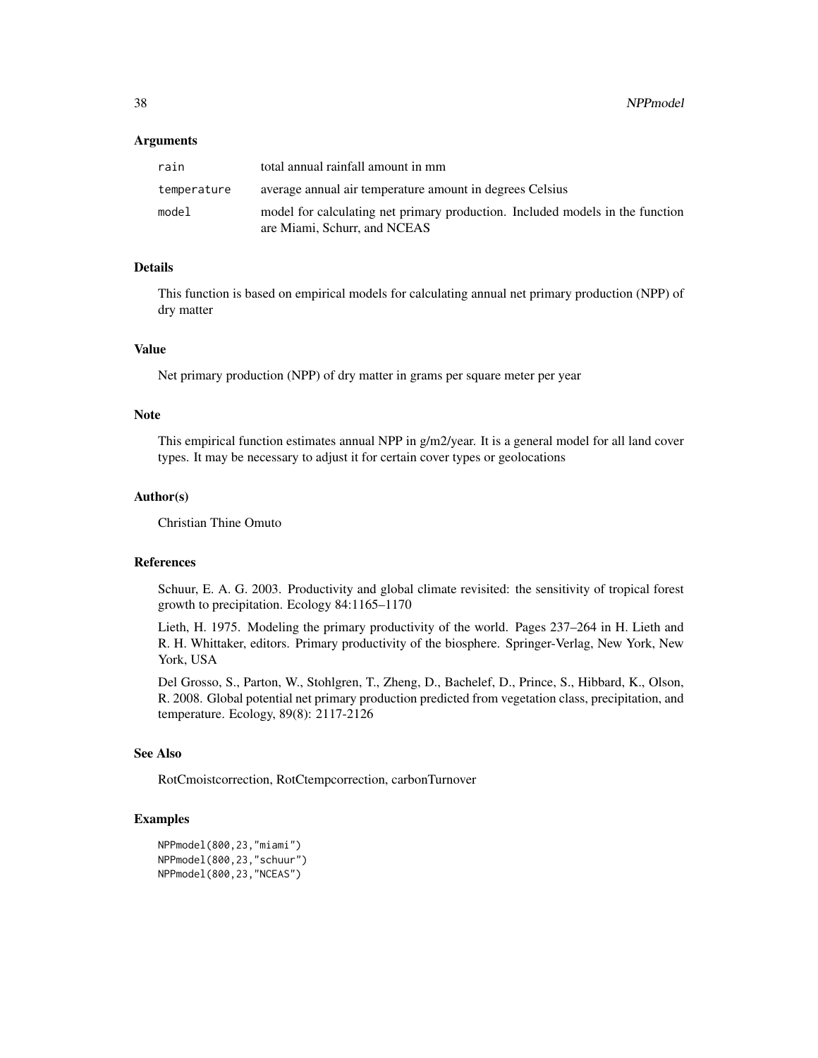### Arguments

| | |
|---|---|
| `rain` | total annual rainfall amount in mm |
| `temperature` | average annual air temperature amount in degrees Celsius |
| `model` | model for calculating net primary production. Included models in the function are Miami, Schurr, and NCEAS |

### Details

This function is based on empirical models for calculating annual net primary production (NPP) of dry matter

### Value

Net primary production (NPP) of dry matter in grams per square meter per year

### Note

This empirical function estimates annual NPP in g/m2/year. It is a general model for all land cover types. It may be necessary to adjust it for certain cover types or geolocations

### Author(s)

Christian Thine Omuto

### References

Schuur, E. A. G. 2003. Productivity and global climate revisited: the sensitivity of tropical forest growth to precipitation. Ecology 84:1165–1170

Lieth, H. 1975. Modeling the primary productivity of the world. Pages 237–264 in H. Lieth and R. H. Whittaker, editors. Primary productivity of the biosphere. Springer-Verlag, New York, New York, USA

Del Grosso, S., Parton, W., Stohlgren, T., Zheng, D., Bachelef, D., Prince, S., Hibbard, K., Olson, R. 2008. Global potential net primary production predicted from vegetation class, precipitation, and temperature. Ecology, 89(8): 2117-2126

### See Also

RotCmoistcorrection, RotCtempcorrection, carbonTurnover

### Examples

```
NPPmodel(800,23,"miami")
NPPmodel(800,23,"schuur")
NPPmodel(800,23,"NCEAS")
```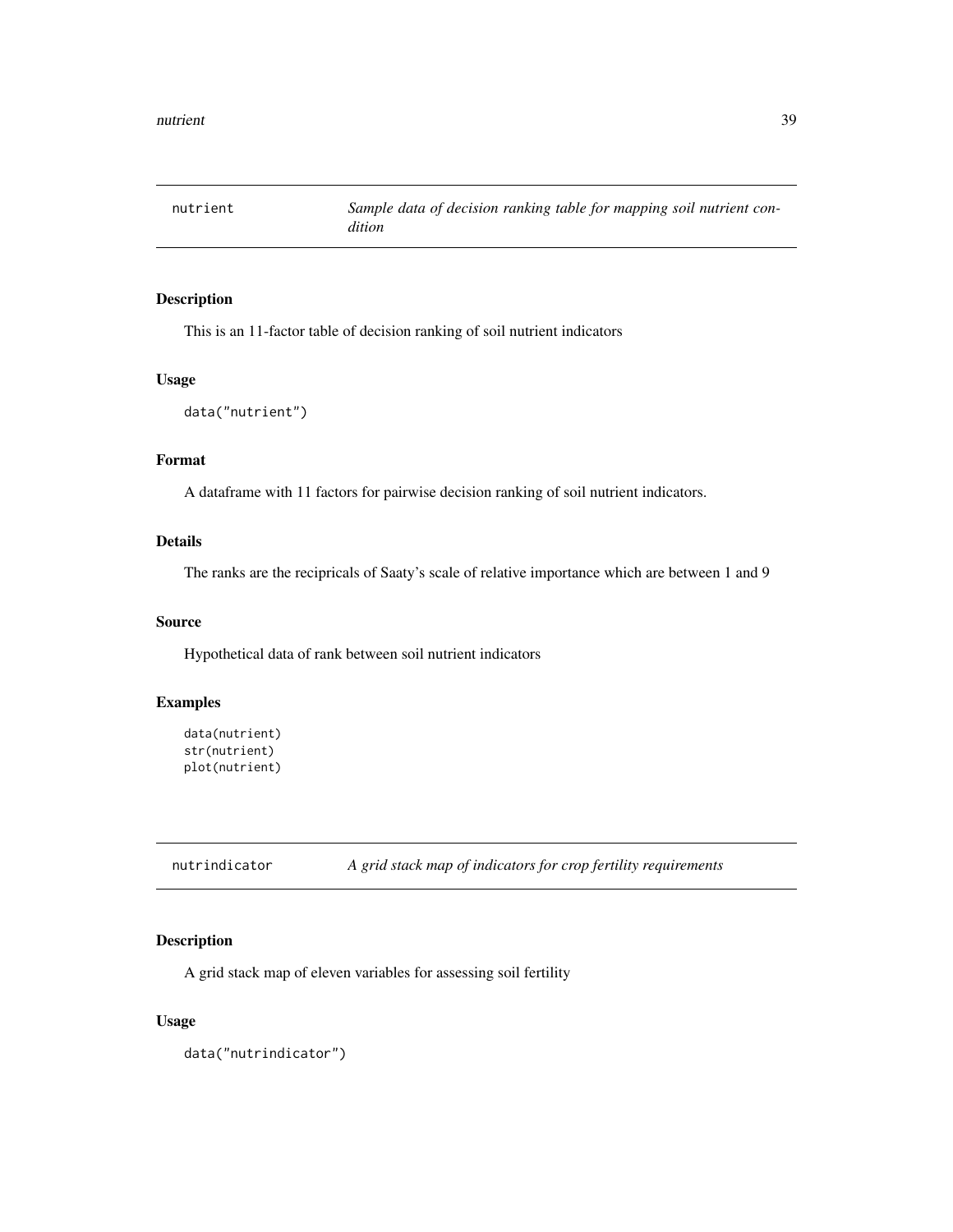## nutrient — *Sample data of decision ranking table for mapping soil nutrient condition*

### Description

This is an 11-factor table of decision ranking of soil nutrient indicators

### Usage

```
data("nutrient")
```

### Format

A dataframe with 11 factors for pairwise decision ranking of soil nutrient indicators.

### Details

The ranks are the recipricals of Saaty's scale of relative importance which are between 1 and 9

### Source

Hypothetical data of rank between soil nutrient indicators

### Examples

```
data(nutrient)
str(nutrient)
plot(nutrient)
```

## nutrindicator — *A grid stack map of indicators for crop fertility requirements*

### Description

A grid stack map of eleven variables for assessing soil fertility

### Usage

```
data("nutrindicator")
```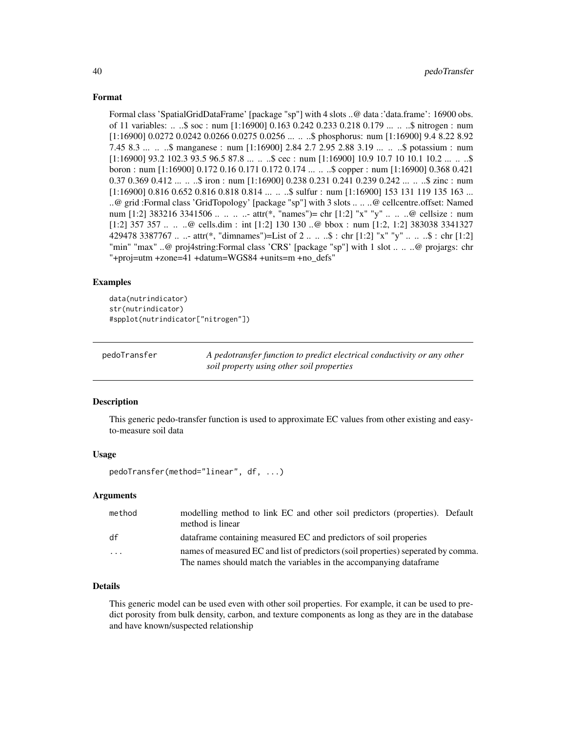### Format

Formal class 'SpatialGridDataFrame' [package "sp"] with 4 slots ..@ data :'data.frame': 16900 obs. of 11 variables: .. ..$ soc : num [1:16900] 0.163 0.242 0.233 0.218 0.179 ... .. ..$ nitrogen : num [1:16900] 0.0272 0.0242 0.0266 0.0275 0.0256 ... .. ..$ phosphorus: num [1:16900] 9.4 8.22 8.92 7.45 8.3 ... .. ..$ manganese : num [1:16900] 2.84 2.7 2.95 2.88 3.19 ... .. ..$ potassium : num [1:16900] 93.2 102.3 93.5 96.5 87.8 ... .. ..$ cec : num [1:16900] 10.9 10.7 10 10.1 10.2 ... .. ..$ boron : num [1:16900] 0.172 0.16 0.171 0.172 0.174 ... .. ..$ copper : num [1:16900] 0.368 0.421 0.37 0.369 0.412 ... .. ..$ iron : num [1:16900] 0.238 0.231 0.241 0.239 0.242 ... .. ..$ zinc : num [1:16900] 0.816 0.652 0.816 0.818 0.814 ... .. ..$ sulfur : num [1:16900] 153 131 119 135 163 ... ..@ grid :Formal class 'GridTopology' [package "sp"] with 3 slots .. .. ..@ cellcentre.offset: Named num [1:2] 383216 3341506 .. .. .. ..- attr(*, "names")= chr [1:2] "x" "y" .. .. ..@ cellsize : num [1:2] 357 357 .. .. ..@ cells.dim : int [1:2] 130 130 ..@ bbox : num [1:2, 1:2] 383038 3341327 429478 3387767 .. ..- attr(*, "dimnames")=List of 2 .. .. ..$ : chr [1:2] "x" "y" .. .. ..$ : chr [1:2] "min" "max" ..@ proj4string:Formal class 'CRS' [package "sp"] with 1 slot .. .. ..@ projargs: chr "+proj=utm +zone=41 +datum=WGS84 +units=m +no_defs"

### Examples

```
data(nutrindicator)
str(nutrindicator)
#spplot(nutrindicator["nitrogen"])
```

---

## pedoTransfer — *A pedotransfer function to predict electrical conductivity or any other soil property using other soil properties*

### Description

This generic pedo-transfer function is used to approximate EC values from other existing and easy-to-measure soil data

### Usage

```
pedoTransfer(method="linear", df, ...)
```

### Arguments

| | |
|---|---|
| method | modelling method to link EC and other soil predictors (properties). Default method is linear |
| df | dataframe containing measured EC and predictors of soil properies |
| ... | names of measured EC and list of predictors (soil properties) seperated by comma. The names should match the variables in the accompanying dataframe |

### Details

This generic model can be used even with other soil properties. For example, it can be used to predict porosity from bulk density, carbon, and texture components as long as they are in the database and have known/suspected relationship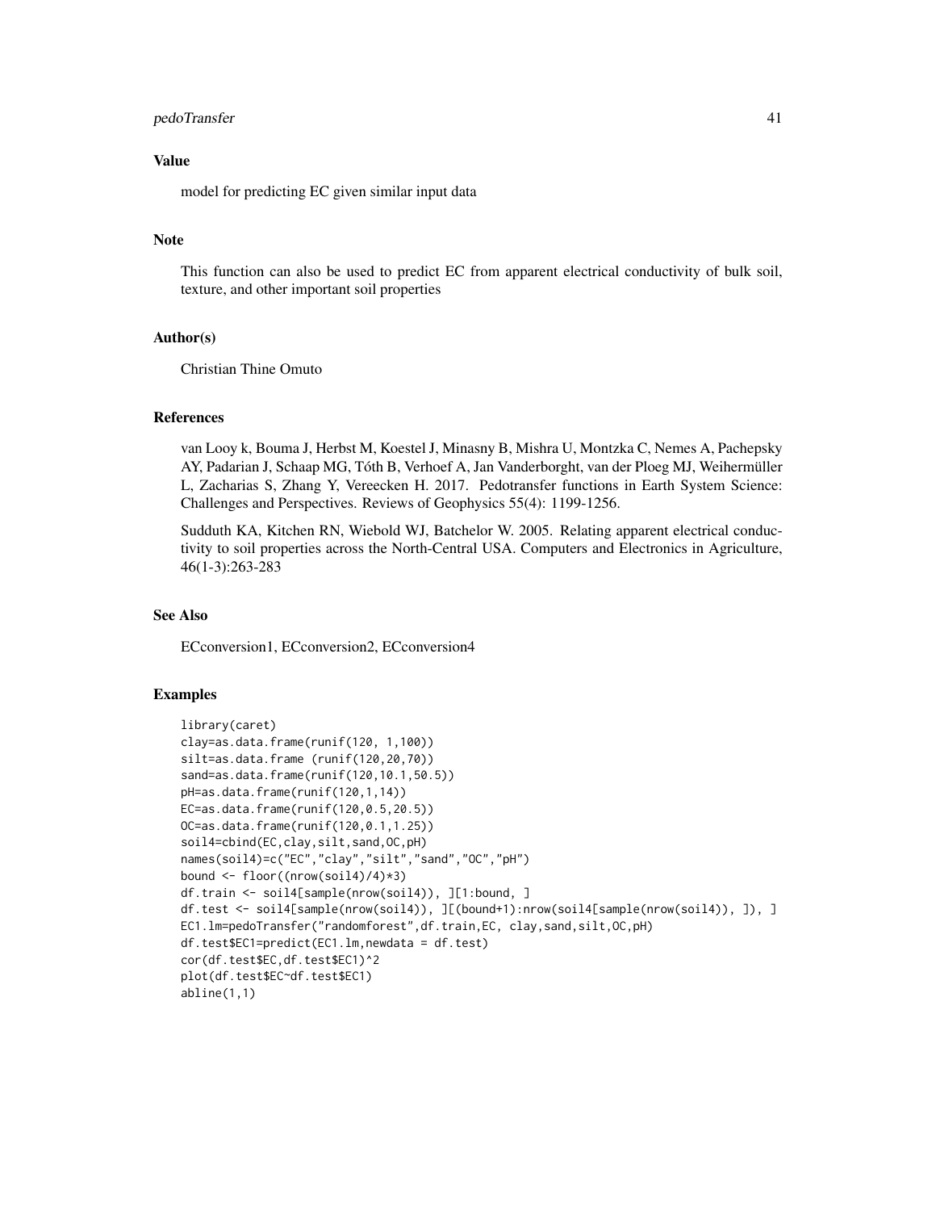## Value

model for predicting EC given similar input data

## Note

This function can also be used to predict EC from apparent electrical conductivity of bulk soil, texture, and other important soil properties

## Author(s)

Christian Thine Omuto

## References

van Looy k, Bouma J, Herbst M, Koestel J, Minasny B, Mishra U, Montzka C, Nemes A, Pachepsky AY, Padarian J, Schaap MG, Tóth B, Verhoef A, Jan Vanderborght, van der Ploeg MJ, Weihermüller L, Zacharias S, Zhang Y, Vereecken H. 2017. Pedotransfer functions in Earth System Science: Challenges and Perspectives. Reviews of Geophysics 55(4): 1199-1256.

Sudduth KA, Kitchen RN, Wiebold WJ, Batchelor W. 2005. Relating apparent electrical conductivity to soil properties across the North-Central USA. Computers and Electronics in Agriculture, 46(1-3):263-283

## See Also

ECconversion1, ECconversion2, ECconversion4

## Examples

```
library(caret)
clay=as.data.frame(runif(120, 1,100))
silt=as.data.frame (runif(120,20,70))
sand=as.data.frame(runif(120,10.1,50.5))
pH=as.data.frame(runif(120,1,14))
EC=as.data.frame(runif(120,0.5,20.5))
OC=as.data.frame(runif(120,0.1,1.25))
soil4=cbind(EC,clay,silt,sand,OC,pH)
names(soil4)=c("EC","clay","silt","sand","OC","pH")
bound <- floor((nrow(soil4)/4)*3)
df.train <- soil4[sample(nrow(soil4)), ][1:bound, ]
df.test <- soil4[sample(nrow(soil4)), ][(bound+1):nrow(soil4[sample(nrow(soil4)), ]), ]
EC1.lm=pedoTransfer("randomforest",df.train,EC, clay,sand,silt,OC,pH)
df.test$EC1=predict(EC1.lm,newdata = df.test)
cor(df.test$EC,df.test$EC1)^2
plot(df.test$EC~df.test$EC1)
abline(1,1)
```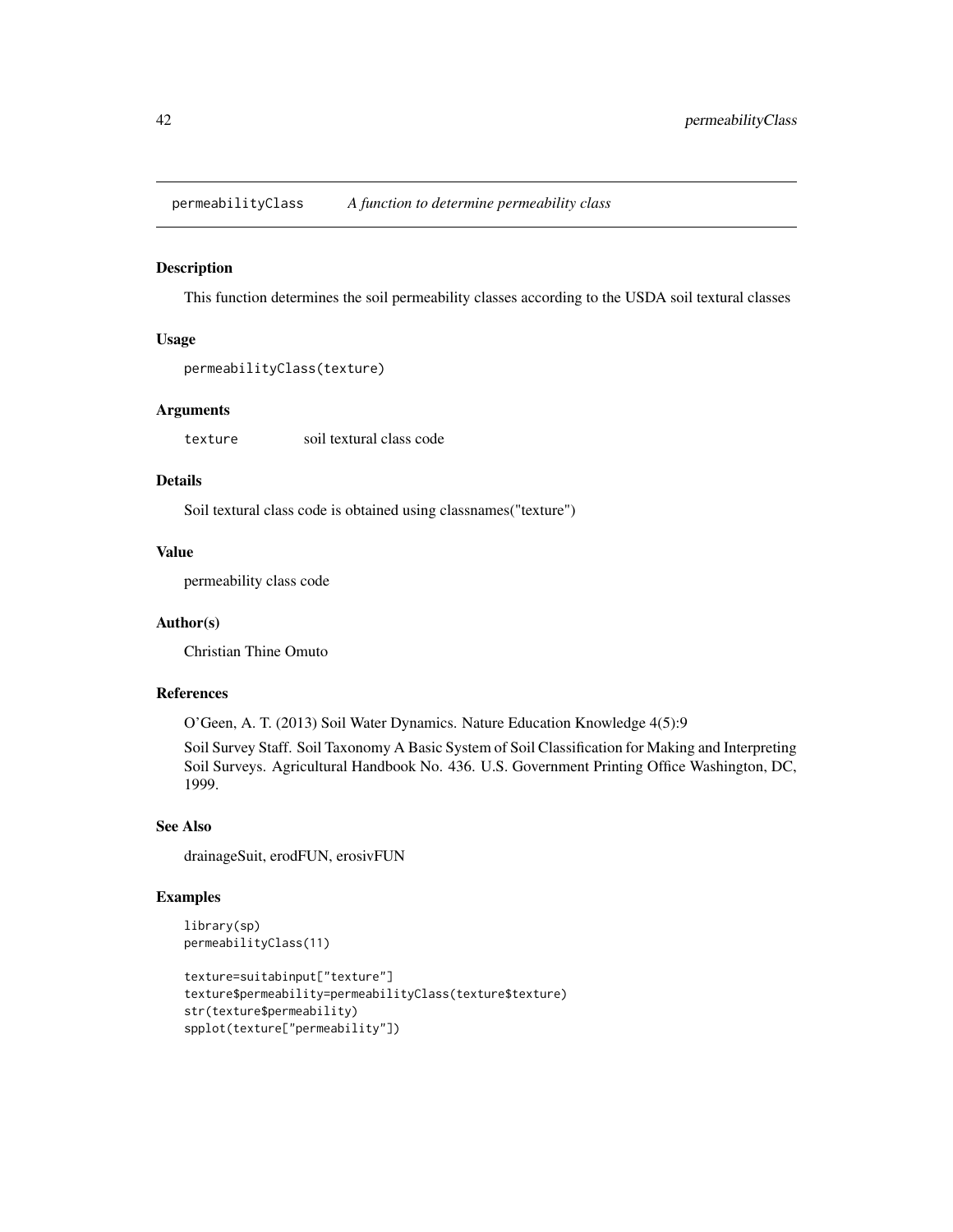## permeabilityClass — *A function to determine permeability class*

### Description

This function determines the soil permeability classes according to the USDA soil textural classes

### Usage

```
permeabilityClass(texture)
```

### Arguments

| | |
|---|---|
| texture | soil textural class code |

### Details

Soil textural class code is obtained using classnames("texture")

### Value

permeability class code

### Author(s)

Christian Thine Omuto

### References

O'Geen, A. T. (2013) Soil Water Dynamics. Nature Education Knowledge 4(5):9

Soil Survey Staff. Soil Taxonomy A Basic System of Soil Classification for Making and Interpreting Soil Surveys. Agricultural Handbook No. 436. U.S. Government Printing Office Washington, DC, 1999.

### See Also

drainageSuit, erodFUN, erosivFUN

### Examples

```
library(sp)
permeabilityClass(11)

texture=suitabinput["texture"]
texture$permeability=permeabilityClass(texture$texture)
str(texture$permeability)
spplot(texture["permeability"])
```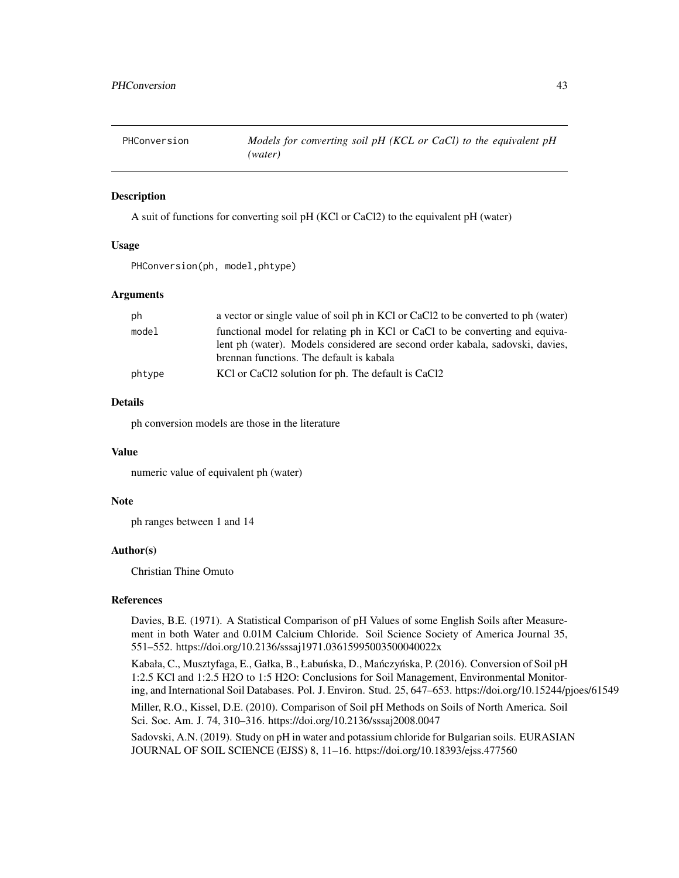PHConversion *Models for converting soil pH (KCL or CaCl) to the equivalent pH (water)*

## Description

A suit of functions for converting soil pH (KCl or CaCl2) to the equivalent pH (water)

## Usage

```
PHConversion(ph, model,phtype)
```

## Arguments

| | |
|---|---|
| ph | a vector or single value of soil ph in KCl or CaCl2 to be converted to ph (water) |
| model | functional model for relating ph in KCl or CaCl to be converting and equivalent ph (water). Models considered are second order kabala, sadovski, davies, brennan functions. The default is kabala |
| phtype | KCl or CaCl2 solution for ph. The default is CaCl2 |

## Details

ph conversion models are those in the literature

## Value

numeric value of equivalent ph (water)

## Note

ph ranges between 1 and 14

## Author(s)

Christian Thine Omuto

## References

Davies, B.E. (1971). A Statistical Comparison of pH Values of some English Soils after Measurement in both Water and 0.01M Calcium Chloride. Soil Science Society of America Journal 35, 551–552. https://doi.org/10.2136/sssaj1971.03615995003500040022x

Kabała, C., Musztyfaga, E., Gałka, B., Łabuńska, D., Mańczyńska, P. (2016). Conversion of Soil pH 1:2.5 KCl and 1:2.5 H2O to 1:5 H2O: Conclusions for Soil Management, Environmental Monitoring, and International Soil Databases. Pol. J. Environ. Stud. 25, 647–653. https://doi.org/10.15244/pjoes/61549

Miller, R.O., Kissel, D.E. (2010). Comparison of Soil pH Methods on Soils of North America. Soil Sci. Soc. Am. J. 74, 310–316. https://doi.org/10.2136/sssaj2008.0047

Sadovski, A.N. (2019). Study on pH in water and potassium chloride for Bulgarian soils. EURASIAN JOURNAL OF SOIL SCIENCE (EJSS) 8, 11–16. https://doi.org/10.18393/ejss.477560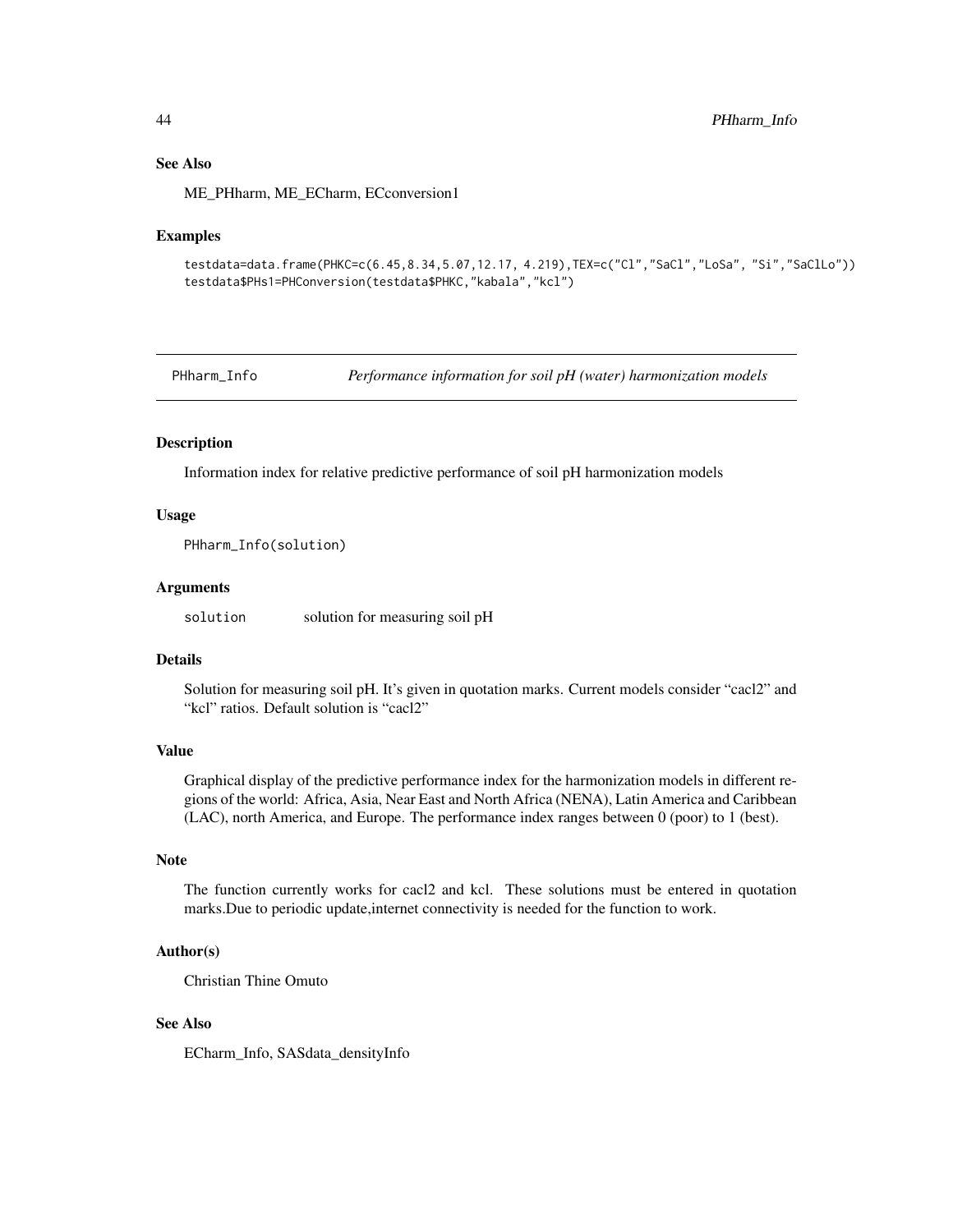### See Also

ME_PHharm, ME_ECharm, ECconversion1

### Examples

```
testdata=data.frame(PHKC=c(6.45,8.34,5.07,12.17, 4.219),TEX=c("Cl","SaCl","LoSa", "Si","SaClLo"))
testdata$PHs1=PHConversion(testdata$PHKC,"kabala","kcl")
```

---

## PHharm_Info — *Performance information for soil pH (water) harmonization models*

---

### Description

Information index for relative predictive performance of soil pH harmonization models

### Usage

```
PHharm_Info(solution)
```

### Arguments

| | |
|---|---|
| solution | solution for measuring soil pH |

### Details

Solution for measuring soil pH. It's given in quotation marks. Current models consider "cacl2" and "kcl" ratios. Default solution is "cacl2"

### Value

Graphical display of the predictive performance index for the harmonization models in different regions of the world: Africa, Asia, Near East and North Africa (NENA), Latin America and Caribbean (LAC), north America, and Europe. The performance index ranges between 0 (poor) to 1 (best).

### Note

The function currently works for cacl2 and kcl. These solutions must be entered in quotation marks.Due to periodic update,internet connectivity is needed for the function to work.

### Author(s)

Christian Thine Omuto

### See Also

ECharm_Info, SASdata_densityInfo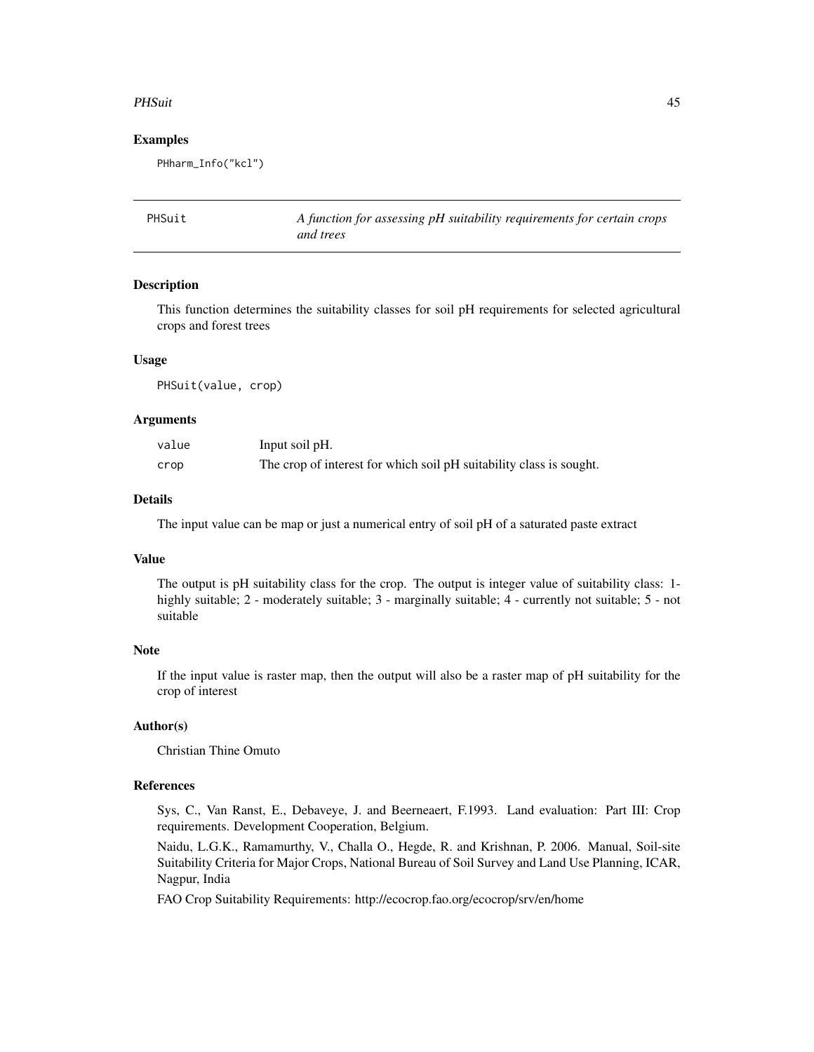## Examples

```
PHharm_Info("kcl")
```

---

PHSuit — *A function for assessing pH suitability requirements for certain crops and trees*

---

### Description

This function determines the suitability classes for soil pH requirements for selected agricultural crops and forest trees

### Usage

```
PHSuit(value, crop)
```

### Arguments

| | |
|---|---|
| value | Input soil pH. |
| crop | The crop of interest for which soil pH suitability class is sought. |

### Details

The input value can be map or just a numerical entry of soil pH of a saturated paste extract

### Value

The output is pH suitability class for the crop. The output is integer value of suitability class: 1- highly suitable; 2 - moderately suitable; 3 - marginally suitable; 4 - currently not suitable; 5 - not suitable

### Note

If the input value is raster map, then the output will also be a raster map of pH suitability for the crop of interest

### Author(s)

Christian Thine Omuto

### References

Sys, C., Van Ranst, E., Debaveye, J. and Beerneaert, F.1993. Land evaluation: Part III: Crop requirements. Development Cooperation, Belgium.

Naidu, L.G.K., Ramamurthy, V., Challa O., Hegde, R. and Krishnan, P. 2006. Manual, Soil-site Suitability Criteria for Major Crops, National Bureau of Soil Survey and Land Use Planning, ICAR, Nagpur, India

FAO Crop Suitability Requirements: http://ecocrop.fao.org/ecocrop/srv/en/home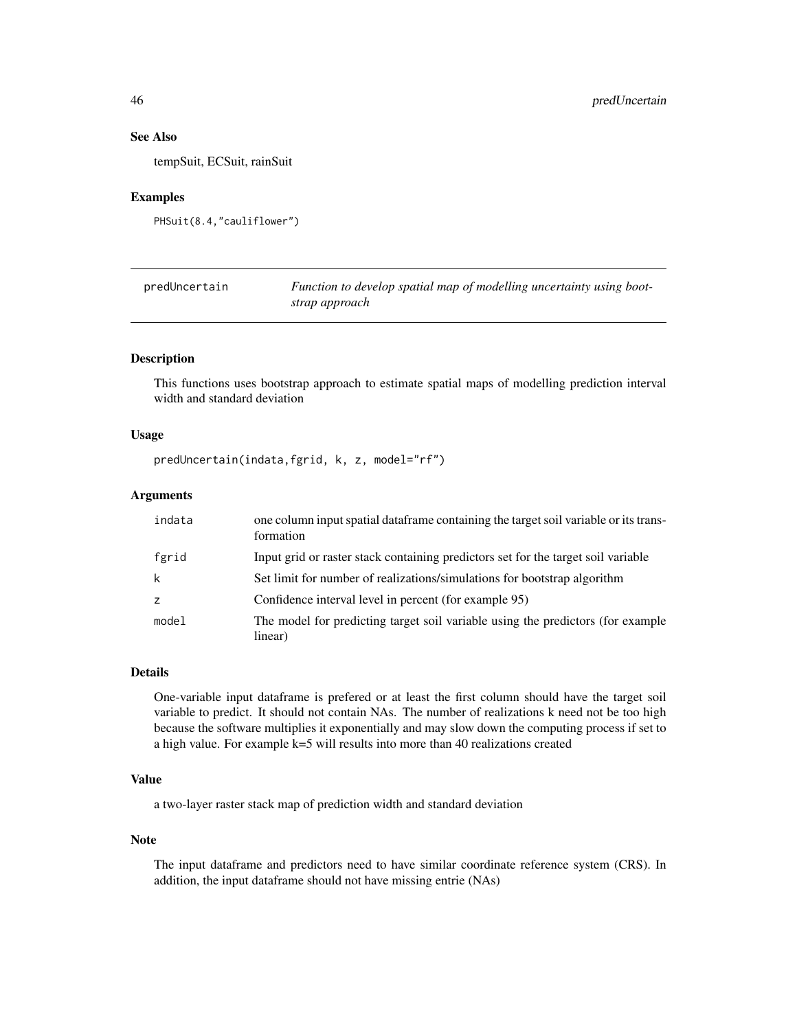### See Also

tempSuit, ECSuit, rainSuit

### Examples

```
PHSuit(8.4,"cauliflower")
```

---

## predUncertain — *Function to develop spatial map of modelling uncertainty using bootstrap approach*

---

### Description

This functions uses bootstrap approach to estimate spatial maps of modelling prediction interval width and standard deviation

### Usage

```
predUncertain(indata,fgrid, k, z, model="rf")
```

### Arguments

| | |
|---|---|
| indata | one column input spatial dataframe containing the target soil variable or its transformation |
| fgrid | Input grid or raster stack containing predictors set for the target soil variable |
| k | Set limit for number of realizations/simulations for bootstrap algorithm |
| z | Confidence interval level in percent (for example 95) |
| model | The model for predicting target soil variable using the predictors (for example linear) |

### Details

One-variable input dataframe is prefered or at least the first column should have the target soil variable to predict. It should not contain NAs. The number of realizations k need not be too high because the software multiplies it exponentially and may slow down the computing process if set to a high value. For example k=5 will results into more than 40 realizations created

### Value

a two-layer raster stack map of prediction width and standard deviation

### Note

The input dataframe and predictors need to have similar coordinate reference system (CRS). In addition, the input dataframe should not have missing entrie (NAs)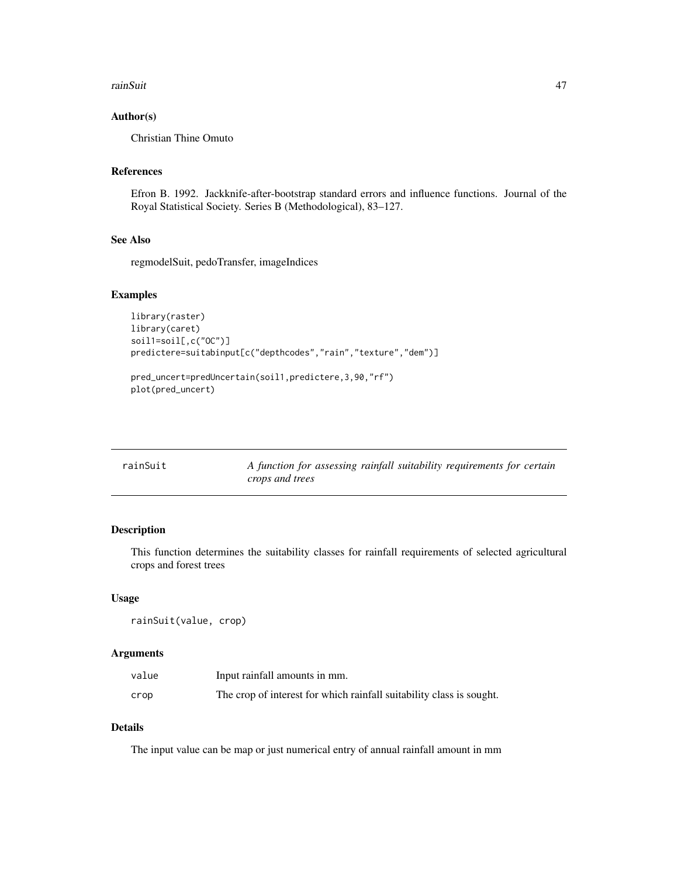### Author(s)

Christian Thine Omuto

### References

Efron B. 1992. Jackknife-after-bootstrap standard errors and influence functions. Journal of the Royal Statistical Society. Series B (Methodological), 83–127.

### See Also

regmodelSuit, pedoTransfer, imageIndices

### Examples

```
library(raster)
library(caret)
soil1=soil[,c("OC")]
predictere=suitabinput[c("depthcodes","rain","texture","dem")]

pred_uncert=predUncertain(soil1,predictere,3,90,"rf")
plot(pred_uncert)
```

---

## rainSuit — *A function for assessing rainfall suitability requirements for certain crops and trees*

### Description

This function determines the suitability classes for rainfall requirements of selected agricultural crops and forest trees

### Usage

```
rainSuit(value, crop)
```

### Arguments

| | |
|---|---|
| value | Input rainfall amounts in mm. |
| crop | The crop of interest for which rainfall suitability class is sought. |

### Details

The input value can be map or just numerical entry of annual rainfall amount in mm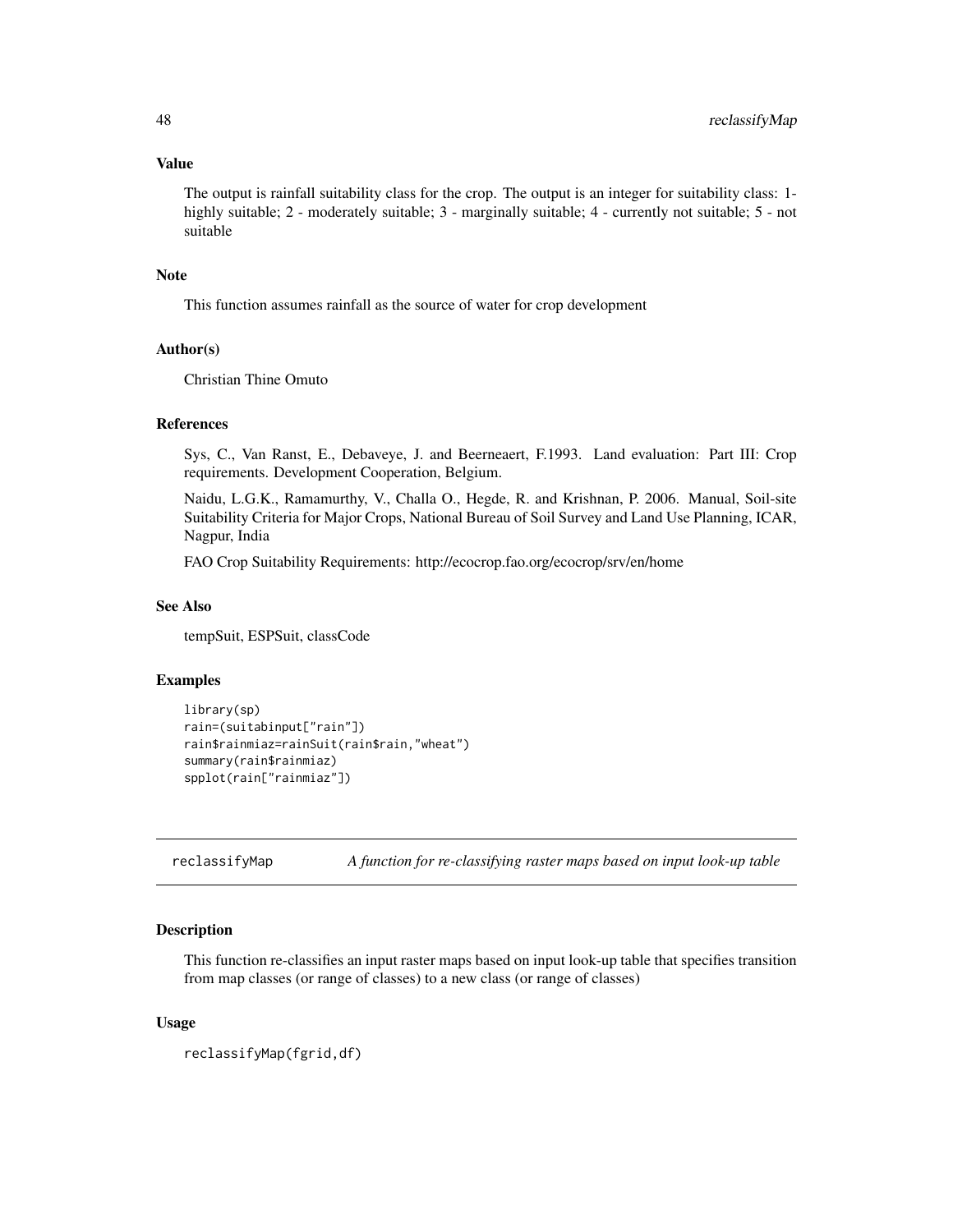### Value

The output is rainfall suitability class for the crop. The output is an integer for suitability class: 1- highly suitable; 2 - moderately suitable; 3 - marginally suitable; 4 - currently not suitable; 5 - not suitable

### Note

This function assumes rainfall as the source of water for crop development

### Author(s)

Christian Thine Omuto

### References

Sys, C., Van Ranst, E., Debaveye, J. and Beerneaert, F.1993. Land evaluation: Part III: Crop requirements. Development Cooperation, Belgium.

Naidu, L.G.K., Ramamurthy, V., Challa O., Hegde, R. and Krishnan, P. 2006. Manual, Soil-site Suitability Criteria for Major Crops, National Bureau of Soil Survey and Land Use Planning, ICAR, Nagpur, India

FAO Crop Suitability Requirements: http://ecocrop.fao.org/ecocrop/srv/en/home

### See Also

tempSuit, ESPSuit, classCode

### Examples

```
library(sp)
rain=(suitabinput["rain"])
rain$rainmiaz=rainSuit(rain$rain,"wheat")
summary(rain$rainmiaz)
spplot(rain["rainmiaz"])
```

---

## reclassifyMap — *A function for re-classifying raster maps based on input look-up table*

---

### Description

This function re-classifies an input raster maps based on input look-up table that specifies transition from map classes (or range of classes) to a new class (or range of classes)

### Usage

```
reclassifyMap(fgrid,df)
```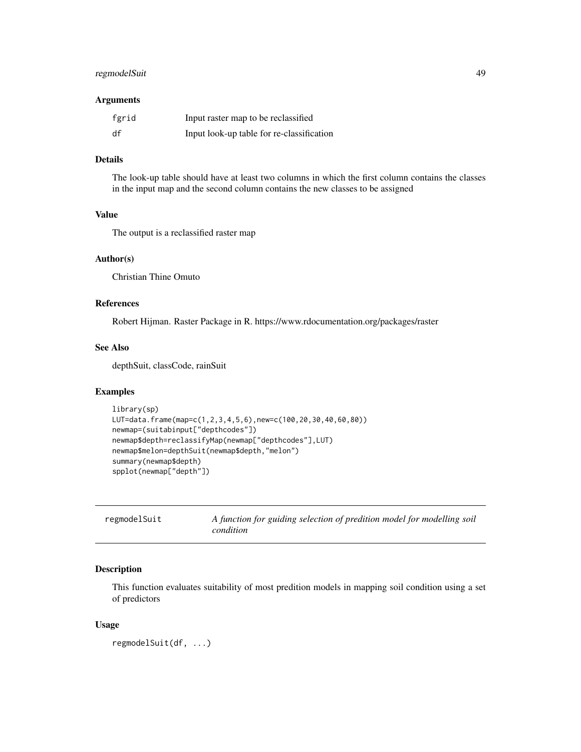### Arguments

| | |
|---|---|
| fgrid | Input raster map to be reclassified |
| df | Input look-up table for re-classification |

### Details

The look-up table should have at least two columns in which the first column contains the classes in the input map and the second column contains the new classes to be assigned

### Value

The output is a reclassified raster map

### Author(s)

Christian Thine Omuto

### References

Robert Hijman. Raster Package in R. https://www.rdocumentation.org/packages/raster

### See Also

depthSuit, classCode, rainSuit

### Examples

```
library(sp)
LUT=data.frame(map=c(1,2,3,4,5,6),new=c(100,20,30,40,60,80))
newmap=(suitabinput["depthcodes"])
newmap$depth=reclassifyMap(newmap["depthcodes"],LUT)
newmap$melon=depthSuit(newmap$depth,"melon")
summary(newmap$depth)
spplot(newmap["depth"])
```

---

## regmodelSuit — *A function for guiding selection of predition model for modelling soil condition*

---

### Description

This function evaluates suitability of most predition models in mapping soil condition using a set of predictors

### Usage

```
regmodelSuit(df, ...)
```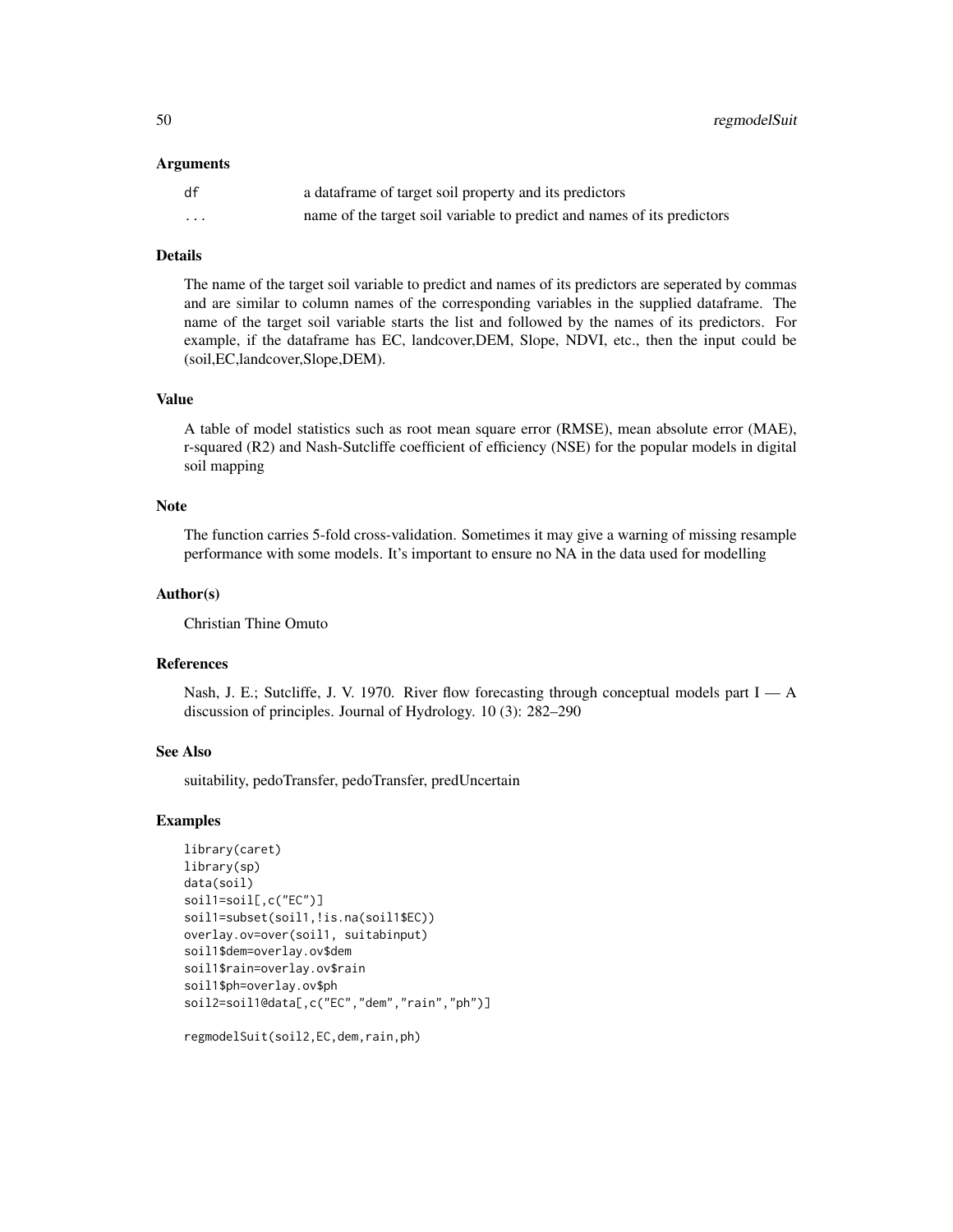## Arguments

| | |
|---|---|
| df | a dataframe of target soil property and its predictors |
| ... | name of the target soil variable to predict and names of its predictors |

## Details

The name of the target soil variable to predict and names of its predictors are seperated by commas and are similar to column names of the corresponding variables in the supplied dataframe. The name of the target soil variable starts the list and followed by the names of its predictors. For example, if the dataframe has EC, landcover,DEM, Slope, NDVI, etc., then the input could be (soil,EC,landcover,Slope,DEM).

## Value

A table of model statistics such as root mean square error (RMSE), mean absolute error (MAE), r-squared (R2) and Nash-Sutcliffe coefficient of efficiency (NSE) for the popular models in digital soil mapping

## Note

The function carries 5-fold cross-validation. Sometimes it may give a warning of missing resample performance with some models. It's important to ensure no NA in the data used for modelling

## Author(s)

Christian Thine Omuto

## References

Nash, J. E.; Sutcliffe, J. V. 1970. River flow forecasting through conceptual models part I — A discussion of principles. Journal of Hydrology. 10 (3): 282–290

## See Also

suitability, pedoTransfer, pedoTransfer, predUncertain

## Examples

```
library(caret)
library(sp)
data(soil)
soil1=soil[,c("EC")]
soil1=subset(soil1,!is.na(soil1$EC))
overlay.ov=over(soil1, suitabinput)
soil1$dem=overlay.ov$dem
soil1$rain=overlay.ov$rain
soil1$ph=overlay.ov$ph
soil2=soil1@data[,c("EC","dem","rain","ph")]

regmodelSuit(soil2,EC,dem,rain,ph)
```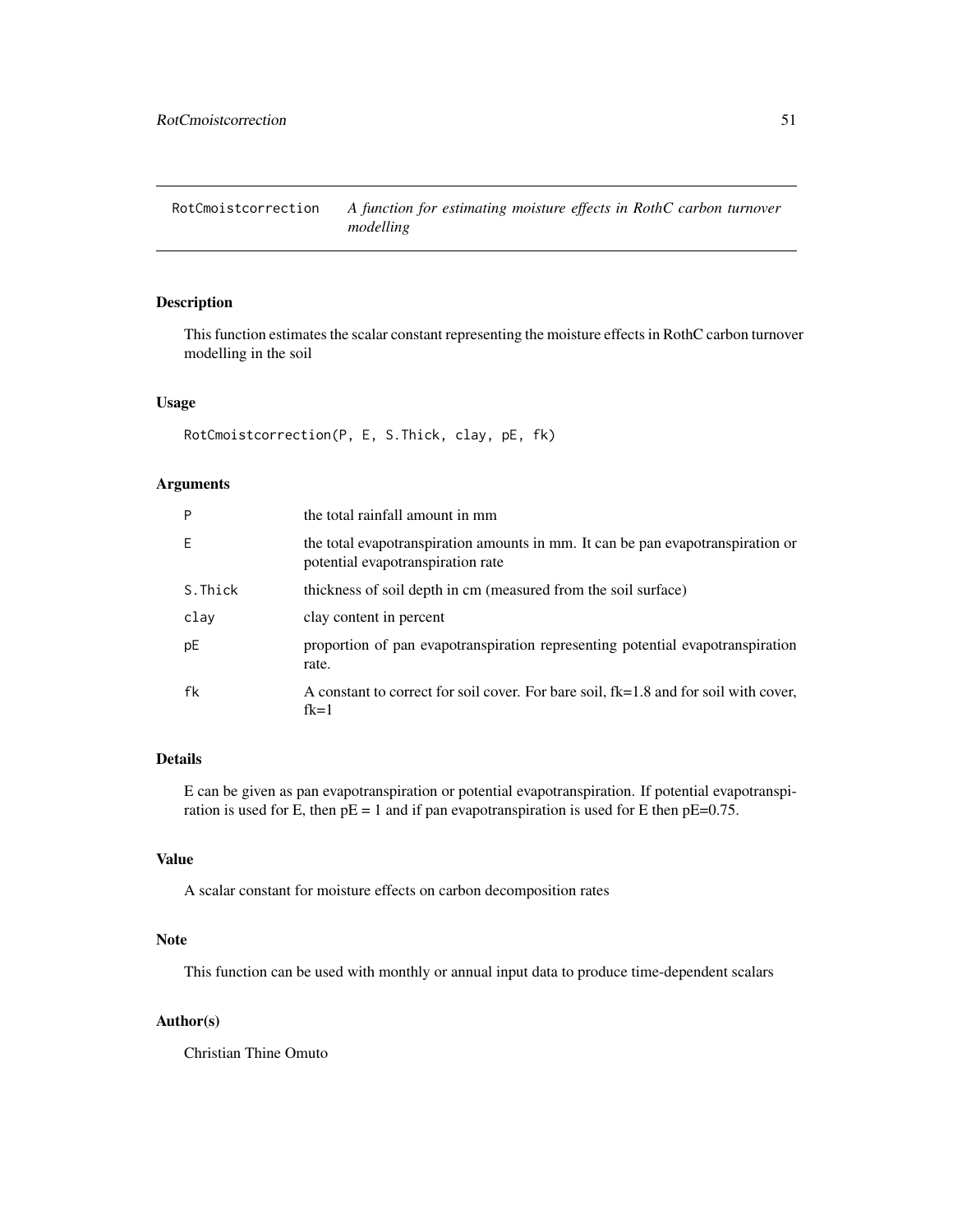# RotCmoistcorrection    *A function for estimating moisture effects in RothC carbon turnover modelling*

## Description

This function estimates the scalar constant representing the moisture effects in RothC carbon turnover modelling in the soil

## Usage

```
RotCmoistcorrection(P, E, S.Thick, clay, pE, fk)
```

## Arguments

| | |
|---|---|
| `P` | the total rainfall amount in mm |
| `E` | the total evapotranspiration amounts in mm. It can be pan evapotranspiration or potential evapotranspiration rate |
| `S.Thick` | thickness of soil depth in cm (measured from the soil surface) |
| `clay` | clay content in percent |
| `pE` | proportion of pan evapotranspiration representing potential evapotranspiration rate. |
| `fk` | A constant to correct for soil cover. For bare soil, fk=1.8 and for soil with cover, fk=1 |

## Details

E can be given as pan evapotranspiration or potential evapotranspiration. If potential evapotranspiration is used for E, then pE = 1 and if pan evapotranspiration is used for E then pE=0.75.

## Value

A scalar constant for moisture effects on carbon decomposition rates

## Note

This function can be used with monthly or annual input data to produce time-dependent scalars

## Author(s)

Christian Thine Omuto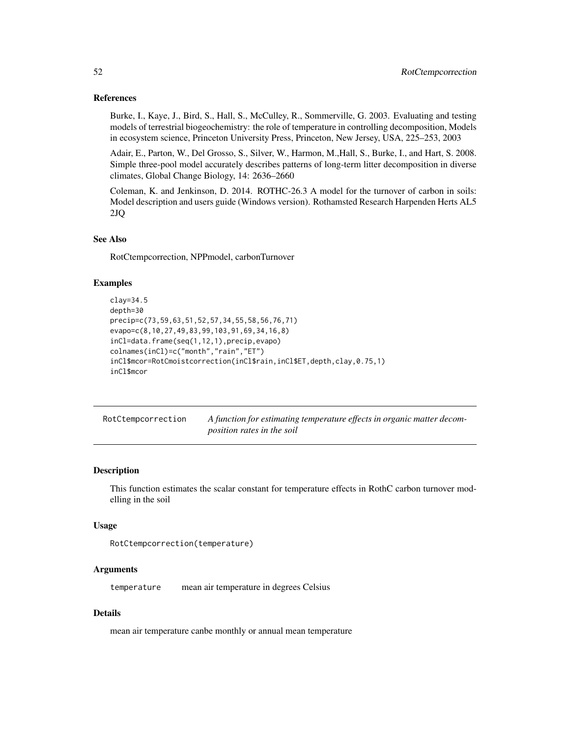## References

Burke, I., Kaye, J., Bird, S., Hall, S., McCulley, R., Sommerville, G. 2003. Evaluating and testing models of terrestrial biogeochemistry: the role of temperature in controlling decomposition, Models in ecosystem science, Princeton University Press, Princeton, New Jersey, USA, 225–253, 2003

Adair, E., Parton, W., Del Grosso, S., Silver, W., Harmon, M.,Hall, S., Burke, I., and Hart, S. 2008. Simple three-pool model accurately describes patterns of long-term litter decomposition in diverse climates, Global Change Biology, 14: 2636–2660

Coleman, K. and Jenkinson, D. 2014. ROTHC-26.3 A model for the turnover of carbon in soils: Model description and users guide (Windows version). Rothamsted Research Harpenden Herts AL5 2JQ

## See Also

RotCtempcorrection, NPPmodel, carbonTurnover

## Examples

```
clay=34.5
depth=30
precip=c(73,59,63,51,52,57,34,55,58,56,76,71)
evapo=c(8,10,27,49,83,99,103,91,69,34,16,8)
inCl=data.frame(seq(1,12,1),precip,evapo)
colnames(inCl)=c("month","rain","ET")
inCl$mcor=RotCmoistcorrection(inCl$rain,inCl$ET,depth,clay,0.75,1)
inCl$mcor
```

---

# RotCtempcorrection &nbsp;&nbsp; *A function for estimating temperature effects in organic matter decomposition rates in the soil*

---

## Description

This function estimates the scalar constant for temperature effects in RothC carbon turnover modelling in the soil

## Usage

```
RotCtempcorrection(temperature)
```

## Arguments

| | |
|---|---|
| `temperature` | mean air temperature in degrees Celsius |

## Details

mean air temperature canbe monthly or annual mean temperature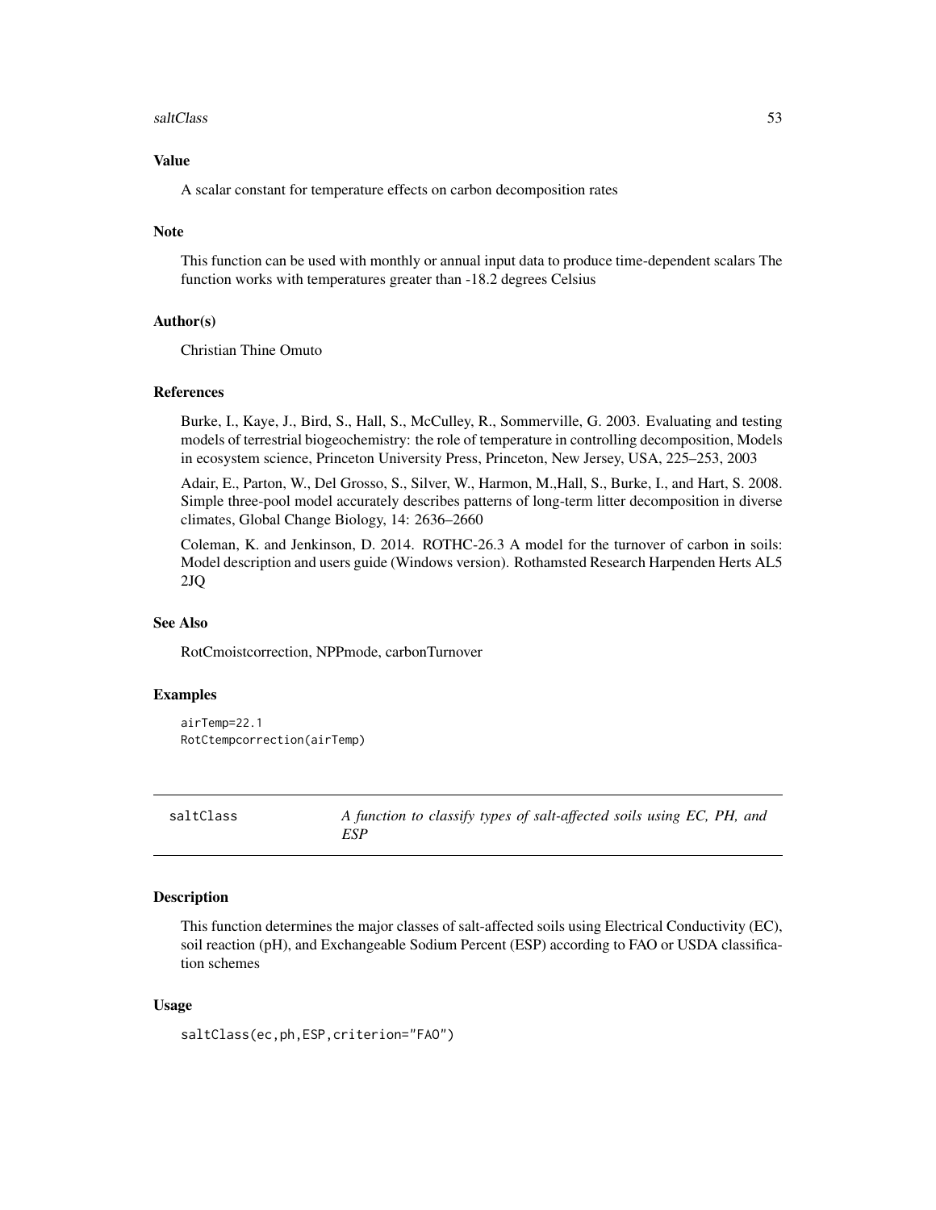### Value

A scalar constant for temperature effects on carbon decomposition rates

### Note

This function can be used with monthly or annual input data to produce time-dependent scalars The function works with temperatures greater than -18.2 degrees Celsius

### Author(s)

Christian Thine Omuto

### References

Burke, I., Kaye, J., Bird, S., Hall, S., McCulley, R., Sommerville, G. 2003. Evaluating and testing models of terrestrial biogeochemistry: the role of temperature in controlling decomposition, Models in ecosystem science, Princeton University Press, Princeton, New Jersey, USA, 225–253, 2003

Adair, E., Parton, W., Del Grosso, S., Silver, W., Harmon, M.,Hall, S., Burke, I., and Hart, S. 2008. Simple three-pool model accurately describes patterns of long-term litter decomposition in diverse climates, Global Change Biology, 14: 2636–2660

Coleman, K. and Jenkinson, D. 2014. ROTHC-26.3 A model for the turnover of carbon in soils: Model description and users guide (Windows version). Rothamsted Research Harpenden Herts AL5 2JQ

### See Also

RotCmoistcorrection, NPPmode, carbonTurnover

### Examples

```
airTemp=22.1
RotCtempcorrection(airTemp)
```

---

## saltClass — *A function to classify types of salt-affected soils using EC, PH, and ESP*

### Description

This function determines the major classes of salt-affected soils using Electrical Conductivity (EC), soil reaction (pH), and Exchangeable Sodium Percent (ESP) according to FAO or USDA classification schemes

### Usage

```
saltClass(ec,ph,ESP,criterion="FAO")
```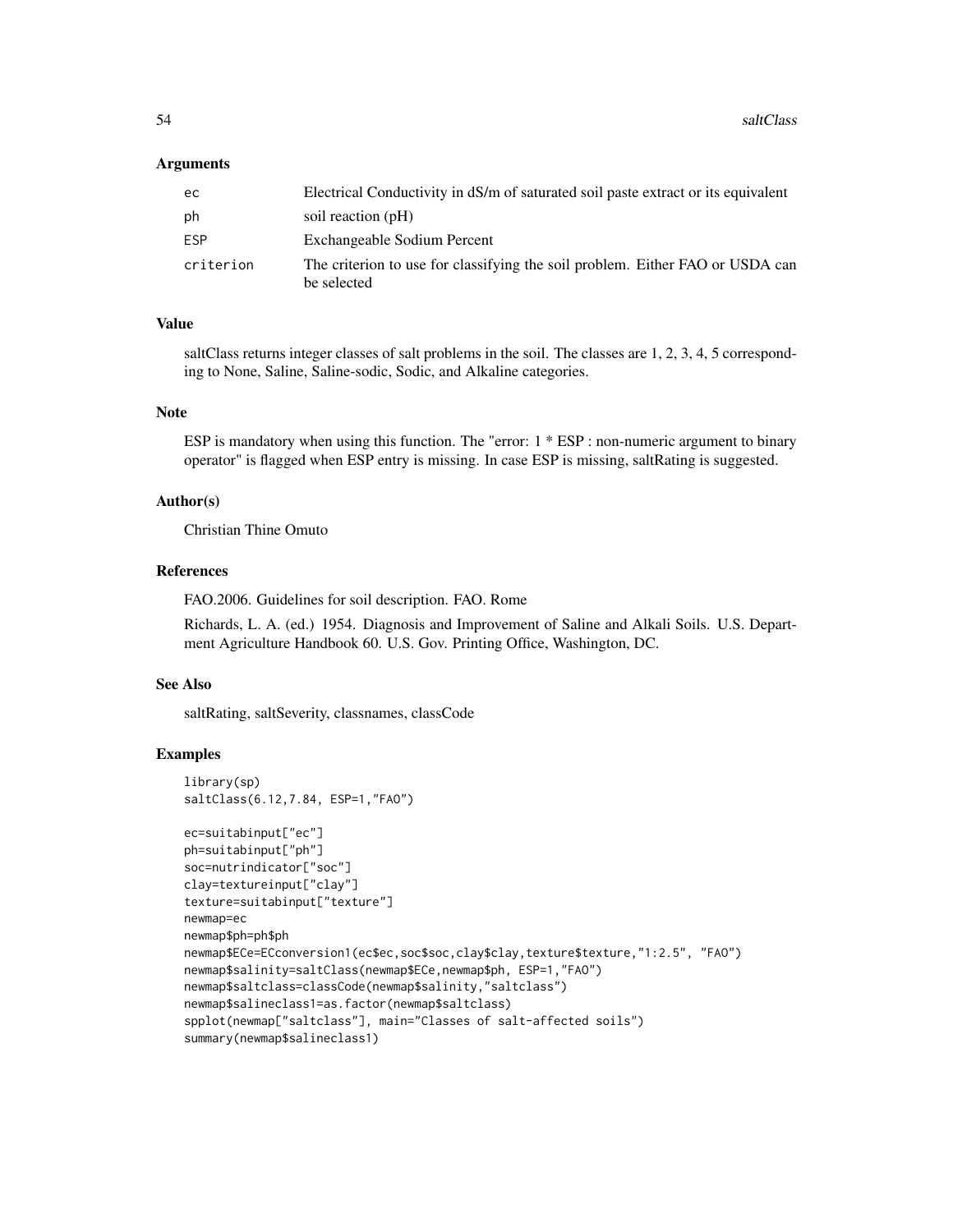## Arguments

| | |
|---|---|
| ec | Electrical Conductivity in dS/m of saturated soil paste extract or its equivalent |
| ph | soil reaction (pH) |
| ESP | Exchangeable Sodium Percent |
| criterion | The criterion to use for classifying the soil problem. Either FAO or USDA can be selected |

## Value

saltClass returns integer classes of salt problems in the soil. The classes are 1, 2, 3, 4, 5 corresponding to None, Saline, Saline-sodic, Sodic, and Alkaline categories.

## Note

ESP is mandatory when using this function. The "error: 1 * ESP : non-numeric argument to binary operator" is flagged when ESP entry is missing. In case ESP is missing, saltRating is suggested.

## Author(s)

Christian Thine Omuto

## References

FAO.2006. Guidelines for soil description. FAO. Rome

Richards, L. A. (ed.) 1954. Diagnosis and Improvement of Saline and Alkali Soils. U.S. Department Agriculture Handbook 60. U.S. Gov. Printing Office, Washington, DC.

## See Also

saltRating, saltSeverity, classnames, classCode

## Examples

```
library(sp)
saltClass(6.12,7.84, ESP=1,"FAO")

ec=suitabinput["ec"]
ph=suitabinput["ph"]
soc=nutrindicator["soc"]
clay=textureinput["clay"]
texture=suitabinput["texture"]
newmap=ec
newmap$ph=ph$ph
newmap$ECe=ECconversion1(ec$ec,soc$soc,clay$clay,texture$texture,"1:2.5", "FAO")
newmap$salinity=saltClass(newmap$ECe,newmap$ph, ESP=1,"FAO")
newmap$saltclass=classCode(newmap$salinity,"saltclass")
newmap$salineclass1=as.factor(newmap$saltclass)
spplot(newmap["saltclass"], main="Classes of salt-affected soils")
summary(newmap$salineclass1)
```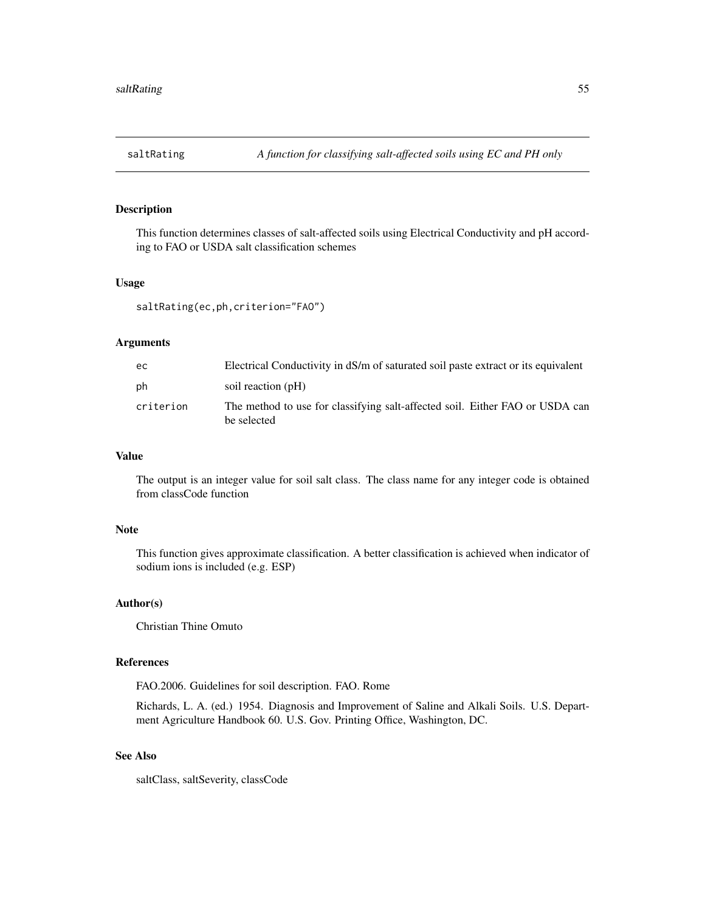saltRating *A function for classifying salt-affected soils using EC and PH only*

## Description

This function determines classes of salt-affected soils using Electrical Conductivity and pH according to FAO or USDA salt classification schemes

## Usage

```
saltRating(ec,ph,criterion="FAO")
```

## Arguments

| | |
|---|---|
| ec | Electrical Conductivity in dS/m of saturated soil paste extract or its equivalent |
| ph | soil reaction (pH) |
| criterion | The method to use for classifying salt-affected soil. Either FAO or USDA can be selected |

## Value

The output is an integer value for soil salt class. The class name for any integer code is obtained from classCode function

## Note

This function gives approximate classification. A better classification is achieved when indicator of sodium ions is included (e.g. ESP)

## Author(s)

Christian Thine Omuto

## References

FAO.2006. Guidelines for soil description. FAO. Rome

Richards, L. A. (ed.) 1954. Diagnosis and Improvement of Saline and Alkali Soils. U.S. Department Agriculture Handbook 60. U.S. Gov. Printing Office, Washington, DC.

## See Also

saltClass, saltSeverity, classCode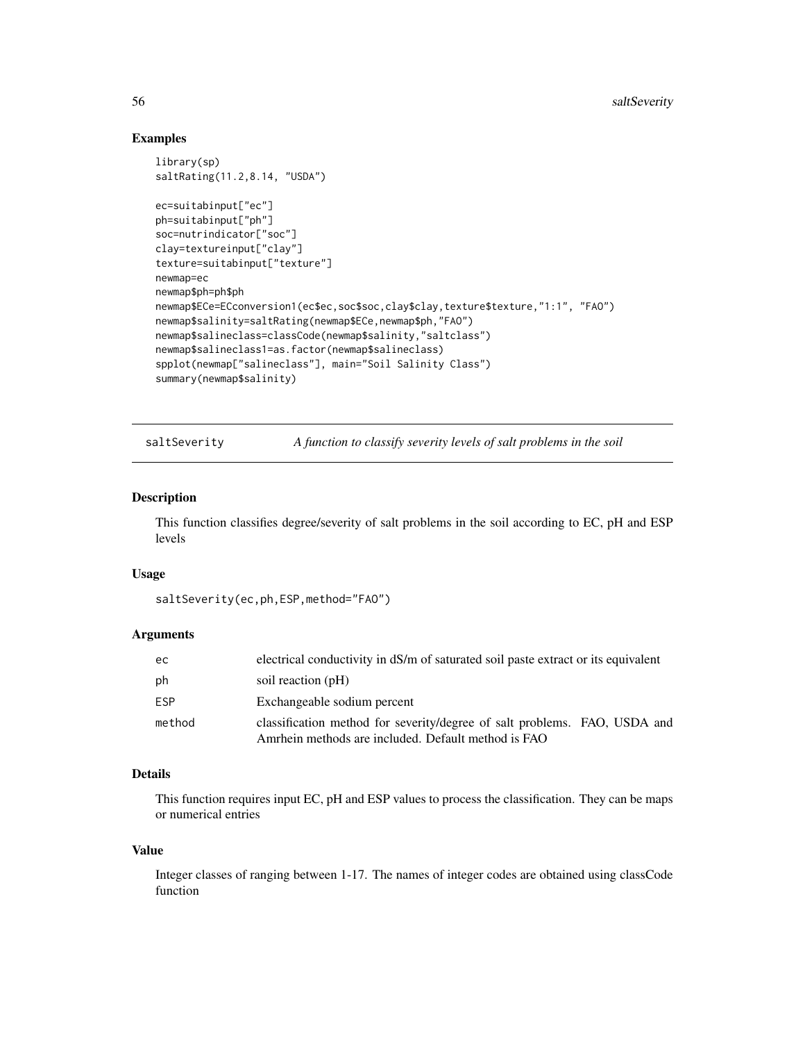## Examples

```
library(sp)
saltRating(11.2,8.14, "USDA")

ec=suitabinput["ec"]
ph=suitabinput["ph"]
soc=nutrindicator["soc"]
clay=textureinput["clay"]
texture=suitabinput["texture"]
newmap=ec
newmap$ph=ph$ph
newmap$ECe=ECconversion1(ec$ec,soc$soc,clay$clay,texture$texture,"1:1", "FAO")
newmap$salinity=saltRating(newmap$ECe,newmap$ph,"FAO")
newmap$salineclass=classCode(newmap$salinity,"saltclass")
newmap$salineclass1=as.factor(newmap$salineclass)
spplot(newmap["salineclass"], main="Soil Salinity Class")
summary(newmap$salinity)
```

---

# saltSeverity *A function to classify severity levels of salt problems in the soil*

---

## Description

This function classifies degree/severity of salt problems in the soil according to EC, pH and ESP levels

## Usage

```
saltSeverity(ec,ph,ESP,method="FAO")
```

## Arguments

| | |
|---|---|
| ec | electrical conductivity in dS/m of saturated soil paste extract or its equivalent |
| ph | soil reaction (pH) |
| ESP | Exchangeable sodium percent |
| method | classification method for severity/degree of salt problems. FAO, USDA and Amrhein methods are included. Default method is FAO |

## Details

This function requires input EC, pH and ESP values to process the classification. They can be maps or numerical entries

## Value

Integer classes of ranging between 1-17. The names of integer codes are obtained using classCode function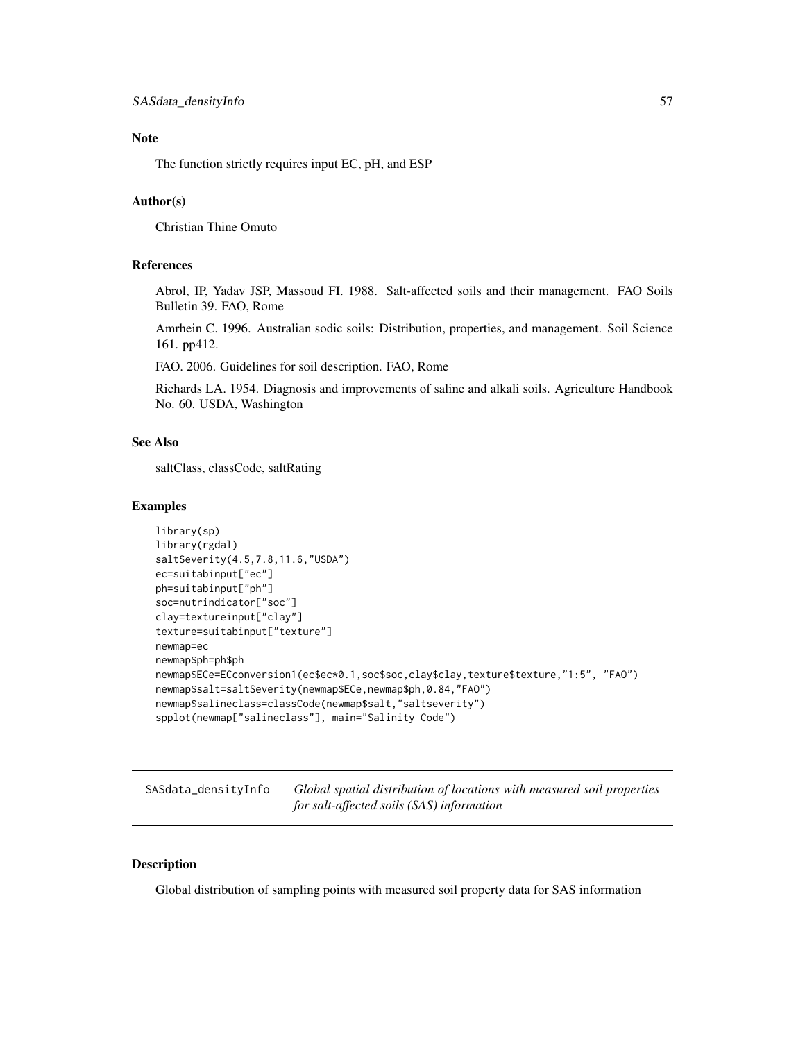### Note

The function strictly requires input EC, pH, and ESP

### Author(s)

Christian Thine Omuto

### References

Abrol, IP, Yadav JSP, Massoud FI. 1988. Salt-affected soils and their management. FAO Soils Bulletin 39. FAO, Rome

Amrhein C. 1996. Australian sodic soils: Distribution, properties, and management. Soil Science 161. pp412.

FAO. 2006. Guidelines for soil description. FAO, Rome

Richards LA. 1954. Diagnosis and improvements of saline and alkali soils. Agriculture Handbook No. 60. USDA, Washington

### See Also

saltClass, classCode, saltRating

### Examples

```
library(sp)
library(rgdal)
saltSeverity(4.5,7.8,11.6,"USDA")
ec=suitabinput["ec"]
ph=suitabinput["ph"]
soc=nutrindicator["soc"]
clay=textureinput["clay"]
texture=suitabinput["texture"]
newmap=ec
newmap$ph=ph$ph
newmap$ECe=ECconversion1(ec$ec*0.1,soc$soc,clay$clay,texture$texture,"1:5", "FAO")
newmap$salt=saltSeverity(newmap$ECe,newmap$ph,0.84,"FAO")
newmap$salineclass=classCode(newmap$salt,"saltseverity")
spplot(newmap["salineclass"], main="Salinity Code")
```

---

## SASdata_densityInfo    *Global spatial distribution of locations with measured soil properties for salt-affected soils (SAS) information*

---

### Description

Global distribution of sampling points with measured soil property data for SAS information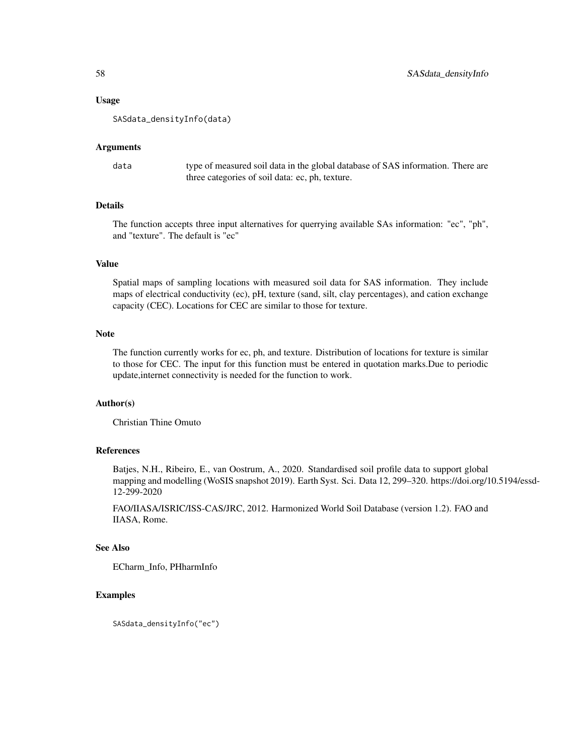### Usage

```
SASdata_densityInfo(data)
```

### Arguments

| | |
|---|---|
| data | type of measured soil data in the global database of SAS information. There are three categories of soil data: ec, ph, texture. |

### Details

The function accepts three input alternatives for querrying available SAs information: "ec", "ph", and "texture". The default is "ec"

### Value

Spatial maps of sampling locations with measured soil data for SAS information. They include maps of electrical conductivity (ec), pH, texture (sand, silt, clay percentages), and cation exchange capacity (CEC). Locations for CEC are similar to those for texture.

### Note

The function currently works for ec, ph, and texture. Distribution of locations for texture is similar to those for CEC. The input for this function must be entered in quotation marks.Due to periodic update,internet connectivity is needed for the function to work.

### Author(s)

Christian Thine Omuto

### References

Batjes, N.H., Ribeiro, E., van Oostrum, A., 2020. Standardised soil profile data to support global mapping and modelling (WoSIS snapshot 2019). Earth Syst. Sci. Data 12, 299–320. https://doi.org/10.5194/essd-12-299-2020

FAO/IIASA/ISRIC/ISS-CAS/JRC, 2012. Harmonized World Soil Database (version 1.2). FAO and IIASA, Rome.

### See Also

ECharm_Info, PHharmInfo

### Examples

```
SASdata_densityInfo("ec")
```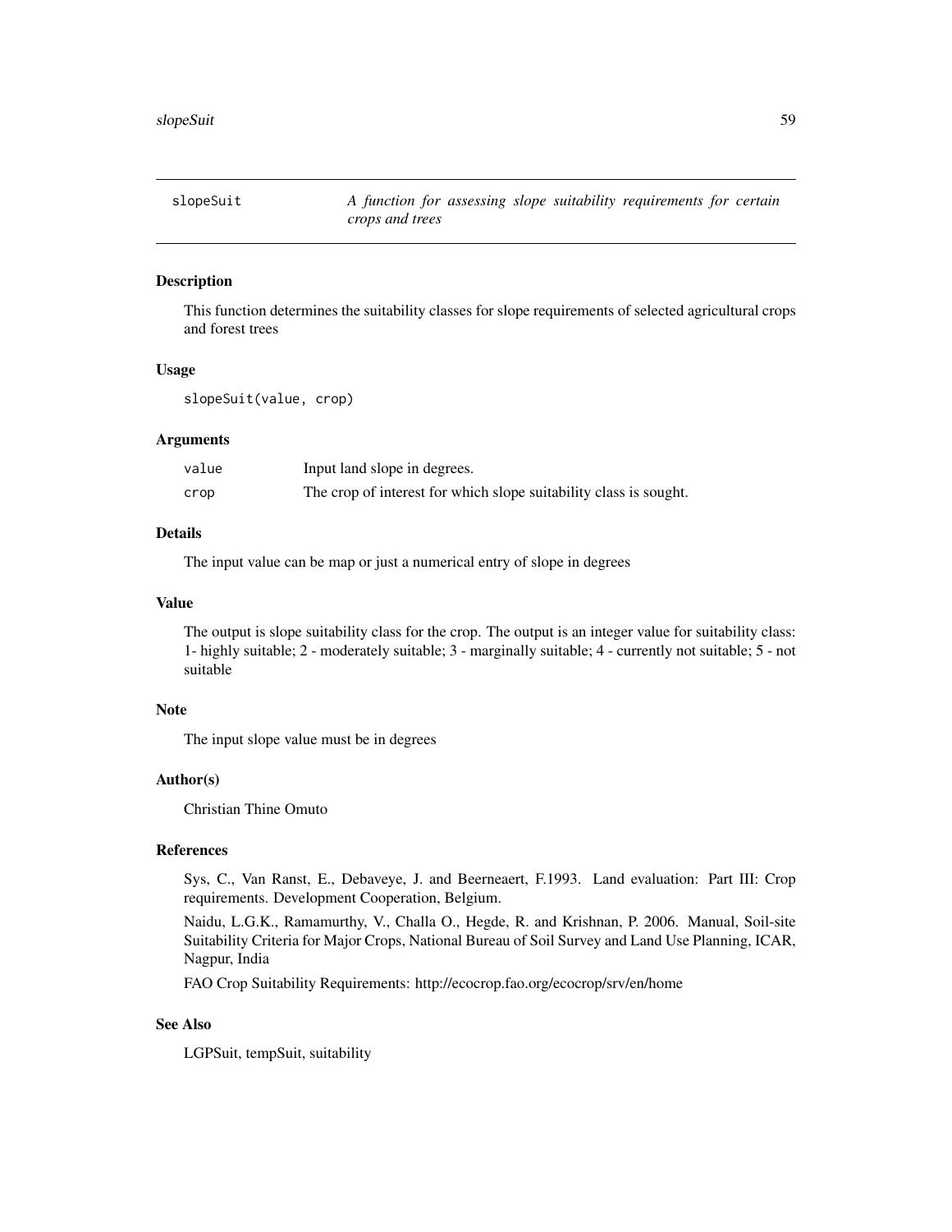# slopeSuit — *A function for assessing slope suitability requirements for certain crops and trees*

## Description

This function determines the suitability classes for slope requirements of selected agricultural crops and forest trees

## Usage

```
slopeSuit(value, crop)
```

## Arguments

| | |
|---|---|
| `value` | Input land slope in degrees. |
| `crop` | The crop of interest for which slope suitability class is sought. |

## Details

The input value can be map or just a numerical entry of slope in degrees

## Value

The output is slope suitability class for the crop. The output is an integer value for suitability class: 1- highly suitable; 2 - moderately suitable; 3 - marginally suitable; 4 - currently not suitable; 5 - not suitable

## Note

The input slope value must be in degrees

## Author(s)

Christian Thine Omuto

## References

Sys, C., Van Ranst, E., Debaveye, J. and Beerneaert, F.1993. Land evaluation: Part III: Crop requirements. Development Cooperation, Belgium.

Naidu, L.G.K., Ramamurthy, V., Challa O., Hegde, R. and Krishnan, P. 2006. Manual, Soil-site Suitability Criteria for Major Crops, National Bureau of Soil Survey and Land Use Planning, ICAR, Nagpur, India

FAO Crop Suitability Requirements: http://ecocrop.fao.org/ecocrop/srv/en/home

## See Also

LGPSuit, tempSuit, suitability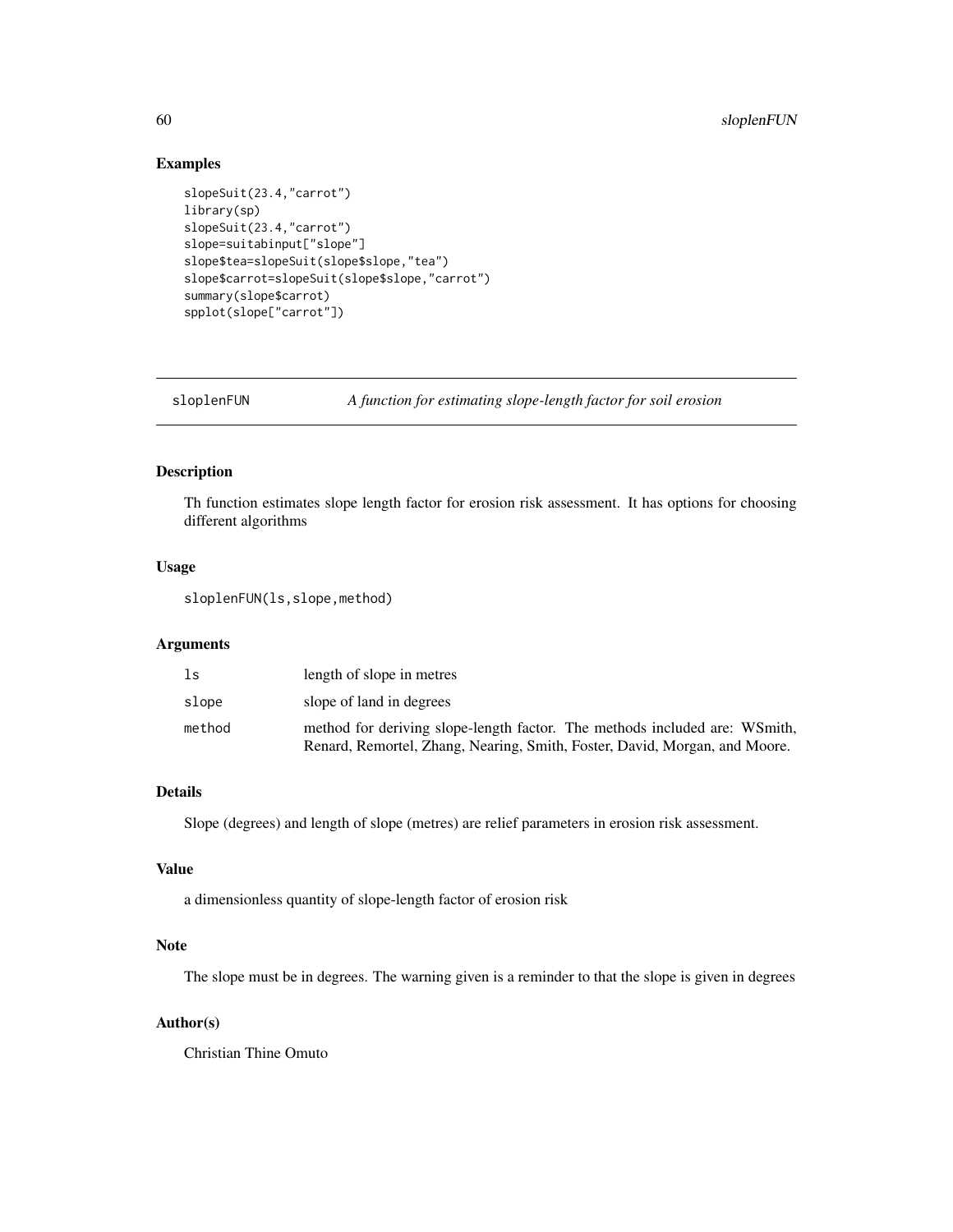## Examples

```
slopeSuit(23.4,"carrot")
library(sp)
slopeSuit(23.4,"carrot")
slope=suitabinput["slope"]
slope$tea=slopeSuit(slope$slope,"tea")
slope$carrot=slopeSuit(slope$slope,"carrot")
summary(slope$carrot)
spplot(slope["carrot"])
```

---

# sloplenFUN — *A function for estimating slope-length factor for soil erosion*

---

## Description

Th function estimates slope length factor for erosion risk assessment. It has options for choosing different algorithms

## Usage

```
sloplenFUN(ls,slope,method)
```

## Arguments

| | |
|---|---|
| ls | length of slope in metres |
| slope | slope of land in degrees |
| method | method for deriving slope-length factor. The methods included are: WSmith, Renard, Remortel, Zhang, Nearing, Smith, Foster, David, Morgan, and Moore. |

## Details

Slope (degrees) and length of slope (metres) are relief parameters in erosion risk assessment.

## Value

a dimensionless quantity of slope-length factor of erosion risk

## Note

The slope must be in degrees. The warning given is a reminder to that the slope is given in degrees

## Author(s)

Christian Thine Omuto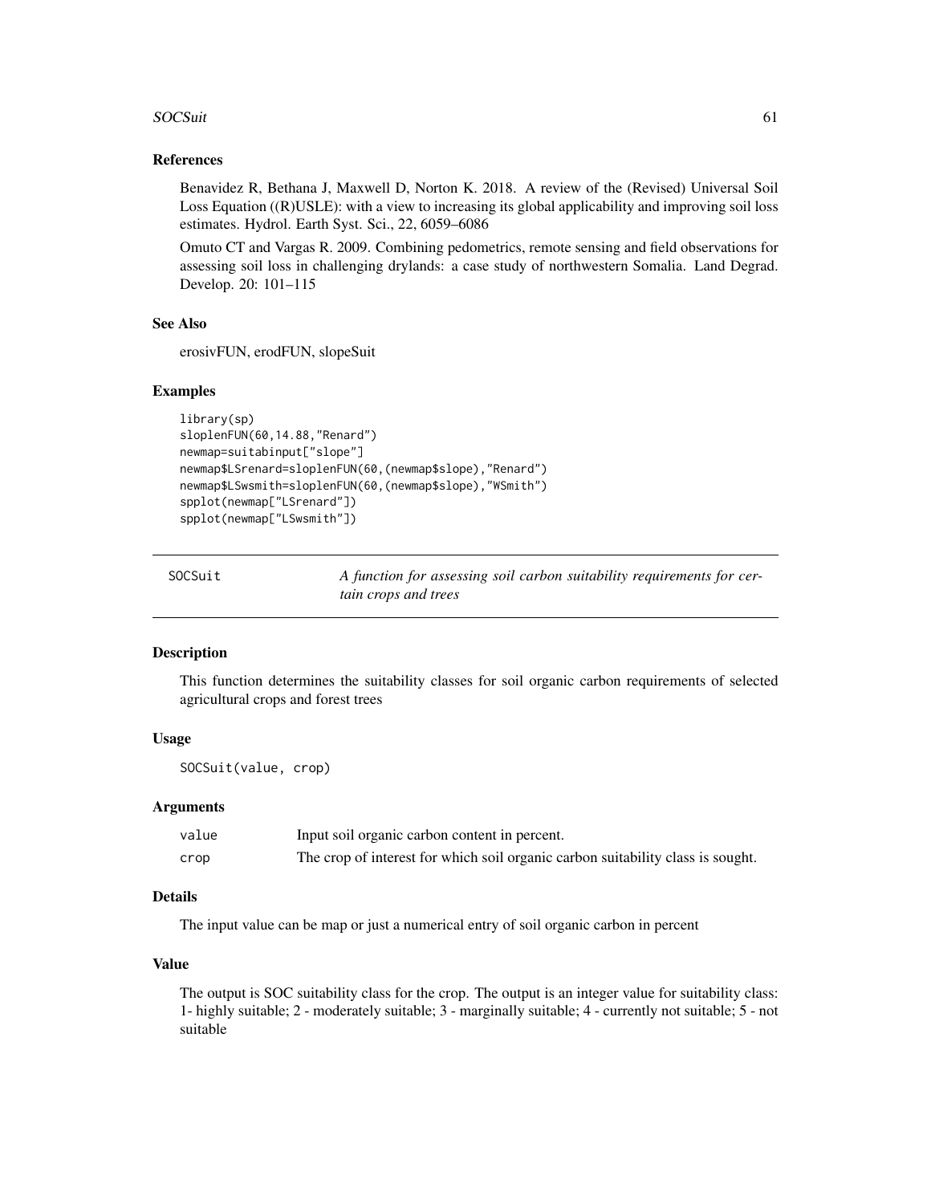### References

Benavidez R, Bethana J, Maxwell D, Norton K. 2018. A review of the (Revised) Universal Soil Loss Equation ((R)USLE): with a view to increasing its global applicability and improving soil loss estimates. Hydrol. Earth Syst. Sci., 22, 6059–6086

Omuto CT and Vargas R. 2009. Combining pedometrics, remote sensing and field observations for assessing soil loss in challenging drylands: a case study of northwestern Somalia. Land Degrad. Develop. 20: 101–115

### See Also

erosivFUN, erodFUN, slopeSuit

### Examples

```
library(sp)
sloplenFUN(60,14.88,"Renard")
newmap=suitabinput["slope"]
newmap$LSrenard=sloplenFUN(60,(newmap$slope),"Renard")
newmap$LSwsmith=sloplenFUN(60,(newmap$slope),"WSmith")
spplot(newmap["LSrenard"])
spplot(newmap["LSwsmith"])
```

---

## SOCSuit — *A function for assessing soil carbon suitability requirements for certain crops and trees*

### Description

This function determines the suitability classes for soil organic carbon requirements of selected agricultural crops and forest trees

### Usage

```
SOCSuit(value, crop)
```

### Arguments

| | |
|---|---|
| value | Input soil organic carbon content in percent. |
| crop | The crop of interest for which soil organic carbon suitability class is sought. |

### Details

The input value can be map or just a numerical entry of soil organic carbon in percent

### Value

The output is SOC suitability class for the crop. The output is an integer value for suitability class: 1- highly suitable; 2 - moderately suitable; 3 - marginally suitable; 4 - currently not suitable; 5 - not suitable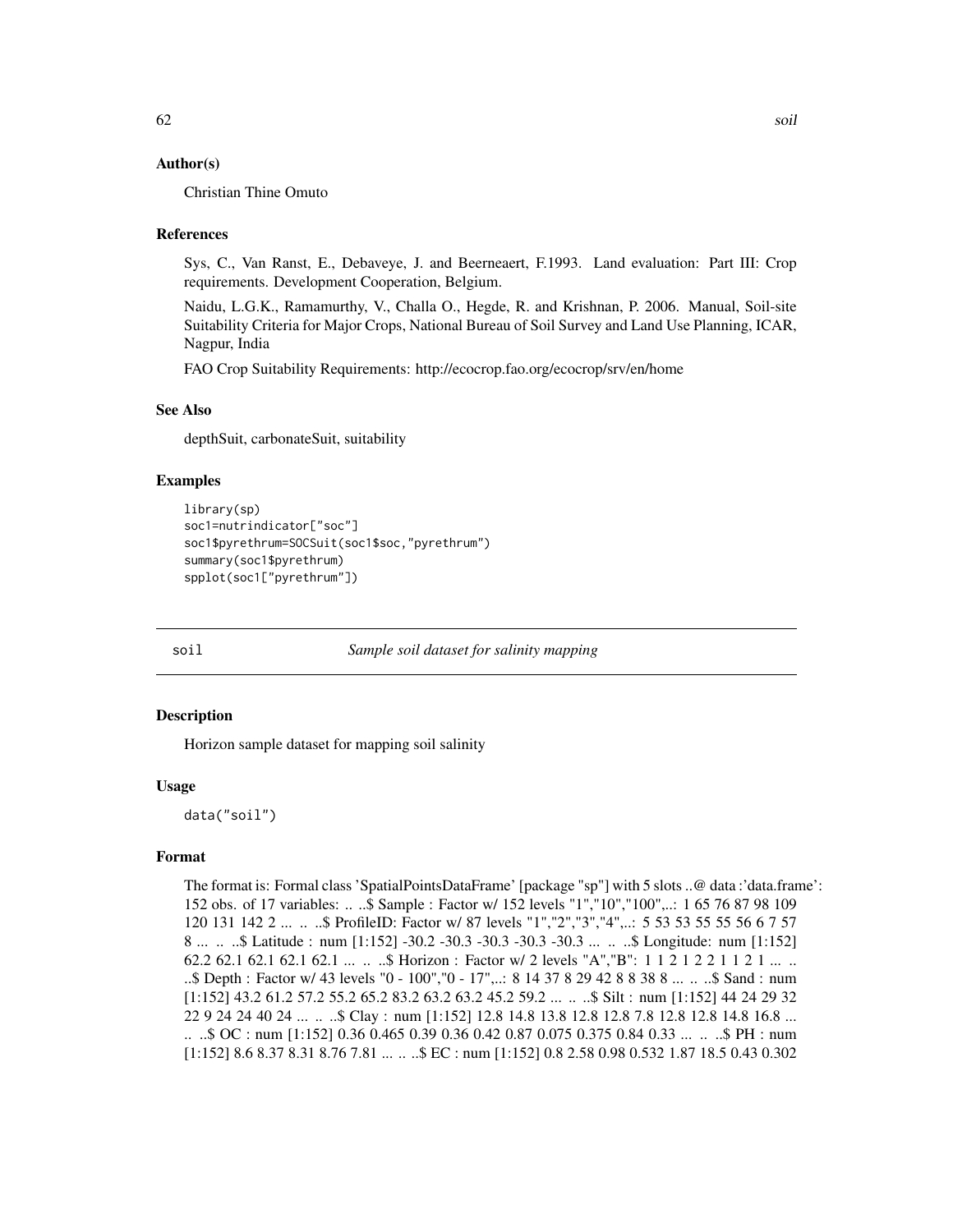### Author(s)

Christian Thine Omuto

### References

Sys, C., Van Ranst, E., Debaveye, J. and Beerneaert, F.1993. Land evaluation: Part III: Crop requirements. Development Cooperation, Belgium.

Naidu, L.G.K., Ramamurthy, V., Challa O., Hegde, R. and Krishnan, P. 2006. Manual, Soil-site Suitability Criteria for Major Crops, National Bureau of Soil Survey and Land Use Planning, ICAR, Nagpur, India

FAO Crop Suitability Requirements: http://ecocrop.fao.org/ecocrop/srv/en/home

### See Also

depthSuit, carbonateSuit, suitability

### Examples

```
library(sp)
soc1=nutrindicator["soc"]
soc1$pyrethrum=SOCSuit(soc1$soc,"pyrethrum")
summary(soc1$pyrethrum)
spplot(soc1["pyrethrum"])
```

---

## soil *Sample soil dataset for salinity mapping*

### Description

Horizon sample dataset for mapping soil salinity

### Usage

```
data("soil")
```

### Format

The format is: Formal class 'SpatialPointsDataFrame' [package "sp"] with 5 slots ..@ data :'data.frame': 152 obs. of 17 variables: .. ..$ Sample : Factor w/ 152 levels "1","10","100",..: 1 65 76 87 98 109 120 131 142 2 ... .. ..$ ProfileID: Factor w/ 87 levels "1","2","3","4",..: 5 53 53 55 55 56 6 7 57 8 ... .. ..$ Latitude : num [1:152] -30.2 -30.3 -30.3 -30.3 -30.3 ... .. ..$ Longitude: num [1:152] 62.2 62.1 62.1 62.1 62.1 ... .. ..$ Horizon : Factor w/ 2 levels "A","B": 1 1 2 1 2 2 1 1 2 1 ... .. ..$ Depth : Factor w/ 43 levels "0 - 100","0 - 17",..: 8 14 37 8 29 42 8 8 38 8 ... .. ..$ Sand : num [1:152] 43.2 61.2 57.2 55.2 65.2 83.2 63.2 63.2 45.2 59.2 ... .. ..$ Silt : num [1:152] 44 24 29 32 22 9 24 24 40 24 ... .. ..$ Clay : num [1:152] 12.8 14.8 13.8 12.8 12.8 7.8 12.8 12.8 14.8 16.8 ... .. ..$ OC : num [1:152] 0.36 0.465 0.39 0.36 0.42 0.87 0.075 0.375 0.84 0.33 ... .. ..$ PH : num [1:152] 8.6 8.37 8.31 8.76 7.81 ... .. ..$ EC : num [1:152] 0.8 2.58 0.98 0.532 1.87 18.5 0.43 0.302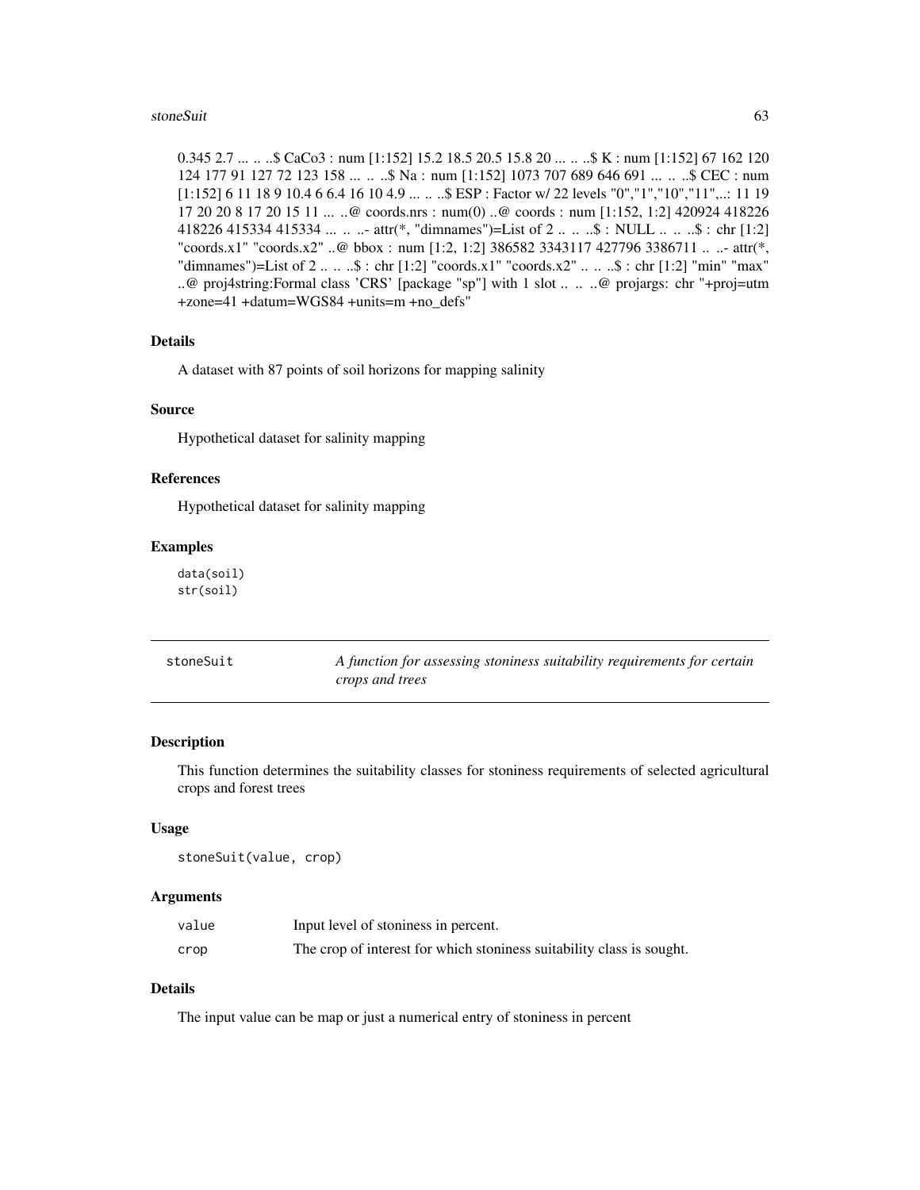0.345 2.7 ... .. ..$ CaCo3 : num [1:152] 15.2 18.5 20.5 15.8 20 ... .. ..$ K : num [1:152] 67 162 120 124 177 91 127 72 123 158 ... .. ..$ Na : num [1:152] 1073 707 689 646 691 ... .. ..$ CEC : num [1:152] 6 11 18 9 10.4 6 6.4 16 10 4.9 ... .. ..$ ESP : Factor w/ 22 levels "0","1","10","11",..: 11 19 17 20 20 8 17 20 15 11 ... ..@ coords.nrs : num(0) ..@ coords : num [1:152, 1:2] 420924 418226 418226 415334 415334 ... .. ..- attr(*, "dimnames")=List of 2 .. .. ..$ : NULL .. .. ..$ : chr [1:2] "coords.x1" "coords.x2" ..@ bbox : num [1:2, 1:2] 386582 3343117 427796 3386711 .. ..- attr(*, "dimnames")=List of 2 .. .. ..$ : chr [1:2] "coords.x1" "coords.x2" .. .. ..$ : chr [1:2] "min" "max" ..@ proj4string:Formal class 'CRS' [package "sp"] with 1 slot .. .. ..@ projargs: chr "+proj=utm +zone=41 +datum=WGS84 +units=m +no_defs"

### Details

A dataset with 87 points of soil horizons for mapping salinity

### Source

Hypothetical dataset for salinity mapping

### References

Hypothetical dataset for salinity mapping

### Examples

```
data(soil)
str(soil)
```

---

## stoneSuit — *A function for assessing stoniness suitability requirements for certain crops and trees*

### Description

This function determines the suitability classes for stoniness requirements of selected agricultural crops and forest trees

### Usage

```
stoneSuit(value, crop)
```

### Arguments

| | |
|---|---|
| value | Input level of stoniness in percent. |
| crop | The crop of interest for which stoniness suitability class is sought. |

### Details

The input value can be map or just a numerical entry of stoniness in percent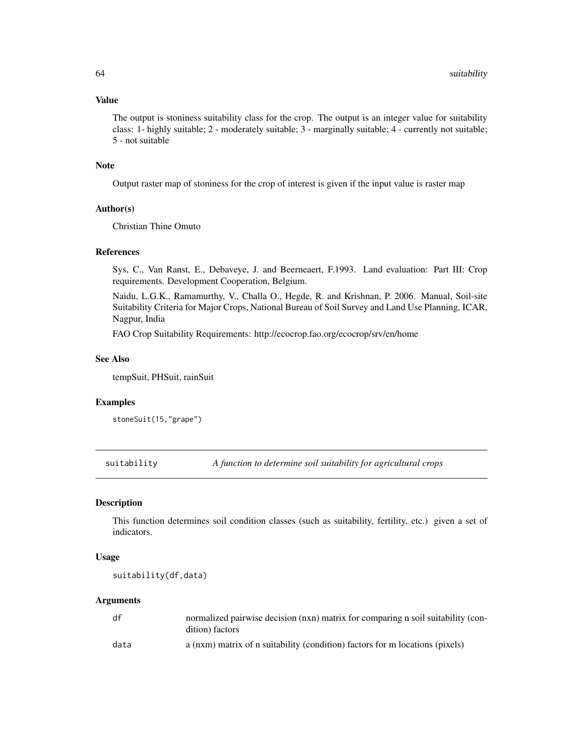### Value

The output is stoniness suitability class for the crop. The output is an integer value for suitability class: 1- highly suitable; 2 - moderately suitable; 3 - marginally suitable; 4 - currently not suitable; 5 - not suitable

### Note

Output raster map of stoniness for the crop of interest is given if the input value is raster map

### Author(s)

Christian Thine Omuto

### References

Sys, C., Van Ranst, E., Debaveye, J. and Beerneaert, F.1993. Land evaluation: Part III: Crop requirements. Development Cooperation, Belgium.

Naidu, L.G.K., Ramamurthy, V., Challa O., Hegde, R. and Krishnan, P. 2006. Manual, Soil-site Suitability Criteria for Major Crops, National Bureau of Soil Survey and Land Use Planning, ICAR, Nagpur, India

FAO Crop Suitability Requirements: http://ecocrop.fao.org/ecocrop/srv/en/home

### See Also

tempSuit, PHSuit, rainSuit

### Examples

```
stoneSuit(15,"grape")
```

---

## suitability — *A function to determine soil suitability for agricultural crops*

### Description

This function determines soil condition classes (such as suitability, fertility, etc.) given a set of indicators.

### Usage

```
suitability(df,data)
```

### Arguments

| | |
|---|---|
| df | normalized pairwise decision (nxn) matrix for comparing n soil suitability (condition) factors |
| data | a (nxm) matrix of n suitability (condition) factors for m locations (pixels) |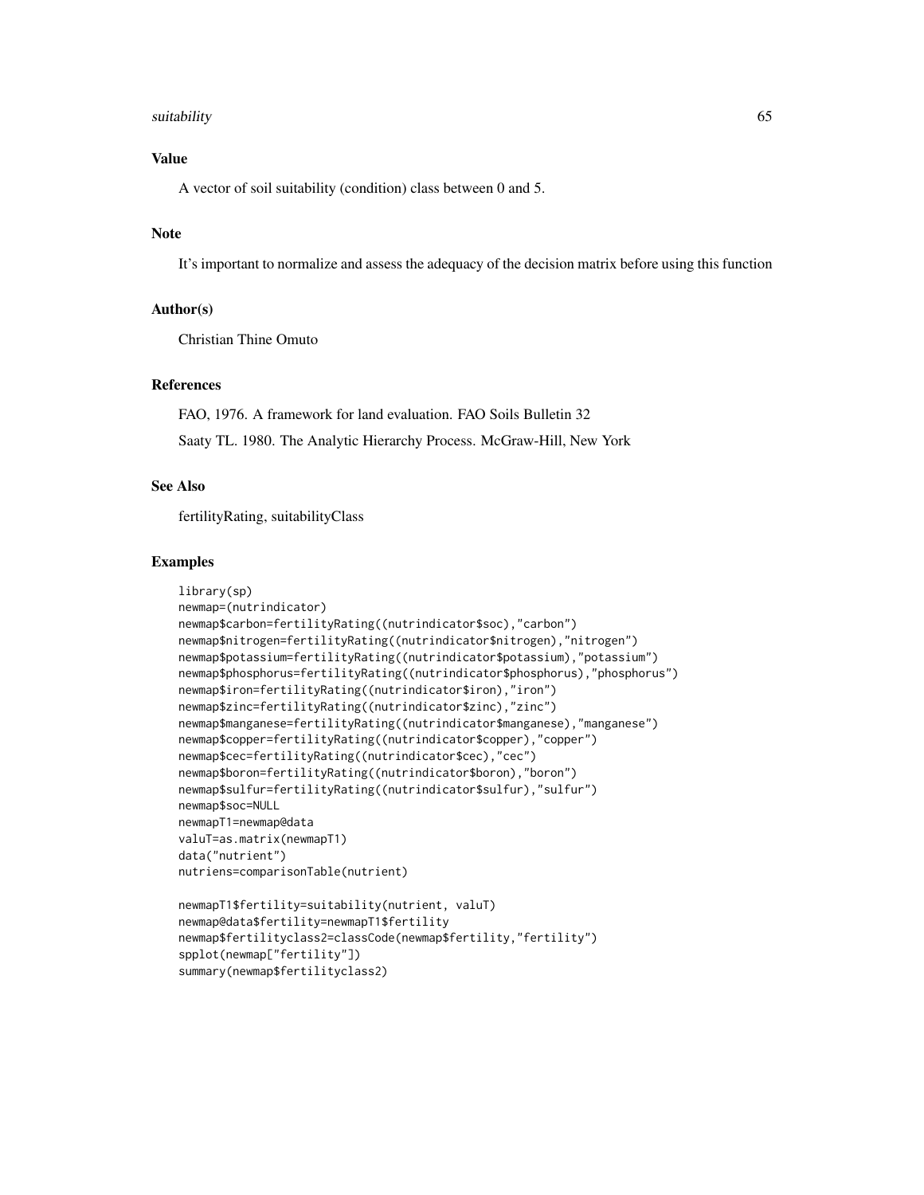## Value

A vector of soil suitability (condition) class between 0 and 5.

## Note

It's important to normalize and assess the adequacy of the decision matrix before using this function

## Author(s)

Christian Thine Omuto

## References

FAO, 1976. A framework for land evaluation. FAO Soils Bulletin 32

Saaty TL. 1980. The Analytic Hierarchy Process. McGraw-Hill, New York

## See Also

fertilityRating, suitabilityClass

## Examples

```
library(sp)
newmap=(nutrindicator)
newmap$carbon=fertilityRating((nutrindicator$soc),"carbon")
newmap$nitrogen=fertilityRating((nutrindicator$nitrogen),"nitrogen")
newmap$potassium=fertilityRating((nutrindicator$potassium),"potassium")
newmap$phosphorus=fertilityRating((nutrindicator$phosphorus),"phosphorus")
newmap$iron=fertilityRating((nutrindicator$iron),"iron")
newmap$zinc=fertilityRating((nutrindicator$zinc),"zinc")
newmap$manganese=fertilityRating((nutrindicator$manganese),"manganese")
newmap$copper=fertilityRating((nutrindicator$copper),"copper")
newmap$cec=fertilityRating((nutrindicator$cec),"cec")
newmap$boron=fertilityRating((nutrindicator$boron),"boron")
newmap$sulfur=fertilityRating((nutrindicator$sulfur),"sulfur")
newmap$soc=NULL
newmapT1=newmap@data
valuT=as.matrix(newmapT1)
data("nutrient")
nutriens=comparisonTable(nutrient)

newmapT1$fertility=suitability(nutrient, valuT)
newmap@data$fertility=newmapT1$fertility
newmap$fertilityclass2=classCode(newmap$fertility,"fertility")
spplot(newmap["fertility"])
summary(newmap$fertilityclass2)
```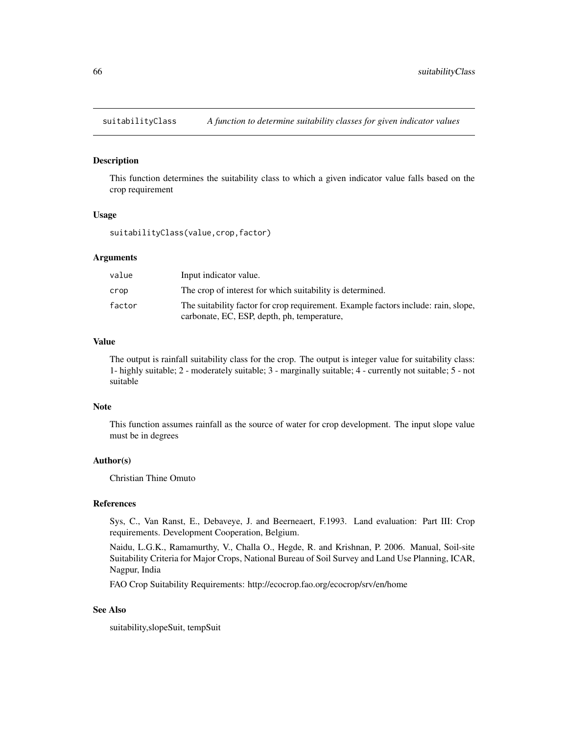# suitabilityClass — *A function to determine suitability classes for given indicator values*

## Description

This function determines the suitability class to which a given indicator value falls based on the crop requirement

## Usage

```
suitabilityClass(value,crop,factor)
```

## Arguments

| | |
|---|---|
| value | Input indicator value. |
| crop | The crop of interest for which suitability is determined. |
| factor | The suitability factor for crop requirement. Example factors include: rain, slope, carbonate, EC, ESP, depth, ph, temperature, |

## Value

The output is rainfall suitability class for the crop. The output is integer value for suitability class: 1- highly suitable; 2 - moderately suitable; 3 - marginally suitable; 4 - currently not suitable; 5 - not suitable

## Note

This function assumes rainfall as the source of water for crop development. The input slope value must be in degrees

## Author(s)

Christian Thine Omuto

## References

Sys, C., Van Ranst, E., Debaveye, J. and Beerneaert, F.1993. Land evaluation: Part III: Crop requirements. Development Cooperation, Belgium.

Naidu, L.G.K., Ramamurthy, V., Challa O., Hegde, R. and Krishnan, P. 2006. Manual, Soil-site Suitability Criteria for Major Crops, National Bureau of Soil Survey and Land Use Planning, ICAR, Nagpur, India

FAO Crop Suitability Requirements: http://ecocrop.fao.org/ecocrop/srv/en/home

## See Also

suitability,slopeSuit, tempSuit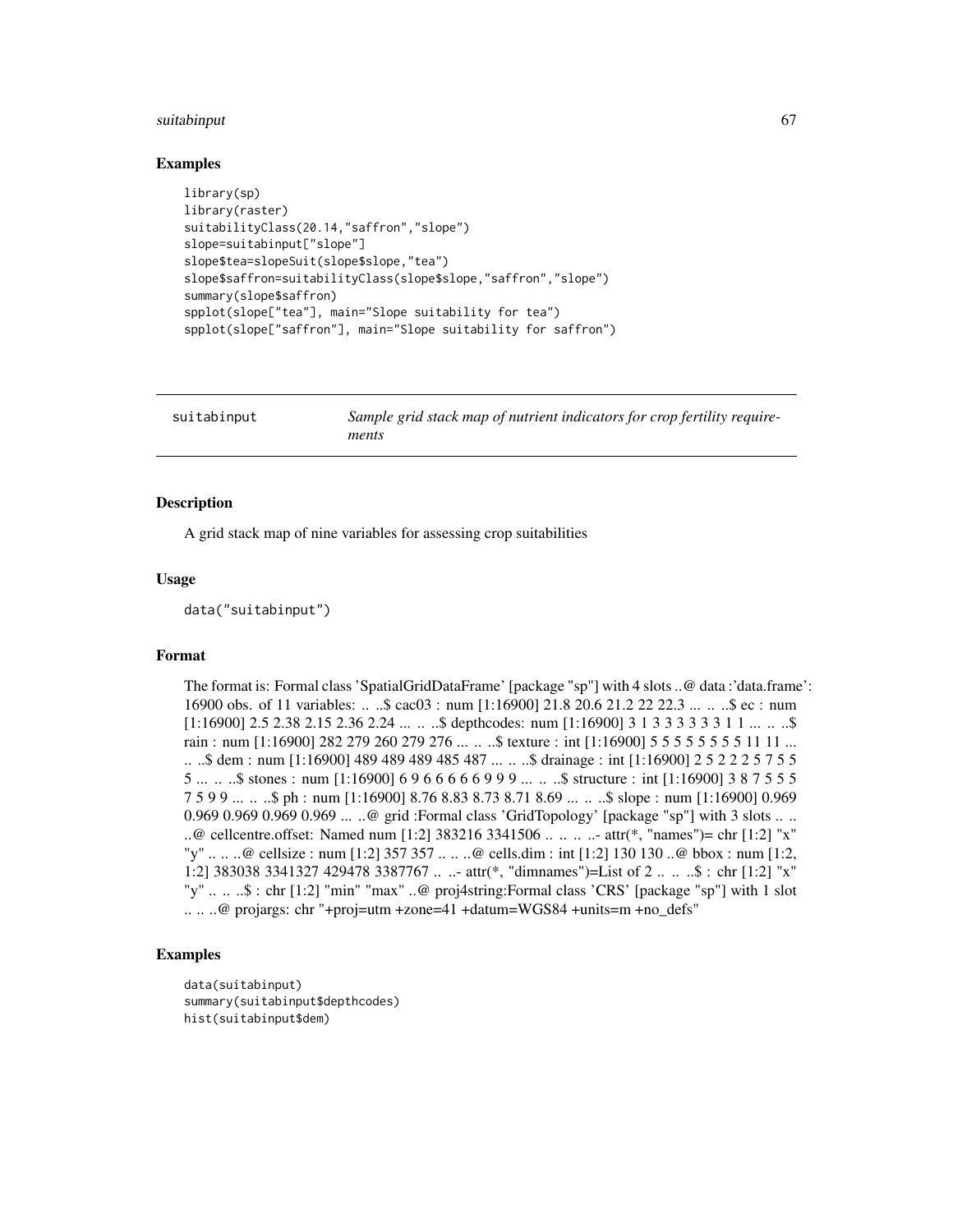## Examples

```
library(sp)
library(raster)
suitabilityClass(20.14,"saffron","slope")
slope=suitabinput["slope"]
slope$tea=slopeSuit(slope$slope,"tea")
slope$saffron=suitabilityClass(slope$slope,"saffron","slope")
summary(slope$saffron)
spplot(slope["tea"], main="Slope suitability for tea")
spplot(slope["saffron"], main="Slope suitability for saffron")
```

---

# suitabinput — *Sample grid stack map of nutrient indicators for crop fertility requirements*

---

## Description

A grid stack map of nine variables for assessing crop suitabilities

## Usage

```
data("suitabinput")
```

## Format

The format is: Formal class 'SpatialGridDataFrame' [package "sp"] with 4 slots ..@ data :'data.frame': 16900 obs. of 11 variables: .. ..$ cac03 : num [1:16900] 21.8 20.6 21.2 22 22.3 ... .. ..$ ec : num [1:16900] 2.5 2.38 2.15 2.36 2.24 ... .. ..$ depthcodes: num [1:16900] 3 1 3 3 3 3 3 3 1 1 ... .. ..$ rain : num [1:16900] 282 279 260 279 276 ... .. ..$ texture : int [1:16900] 5 5 5 5 5 5 5 5 11 11 ... .. ..$ dem : num [1:16900] 489 489 489 485 487 ... .. ..$ drainage : int [1:16900] 2 5 2 2 2 5 7 5 5 5 ... .. ..$ stones : num [1:16900] 6 9 6 6 6 6 6 9 9 9 ... .. ..$ structure : int [1:16900] 3 8 7 5 5 5 7 5 9 9 ... .. ..$ ph : num [1:16900] 8.76 8.83 8.73 8.71 8.69 ... .. ..$ slope : num [1:16900] 0.969 0.969 0.969 0.969 0.969 ... ..@ grid :Formal class 'GridTopology' [package "sp"] with 3 slots .. .. ..@ cellcentre.offset: Named num [1:2] 383216 3341506 .. .. .. ..- attr(*, "names")= chr [1:2] "x" "y" .. .. ..@ cellsize : num [1:2] 357 357 .. .. ..@ cells.dim : int [1:2] 130 130 ..@ bbox : num [1:2, 1:2] 383038 3341327 429478 3387767 .. ..- attr(*, "dimnames")=List of 2 .. .. ..$ : chr [1:2] "x" "y" .. .. ..$ : chr [1:2] "min" "max" ..@ proj4string:Formal class 'CRS' [package "sp"] with 1 slot .. .. ..@ projargs: chr "+proj=utm +zone=41 +datum=WGS84 +units=m +no_defs"

## Examples

```
data(suitabinput)
summary(suitabinput$depthcodes)
hist(suitabinput$dem)
```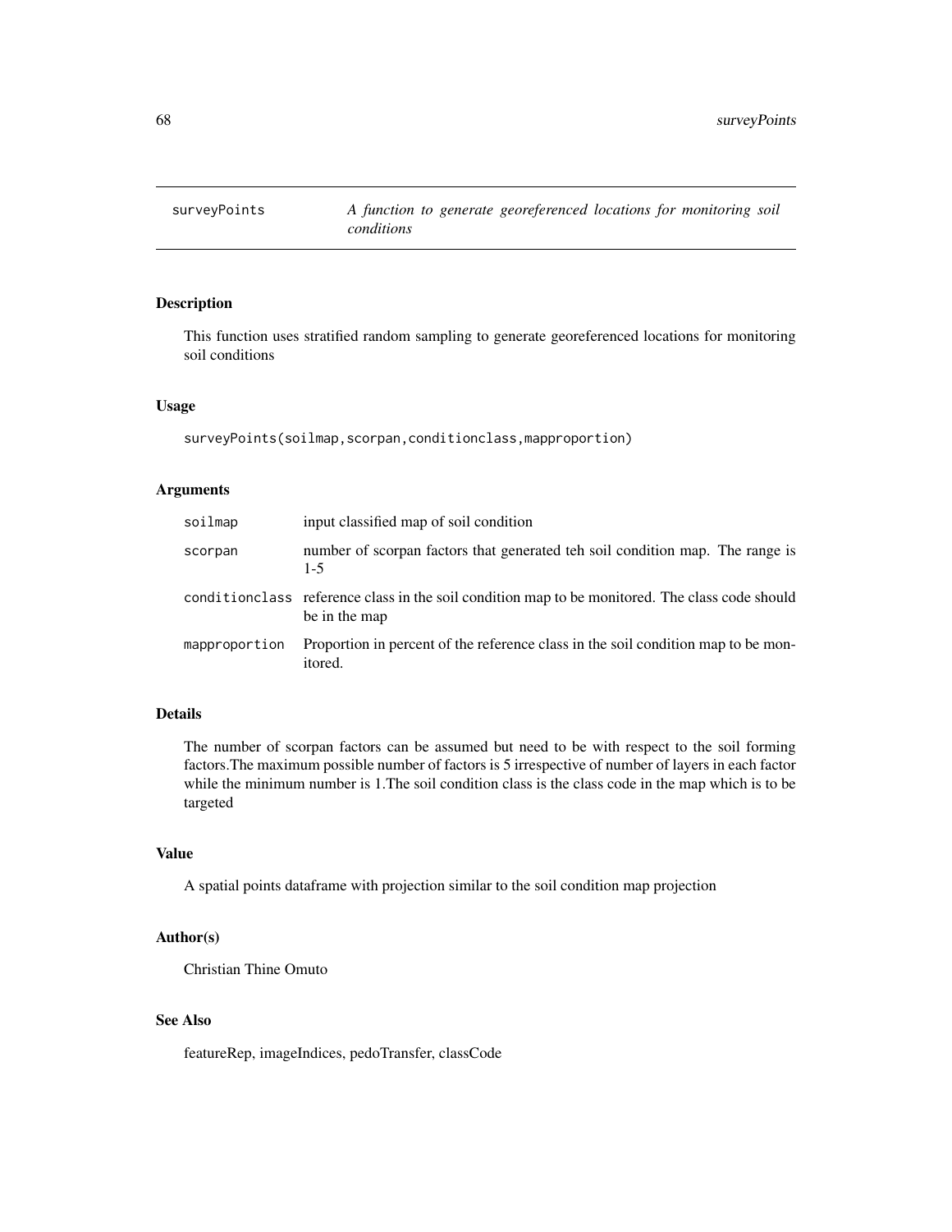# surveyPoints — *A function to generate georeferenced locations for monitoring soil conditions*

## Description

This function uses stratified random sampling to generate georeferenced locations for monitoring soil conditions

## Usage

```
surveyPoints(soilmap,scorpan,conditionclass,mapproportion)
```

## Arguments

| | |
|---|---|
| soilmap | input classified map of soil condition |
| scorpan | number of scorpan factors that generated teh soil condition map. The range is 1-5 |
| conditionclass | reference class in the soil condition map to be monitored. The class code should be in the map |
| mapproportion | Proportion in percent of the reference class in the soil condition map to be monitored. |

## Details

The number of scorpan factors can be assumed but need to be with respect to the soil forming factors.The maximum possible number of factors is 5 irrespective of number of layers in each factor while the minimum number is 1.The soil condition class is the class code in the map which is to be targeted

## Value

A spatial points dataframe with projection similar to the soil condition map projection

## Author(s)

Christian Thine Omuto

## See Also

featureRep, imageIndices, pedoTransfer, classCode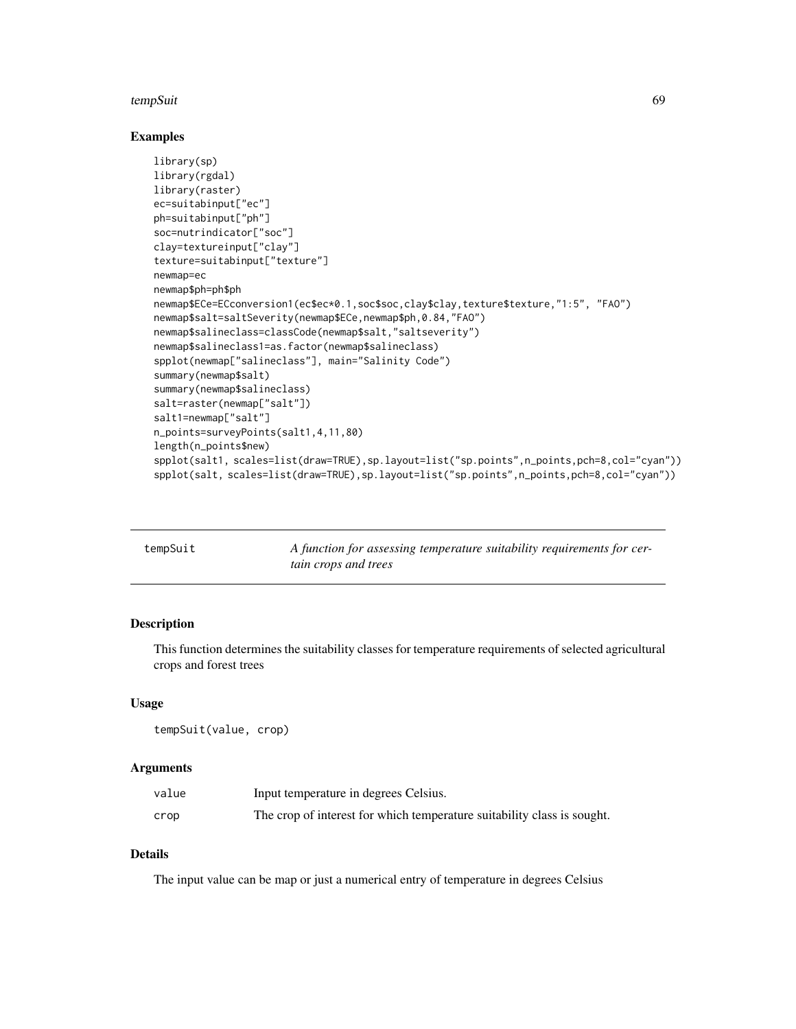## Examples

```
library(sp)
library(rgdal)
library(raster)
ec=suitabinput["ec"]
ph=suitabinput["ph"]
soc=nutrindicator["soc"]
clay=textureinput["clay"]
texture=suitabinput["texture"]
newmap=ec
newmap$ph=ph$ph
newmap$ECe=ECconversion1(ec$ec*0.1,soc$soc,clay$clay,texture$texture,"1:5", "FAO")
newmap$salt=saltSeverity(newmap$ECe,newmap$ph,0.84,"FAO")
newmap$salineclass=classCode(newmap$salt,"saltseverity")
newmap$salineclass1=as.factor(newmap$salineclass)
spplot(newmap["salineclass"], main="Salinity Code")
summary(newmap$salt)
summary(newmap$salineclass)
salt=raster(newmap["salt"])
salt1=newmap["salt"]
n_points=surveyPoints(salt1,4,11,80)
length(n_points$new)
spplot(salt1, scales=list(draw=TRUE),sp.layout=list("sp.points",n_points,pch=8,col="cyan"))
spplot(salt, scales=list(draw=TRUE),sp.layout=list("sp.points",n_points,pch=8,col="cyan"))
```

---

# tempSuit — *A function for assessing temperature suitability requirements for certain crops and trees*

---

## Description

This function determines the suitability classes for temperature requirements of selected agricultural crops and forest trees

## Usage

```
tempSuit(value, crop)
```

## Arguments

| | |
|---|---|
| value | Input temperature in degrees Celsius. |
| crop | The crop of interest for which temperature suitability class is sought. |

## Details

The input value can be map or just a numerical entry of temperature in degrees Celsius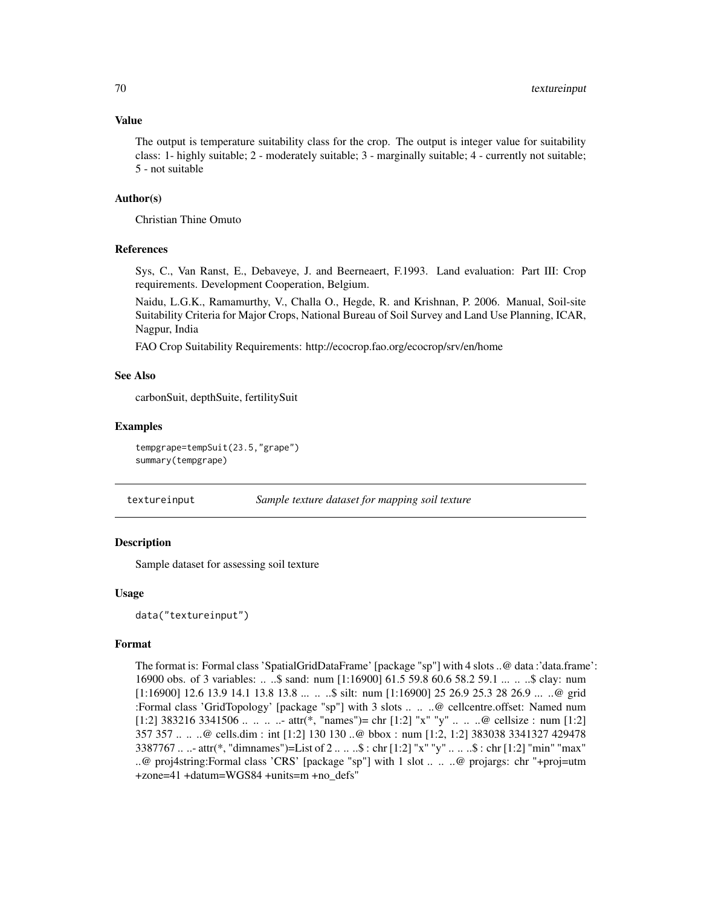### Value

The output is temperature suitability class for the crop. The output is integer value for suitability class: 1- highly suitable; 2 - moderately suitable; 3 - marginally suitable; 4 - currently not suitable; 5 - not suitable

### Author(s)

Christian Thine Omuto

### References

Sys, C., Van Ranst, E., Debaveye, J. and Beerneaert, F.1993. Land evaluation: Part III: Crop requirements. Development Cooperation, Belgium.

Naidu, L.G.K., Ramamurthy, V., Challa O., Hegde, R. and Krishnan, P. 2006. Manual, Soil-site Suitability Criteria for Major Crops, National Bureau of Soil Survey and Land Use Planning, ICAR, Nagpur, India

FAO Crop Suitability Requirements: http://ecocrop.fao.org/ecocrop/srv/en/home

### See Also

carbonSuit, depthSuite, fertilitySuit

### Examples

```
tempgrape=tempSuit(23.5,"grape")
summary(tempgrape)
```

---

## textureinput — *Sample texture dataset for mapping soil texture*

---

### Description

Sample dataset for assessing soil texture

### Usage

```
data("textureinput")
```

### Format

The format is: Formal class 'SpatialGridDataFrame' [package "sp"] with 4 slots ..@ data :'data.frame': 16900 obs. of 3 variables: .. ..$ sand: num [1:16900] 61.5 59.8 60.6 58.2 59.1 ... .. ..$ clay: num [1:16900] 12.6 13.9 14.1 13.8 13.8 ... .. ..$ silt: num [1:16900] 25 26.9 25.3 28 26.9 ... ..@ grid :Formal class 'GridTopology' [package "sp"] with 3 slots .. .. ..@ cellcentre.offset: Named num [1:2] 383216 3341506 .. .. .. ..- attr(*, "names")= chr [1:2] "x" "y" .. .. ..@ cellsize : num [1:2] 357 357 .. .. ..@ cells.dim : int [1:2] 130 130 ..@ bbox : num [1:2, 1:2] 383038 3341327 429478 3387767 .. ..- attr(*, "dimnames")=List of 2 .. .. ..$ : chr [1:2] "x" "y" .. .. ..$ : chr [1:2] "min" "max" ..@ proj4string:Formal class 'CRS' [package "sp"] with 1 slot .. .. ..@ projargs: chr "+proj=utm +zone=41 +datum=WGS84 +units=m +no_defs"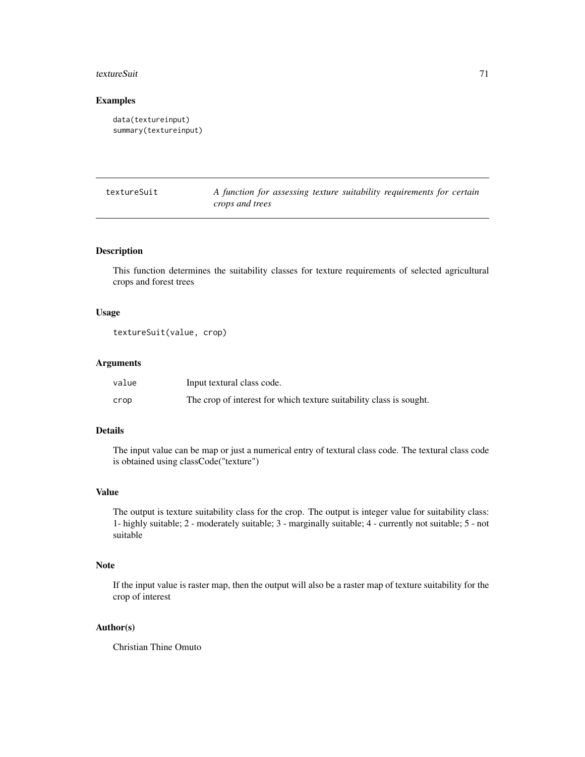## Examples

```
data(textureinput)
summary(textureinput)
```

---

textureSuit *A function for assessing texture suitability requirements for certain crops and trees*

---

### Description

This function determines the suitability classes for texture requirements of selected agricultural crops and forest trees

### Usage

```
textureSuit(value, crop)
```

### Arguments

| | |
|---|---|
| value | Input textural class code. |
| crop | The crop of interest for which texture suitability class is sought. |

### Details

The input value can be map or just a numerical entry of textural class code. The textural class code is obtained using classCode("texture")

### Value

The output is texture suitability class for the crop. The output is integer value for suitability class: 1- highly suitable; 2 - moderately suitable; 3 - marginally suitable; 4 - currently not suitable; 5 - not suitable

### Note

If the input value is raster map, then the output will also be a raster map of texture suitability for the crop of interest

### Author(s)

Christian Thine Omuto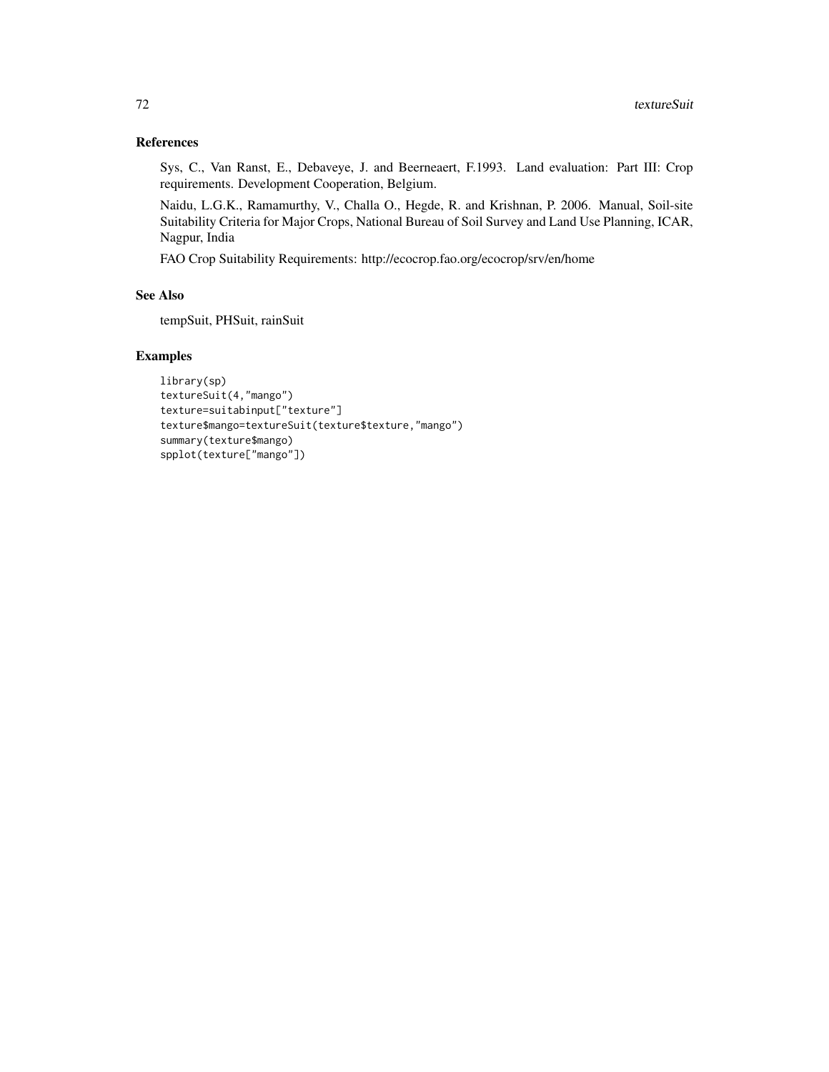## References

Sys, C., Van Ranst, E., Debaveye, J. and Beerneaert, F.1993. Land evaluation: Part III: Crop requirements. Development Cooperation, Belgium.

Naidu, L.G.K., Ramamurthy, V., Challa O., Hegde, R. and Krishnan, P. 2006. Manual, Soil-site Suitability Criteria for Major Crops, National Bureau of Soil Survey and Land Use Planning, ICAR, Nagpur, India

FAO Crop Suitability Requirements: http://ecocrop.fao.org/ecocrop/srv/en/home

## See Also

tempSuit, PHSuit, rainSuit

## Examples

```
library(sp)
textureSuit(4,"mango")
texture=suitabinput["texture"]
texture$mango=textureSuit(texture$texture,"mango")
summary(texture$mango)
spplot(texture["mango"])
```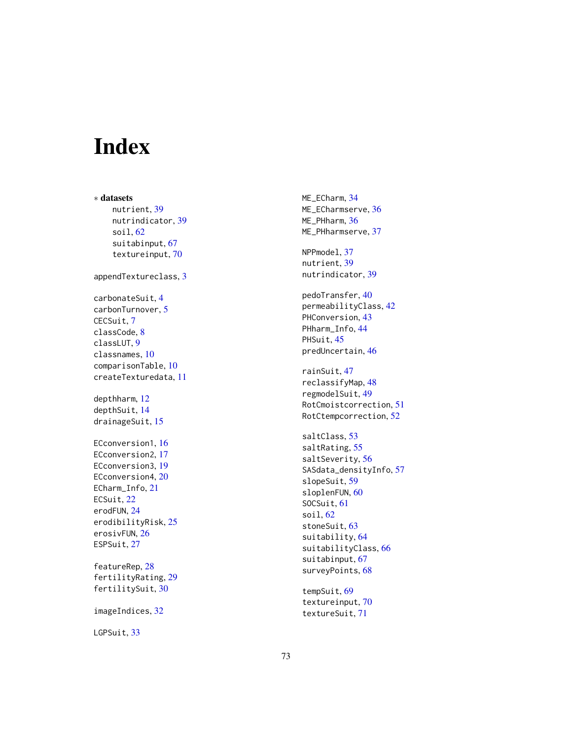# Index

∗ **datasets**

- nutrient, 39
- nutrindicator, 39
- soil, 62
- suitabinput, 67
- textureinput, 70

appendTextureclass, 3

carbonateSuit, 4
carbonTurnover, 5
CECSuit, 7
classCode, 8
classLUT, 9
classnames, 10
comparisonTable, 10
createTexturedata, 11

depthharm, 12
depthSuit, 14
drainageSuit, 15

ECconversion1, 16
ECconversion2, 17
ECconversion3, 19
ECconversion4, 20
ECharm_Info, 21
ECSuit, 22
erodFUN, 24
erodibilityRisk, 25
erosivFUN, 26
ESPSuit, 27

featureRep, 28
fertilityRating, 29
fertilitySuit, 30

imageIndices, 32

LGPSuit, 33

ME_ECharm, 34
ME_ECharmserve, 36
ME_PHharm, 36
ME_PHharmserve, 37

NPPmodel, 37
nutrient, 39
nutrindicator, 39

pedoTransfer, 40
permeabilityClass, 42
PHConversion, 43
PHharm_Info, 44
PHSuit, 45
predUncertain, 46

rainSuit, 47
reclassifyMap, 48
regmodelSuit, 49
RotCmoistcorrection, 51
RotCtempcorrection, 52

saltClass, 53
saltRating, 55
saltSeverity, 56
SASdata_densityInfo, 57
slopeSuit, 59
sloplenFUN, 60
SOCSuit, 61
soil, 62
stoneSuit, 63
suitability, 64
suitabilityClass, 66
suitabinput, 67
surveyPoints, 68

tempSuit, 69
textureinput, 70
textureSuit, 71